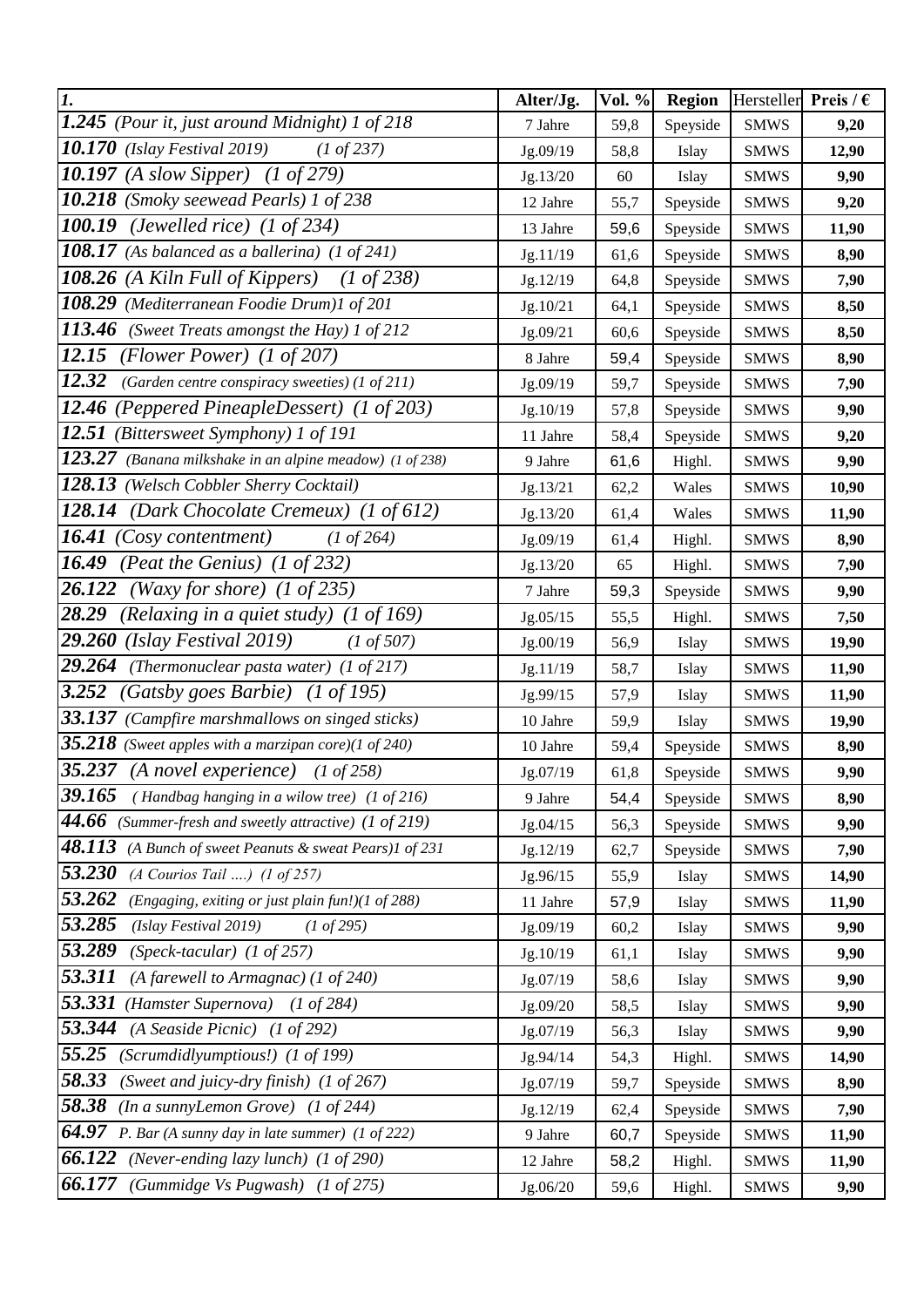| *1.* | Alter/Jg. | Vol. % | Region | Hersteller | Preis / € |
|---|---|---|---|---|---|
| ***1.245*** *(Pour it, just around Midnight) 1 of 218* | 7 Jahre | 59,8 | Speyside | SMWS | **9,20** |
| ***10.170*** *(Islay Festival 2019) (1 of 237)* | Jg.09/19 | 58,8 | Islay | SMWS | **12,90** |
| ***10.197*** *(A slow Sipper) (1 of 279)* | Jg.13/20 | 60 | Islay | SMWS | **9,90** |
| ***10.218*** *(Smoky seewead Pearls) 1 of 238* | 12 Jahre | 55,7 | Speyside | SMWS | **9,20** |
| ***100.19*** *(Jewelled rice) (1 of 234)* | 13 Jahre | 59,6 | Speyside | SMWS | **11,90** |
| ***108.17*** *(As balanced as a ballerina) (1 of 241)* | Jg.11/19 | 61,6 | Speyside | SMWS | **8,90** |
| ***108.26*** *(A Kiln Full of Kippers) (1 of 238)* | Jg.12/19 | 64,8 | Speyside | SMWS | **7,90** |
| ***108.29*** *(Mediterranean Foodie Drum)1 of 201* | Jg.10/21 | 64,1 | Speyside | SMWS | **8,50** |
| ***113.46*** *(Sweet Treats amongst the Hay) 1 of 212* | Jg.09/21 | 60,6 | Speyside | SMWS | **8,50** |
| ***12.15*** *(Flower Power) (1 of 207)* | 8 Jahre | 59,4 | Speyside | SMWS | **8,90** |
| ***12.32*** *(Garden centre conspiracy sweeties) (1 of 211)* | Jg.09/19 | 59,7 | Speyside | SMWS | **7,90** |
| ***12.46*** *(Peppered PineapleDessert) (1 of 203)* | Jg.10/19 | 57,8 | Speyside | SMWS | **9,90** |
| ***12.51*** *(Bittersweet Symphony) 1 of 191* | 11 Jahre | 58,4 | Speyside | SMWS | **9,20** |
| ***123.27*** *(Banana milkshake in an alpine meadow) (1 of 238)* | 9 Jahre | 61,6 | Highl. | SMWS | **9,90** |
| ***128.13*** *(Welsch Cobbler Sherry Cocktail)* | Jg.13/21 | 62,2 | Wales | SMWS | **10,90** |
| ***128.14*** *(Dark Chocolate Cremeux) (1 of 612)* | Jg.13/20 | 61,4 | Wales | SMWS | **11,90** |
| ***16.41*** *(Cosy contentment) (1 of 264)* | Jg.09/19 | 61,4 | Highl. | SMWS | **8,90** |
| ***16.49*** *(Peat the Genius) (1 of 232)* | Jg.13/20 | 65 | Highl. | SMWS | **7,90** |
| ***26.122*** *(Waxy for shore) (1 of 235)* | 7 Jahre | 59,3 | Speyside | SMWS | **9,90** |
| ***28.29*** *(Relaxing in a quiet study) (1 of 169)* | Jg.05/15 | 55,5 | Highl. | SMWS | **7,50** |
| ***29.260*** *(Islay Festival 2019) (1 of 507)* | Jg.00/19 | 56,9 | Islay | SMWS | **19,90** |
| ***29.264*** *(Thermonuclear pasta water) (1 of 217)* | Jg.11/19 | 58,7 | Islay | SMWS | **11,90** |
| ***3.252*** *(Gatsby goes Barbie) (1 of 195)* | Jg.99/15 | 57,9 | Islay | SMWS | **11,90** |
| ***33.137*** *(Campfire marshmallows on singed sticks)* | 10 Jahre | 59,9 | Islay | SMWS | **19,90** |
| ***35.218*** *(Sweet apples with a marzipan core)(1 of 240)* | 10 Jahre | 59,4 | Speyside | SMWS | **8,90** |
| ***35.237*** *(A novel experience) (1 of 258)* | Jg.07/19 | 61,8 | Speyside | SMWS | **9,90** |
| ***39.165*** *( Handbag hanging in a wilow tree) (1 of 216)* | 9 Jahre | 54,4 | Speyside | SMWS | **8,90** |
| ***44.66*** *(Summer-fresh and sweetly attractive) (1 of 219)* | Jg.04/15 | 56,3 | Speyside | SMWS | **9,90** |
| ***48.113*** *(A Bunch of sweet Peanuts & sweat Pears)1 of 231* | Jg.12/19 | 62,7 | Speyside | SMWS | **7,90** |
| ***53.230*** *(A Courios Tail ....) (1 of 257)* | Jg.96/15 | 55,9 | Islay | SMWS | **14,90** |
| ***53.262*** *(Engaging, exiting or just plain fun!)(1 of 288)* | 11 Jahre | 57,9 | Islay | SMWS | **11,90** |
| ***53.285*** *(Islay Festival 2019) (1 of 295)* | Jg.09/19 | 60,2 | Islay | SMWS | **9,90** |
| ***53.289*** *(Speck-tacular) (1 of 257)* | Jg.10/19 | 61,1 | Islay | SMWS | **9,90** |
| ***53.311*** *(A farewell to Armagnac) (1 of 240)* | Jg.07/19 | 58,6 | Islay | SMWS | **9,90** |
| ***53.331*** *(Hamster Supernova) (1 of 284)* | Jg.09/20 | 58,5 | Islay | SMWS | **9,90** |
| ***53.344*** *(A Seaside Picnic) (1 of 292)* | Jg.07/19 | 56,3 | Islay | SMWS | **9,90** |
| ***55.25*** *(Scrumdidlyumptious!) (1 of 199)* | Jg.94/14 | 54,3 | Highl. | SMWS | **14,90** |
| ***58.33*** *(Sweet and juicy-dry finish) (1 of 267)* | Jg.07/19 | 59,7 | Speyside | SMWS | **8,90** |
| ***58.38*** *(In a sunnyLemon Grove) (1 of 244)* | Jg.12/19 | 62,4 | Speyside | SMWS | **7,90** |
| ***64.97*** *P. Bar (A sunny day in late summer) (1 of 222)* | 9 Jahre | 60,7 | Speyside | SMWS | **11,90** |
| ***66.122*** *(Never-ending lazy lunch) (1 of 290)* | 12 Jahre | 58,2 | Highl. | SMWS | **11,90** |
| ***66.177*** *(Gummidge Vs Pugwash) (1 of 275)* | Jg.06/20 | 59,6 | Highl. | SMWS | **9,90** |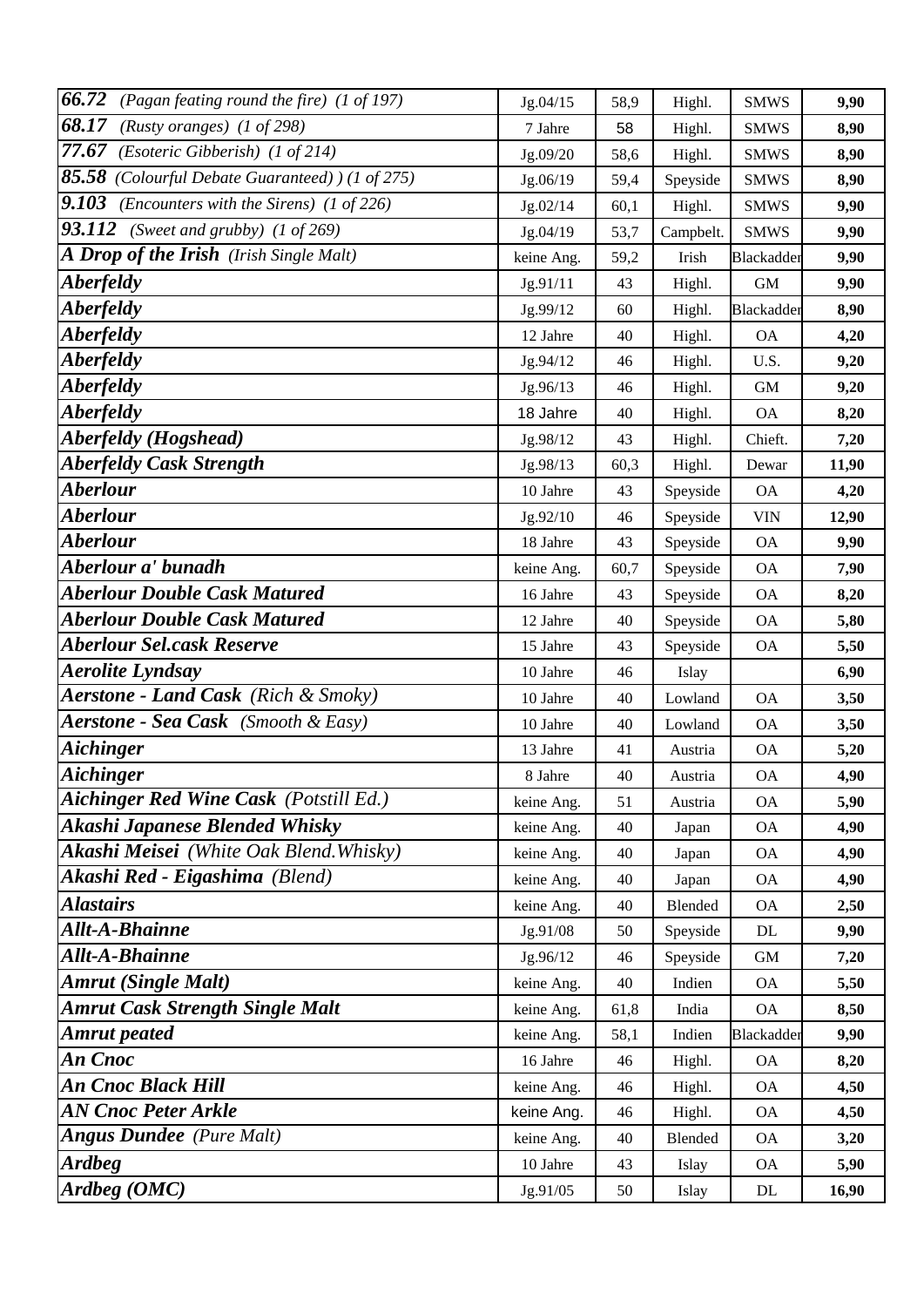| | | | | | |
|---|---|---|---|---|---|
| ***66.72*** *(Pagan feating round the fire) (1 of 197)* | Jg.04/15 | 58,9 | Highl. | SMWS | **9,90** |
| ***68.17*** *(Rusty oranges) (1 of 298)* | 7 Jahre | 58 | Highl. | SMWS | **8,90** |
| ***77.67*** *(Esoteric Gibberish) (1 of 214)* | Jg.09/20 | 58,6 | Highl. | SMWS | **8,90** |
| ***85.58*** *(Colourful Debate Guaranteed) ) (1 of 275)* | Jg.06/19 | 59,4 | Speyside | SMWS | **8,90** |
| ***9.103*** *(Encounters with the Sirens) (1 of 226)* | Jg.02/14 | 60,1 | Highl. | SMWS | **9,90** |
| ***93.112*** *(Sweet and grubby) (1 of 269)* | Jg.04/19 | 53,7 | Campbelt. | SMWS | **9,90** |
| ***A Drop of the Irish*** *(Irish Single Malt)* | keine Ang. | 59,2 | Irish | Blackadder | **9,90** |
| ***Aberfeldy*** | Jg.91/11 | 43 | Highl. | GM | **9,90** |
| ***Aberfeldy*** | Jg.99/12 | 60 | Highl. | Blackadder | **8,90** |
| ***Aberfeldy*** | 12 Jahre | 40 | Highl. | OA | **4,20** |
| ***Aberfeldy*** | Jg.94/12 | 46 | Highl. | U.S. | **9,20** |
| ***Aberfeldy*** | Jg.96/13 | 46 | Highl. | GM | **9,20** |
| ***Aberfeldy*** | 18 Jahre | 40 | Highl. | OA | **8,20** |
| ***Aberfeldy (Hogshead)*** | Jg.98/12 | 43 | Highl. | Chieft. | **7,20** |
| ***Aberfeldy Cask Strength*** | Jg.98/13 | 60,3 | Highl. | Dewar | **11,90** |
| ***Aberlour*** | 10 Jahre | 43 | Speyside | OA | **4,20** |
| ***Aberlour*** | Jg.92/10 | 46 | Speyside | VIN | **12,90** |
| ***Aberlour*** | 18 Jahre | 43 | Speyside | OA | **9,90** |
| ***Aberlour a' bunadh*** | keine Ang. | 60,7 | Speyside | OA | **7,90** |
| ***Aberlour Double Cask Matured*** | 16 Jahre | 43 | Speyside | OA | **8,20** |
| ***Aberlour Double Cask Matured*** | 12 Jahre | 40 | Speyside | OA | **5,80** |
| ***Aberlour Sel.cask Reserve*** | 15 Jahre | 43 | Speyside | OA | **5,50** |
| ***Aerolite Lyndsay*** | 10 Jahre | 46 | Islay | | **6,90** |
| ***Aerstone - Land Cask*** *(Rich & Smoky)* | 10 Jahre | 40 | Lowland | OA | **3,50** |
| ***Aerstone - Sea Cask*** *(Smooth & Easy)* | 10 Jahre | 40 | Lowland | OA | **3,50** |
| ***Aichinger*** | 13 Jahre | 41 | Austria | OA | **5,20** |
| ***Aichinger*** | 8 Jahre | 40 | Austria | OA | **4,90** |
| ***Aichinger Red Wine Cask*** *(Potstill Ed.)* | keine Ang. | 51 | Austria | OA | **5,90** |
| ***Akashi Japanese Blended Whisky*** | keine Ang. | 40 | Japan | OA | **4,90** |
| ***Akashi Meisei*** *(White Oak Blend.Whisky)* | keine Ang. | 40 | Japan | OA | **4,90** |
| ***Akashi Red - Eigashima*** *(Blend)* | keine Ang. | 40 | Japan | OA | **4,90** |
| ***Alastairs*** | keine Ang. | 40 | Blended | OA | **2,50** |
| ***Allt-A-Bhainne*** | Jg.91/08 | 50 | Speyside | DL | **9,90** |
| ***Allt-A-Bhainne*** | Jg.96/12 | 46 | Speyside | GM | **7,20** |
| ***Amrut (Single Malt)*** | keine Ang. | 40 | Indien | OA | **5,50** |
| ***Amrut Cask Strength Single Malt*** | keine Ang. | 61,8 | India | OA | **8,50** |
| ***Amrut peated*** | keine Ang. | 58,1 | Indien | Blackadder | **9,90** |
| ***An Cnoc*** | 16 Jahre | 46 | Highl. | OA | **8,20** |
| ***An Cnoc Black Hill*** | keine Ang. | 46 | Highl. | OA | **4,50** |
| ***AN Cnoc Peter Arkle*** | keine Ang. | 46 | Highl. | OA | **4,50** |
| ***Angus Dundee*** *(Pure Malt)* | keine Ang. | 40 | Blended | OA | **3,20** |
| ***Ardbeg*** | 10 Jahre | 43 | Islay | OA | **5,90** |
| ***Ardbeg (OMC)*** | Jg.91/05 | 50 | Islay | DL | **16,90** |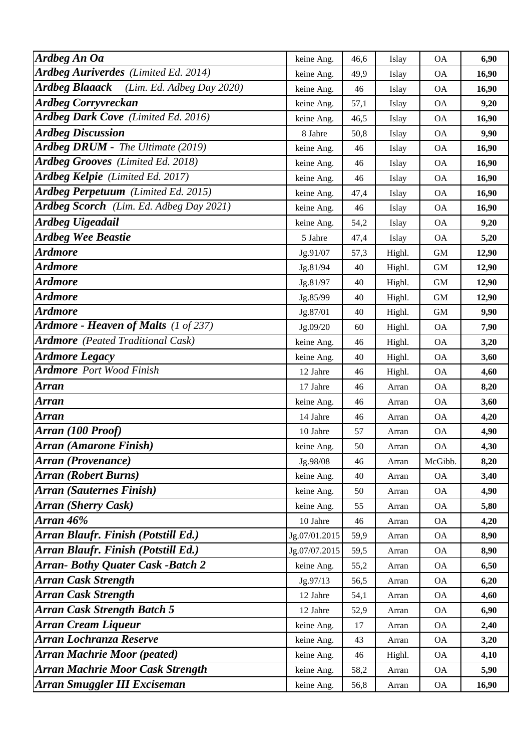| | | | | | |
|---|---|---|---|---|---|
| ***Ardbeg An Oa*** | keine Ang. | 46,6 | Islay | OA | **6,90** |
| ***Ardbeg Auriverdes*** *(Limited Ed. 2014)* | keine Ang. | 49,9 | Islay | OA | **16,90** |
| ***Ardbeg Blaaack*** *(Lim. Ed. Adbeg Day 2020)* | keine Ang. | 46 | Islay | OA | **16,90** |
| ***Ardbeg Corryvreckan*** | keine Ang. | 57,1 | Islay | OA | **9,20** |
| ***Ardbeg Dark Cove*** *(Limited Ed. 2016)* | keine Ang. | 46,5 | Islay | OA | **16,90** |
| ***Ardbeg Discussion*** | 8 Jahre | 50,8 | Islay | OA | **9,90** |
| ***Ardbeg DRUM -*** *The Ultimate (2019)* | keine Ang. | 46 | Islay | OA | **16,90** |
| ***Ardbeg Grooves*** *(Limited Ed. 2018)* | keine Ang. | 46 | Islay | OA | **16,90** |
| ***Ardbeg Kelpie*** *(Limited Ed. 2017)* | keine Ang. | 46 | Islay | OA | **16,90** |
| ***Ardbeg Perpetuum*** *(Limited Ed. 2015)* | keine Ang. | 47,4 | Islay | OA | **16,90** |
| ***Ardbeg Scorch*** *(Lim. Ed. Adbeg Day 2021)* | keine Ang. | 46 | Islay | OA | **16,90** |
| ***Ardbeg Uigeadail*** | keine Ang. | 54,2 | Islay | OA | **9,20** |
| ***Ardbeg Wee Beastie*** | 5 Jahre | 47,4 | Islay | OA | **5,20** |
| ***Ardmore*** | Jg.91/07 | 57,3 | Highl. | GM | **12,90** |
| ***Ardmore*** | Jg.81/94 | 40 | Highl. | GM | **12,90** |
| ***Ardmore*** | Jg.81/97 | 40 | Highl. | GM | **12,90** |
| ***Ardmore*** | Jg.85/99 | 40 | Highl. | GM | **12,90** |
| ***Ardmore*** | Jg.87/01 | 40 | Highl. | GM | **9,90** |
| ***Ardmore - Heaven of Malts*** *(1 of 237)* | Jg.09/20 | 60 | Highl. | OA | **7,90** |
| ***Ardmore*** *(Peated Traditional Cask)* | keine Ang. | 46 | Highl. | OA | **3,20** |
| ***Ardmore Legacy*** | keine Ang. | 40 | Highl. | OA | **3,60** |
| ***Ardmore*** *Port Wood Finish* | 12 Jahre | 46 | Highl. | OA | **4,60** |
| ***Arran*** | 17 Jahre | 46 | Arran | OA | **8,20** |
| ***Arran*** | keine Ang. | 46 | Arran | OA | **3,60** |
| ***Arran*** | 14 Jahre | 46 | Arran | OA | **4,20** |
| ***Arran (100 Proof)*** | 10 Jahre | 57 | Arran | OA | **4,90** |
| ***Arran (Amarone Finish)*** | keine Ang. | 50 | Arran | OA | **4,30** |
| ***Arran (Provenance)*** | Jg.98/08 | 46 | Arran | McGibb. | **8,20** |
| ***Arran (Robert Burns)*** | keine Ang. | 40 | Arran | OA | **3,40** |
| ***Arran (Sauternes Finish)*** | keine Ang. | 50 | Arran | OA | **4,90** |
| ***Arran (Sherry Cask)*** | keine Ang. | 55 | Arran | OA | **5,80** |
| ***Arran 46%*** | 10 Jahre | 46 | Arran | OA | **4,20** |
| ***Arran Blaufr. Finish (Potstill Ed.)*** | Jg.07/01.2015 | 59,9 | Arran | OA | **8,90** |
| ***Arran Blaufr. Finish (Potstill Ed.)*** | Jg.07/07.2015 | 59,5 | Arran | OA | **8,90** |
| ***Arran- Bothy Quater Cask -Batch 2*** | keine Ang. | 55,2 | Arran | OA | **6,50** |
| ***Arran Cask Strength*** | Jg.97/13 | 56,5 | Arran | OA | **6,20** |
| ***Arran Cask Strength*** | 12 Jahre | 54,1 | Arran | OA | **4,60** |
| ***Arran Cask Strength Batch 5*** | 12 Jahre | 52,9 | Arran | OA | **6,90** |
| ***Arran Cream Liqueur*** | keine Ang. | 17 | Arran | OA | **2,40** |
| ***Arran Lochranza Reserve*** | keine Ang. | 43 | Arran | OA | **3,20** |
| ***Arran Machrie Moor (peated)*** | keine Ang. | 46 | Highl. | OA | **4,10** |
| ***Arran Machrie Moor Cask Strength*** | keine Ang. | 58,2 | Arran | OA | **5,90** |
| ***Arran Smuggler III Exciseman*** | keine Ang. | 56,8 | Arran | OA | **16,90** |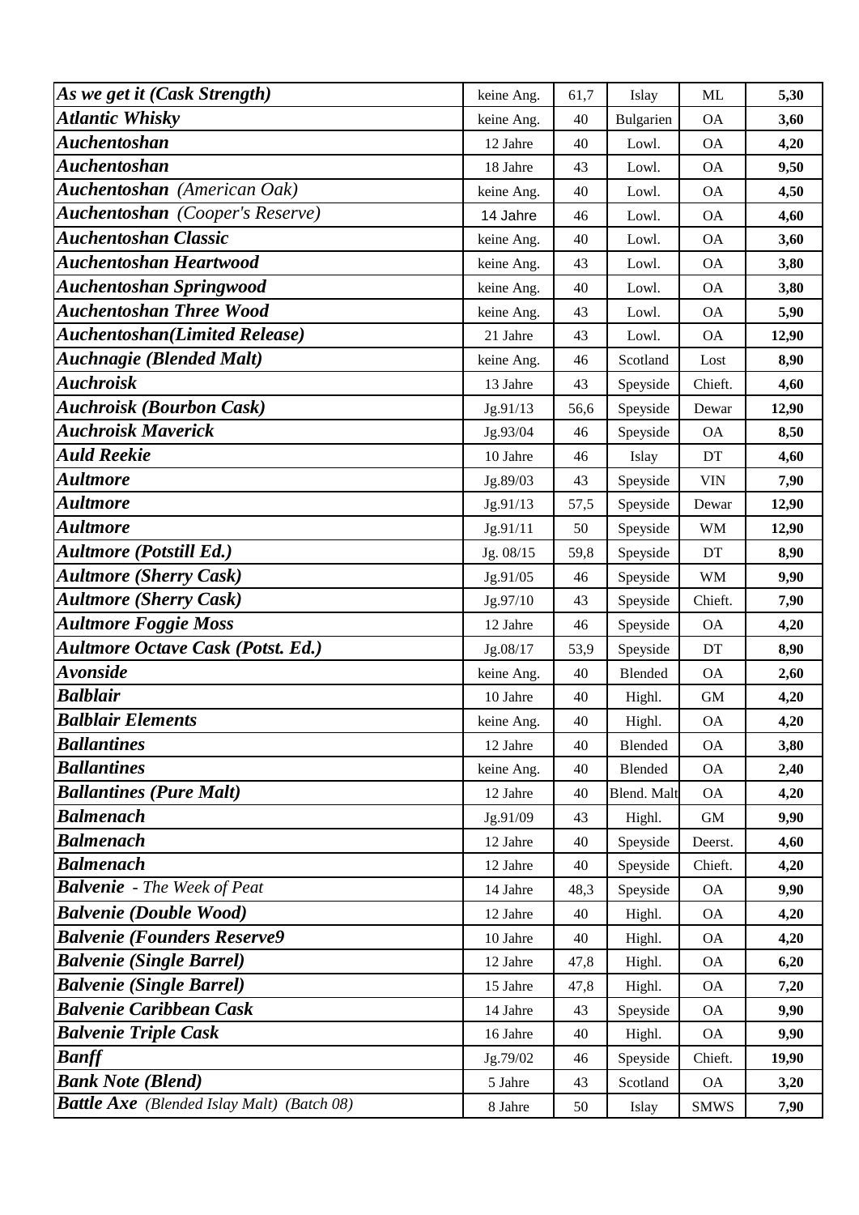| *As we get it (Cask Strength)* | keine Ang. | 61,7 | Islay | ML | **5,30** |
|---|---|---|---|---|---|
| *Atlantic Whisky* | keine Ang. | 40 | Bulgarien | OA | **3,60** |
| *Auchentoshan* | 12 Jahre | 40 | Lowl. | OA | **4,20** |
| *Auchentoshan* | 18 Jahre | 43 | Lowl. | OA | **9,50** |
| ***Auchentoshan*** *(American Oak)* | keine Ang. | 40 | Lowl. | OA | **4,50** |
| ***Auchentoshan*** *(Cooper's Reserve)* | 14 Jahre | 46 | Lowl. | OA | **4,60** |
| *Auchentoshan Classic* | keine Ang. | 40 | Lowl. | OA | **3,60** |
| *Auchentoshan Heartwood* | keine Ang. | 43 | Lowl. | OA | **3,80** |
| *Auchentoshan Springwood* | keine Ang. | 40 | Lowl. | OA | **3,80** |
| *Auchentoshan Three Wood* | keine Ang. | 43 | Lowl. | OA | **5,90** |
| *Auchentoshan(Limited Release)* | 21 Jahre | 43 | Lowl. | OA | **12,90** |
| *Auchnagie (Blended Malt)* | keine Ang. | 46 | Scotland | Lost | **8,90** |
| *Auchroisk* | 13 Jahre | 43 | Speyside | Chieft. | **4,60** |
| *Auchroisk (Bourbon Cask)* | Jg.91/13 | 56,6 | Speyside | Dewar | **12,90** |
| *Auchroisk Maverick* | Jg.93/04 | 46 | Speyside | OA | **8,50** |
| *Auld Reekie* | 10 Jahre | 46 | Islay | DT | **4,60** |
| *Aultmore* | Jg.89/03 | 43 | Speyside | VIN | **7,90** |
| *Aultmore* | Jg.91/13 | 57,5 | Speyside | Dewar | **12,90** |
| *Aultmore* | Jg.91/11 | 50 | Speyside | WM | **12,90** |
| *Aultmore (Potstill Ed.)* | Jg. 08/15 | 59,8 | Speyside | DT | **8,90** |
| *Aultmore (Sherry Cask)* | Jg.91/05 | 46 | Speyside | WM | **9,90** |
| *Aultmore (Sherry Cask)* | Jg.97/10 | 43 | Speyside | Chieft. | **7,90** |
| *Aultmore Foggie Moss* | 12 Jahre | 46 | Speyside | OA | **4,20** |
| *Aultmore Octave Cask (Potst. Ed.)* | Jg.08/17 | 53,9 | Speyside | DT | **8,90** |
| *Avonside* | keine Ang. | 40 | Blended | OA | **2,60** |
| *Balblair* | 10 Jahre | 40 | Highl. | GM | **4,20** |
| *Balblair Elements* | keine Ang. | 40 | Highl. | OA | **4,20** |
| *Ballantines* | 12 Jahre | 40 | Blended | OA | **3,80** |
| *Ballantines* | keine Ang. | 40 | Blended | OA | **2,40** |
| *Ballantines (Pure Malt)* | 12 Jahre | 40 | Blend. Malt | OA | **4,20** |
| *Balmenach* | Jg.91/09 | 43 | Highl. | GM | **9,90** |
| *Balmenach* | 12 Jahre | 40 | Speyside | Deerst. | **4,60** |
| *Balmenach* | 12 Jahre | 40 | Speyside | Chieft. | **4,20** |
| ***Balvenie*** *- The Week of Peat* | 14 Jahre | 48,3 | Speyside | OA | **9,90** |
| *Balvenie (Double Wood)* | 12 Jahre | 40 | Highl. | OA | **4,20** |
| *Balvenie (Founders Reserve9* | 10 Jahre | 40 | Highl. | OA | **4,20** |
| *Balvenie (Single Barrel)* | 12 Jahre | 47,8 | Highl. | OA | **6,20** |
| *Balvenie (Single Barrel)* | 15 Jahre | 47,8 | Highl. | OA | **7,20** |
| *Balvenie Caribbean Cask* | 14 Jahre | 43 | Speyside | OA | **9,90** |
| *Balvenie Triple Cask* | 16 Jahre | 40 | Highl. | OA | **9,90** |
| *Banff* | Jg.79/02 | 46 | Speyside | Chieft. | **19,90** |
| *Bank Note (Blend)* | 5 Jahre | 43 | Scotland | OA | **3,20** |
| ***Battle Axe*** *(Blended Islay Malt) (Batch 08)* | 8 Jahre | 50 | Islay | SMWS | **7,90** |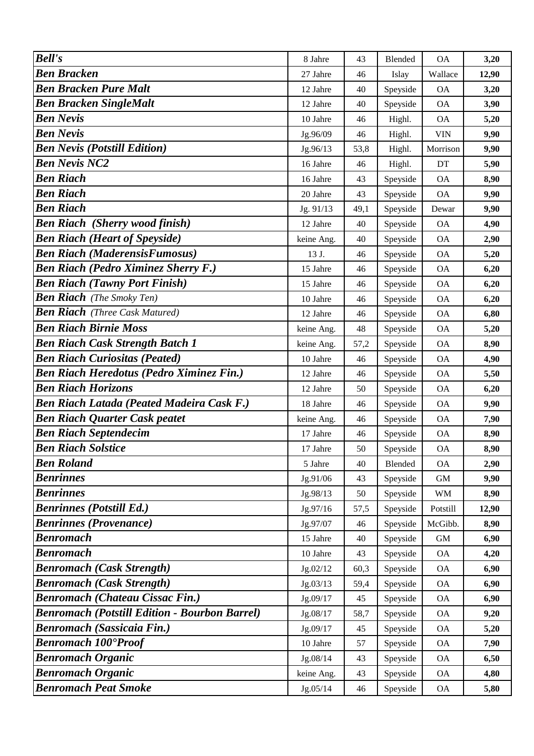| | | | | | |
|---|---|---|---|---|---|
| ***Bell's*** | 8 Jahre | 43 | Blended | OA | **3,20** |
| ***Ben Bracken*** | 27 Jahre | 46 | Islay | Wallace | **12,90** |
| ***Ben Bracken Pure Malt*** | 12 Jahre | 40 | Speyside | OA | **3,20** |
| ***Ben Bracken SingleMalt*** | 12 Jahre | 40 | Speyside | OA | **3,90** |
| ***Ben Nevis*** | 10 Jahre | 46 | Highl. | OA | **5,20** |
| ***Ben Nevis*** | Jg.96/09 | 46 | Highl. | VIN | **9,90** |
| ***Ben Nevis (Potstill Edition)*** | Jg.96/13 | 53,8 | Highl. | Morrison | **9,90** |
| ***Ben Nevis NC2*** | 16 Jahre | 46 | Highl. | DT | **5,90** |
| ***Ben Riach*** | 16 Jahre | 43 | Speyside | OA | **8,90** |
| ***Ben Riach*** | 20 Jahre | 43 | Speyside | OA | **9,90** |
| ***Ben Riach*** | Jg. 91/13 | 49,1 | Speyside | Dewar | **9,90** |
| ***Ben Riach (Sherry wood finish)*** | 12 Jahre | 40 | Speyside | OA | **4,90** |
| ***Ben Riach (Heart of Speyside)*** | keine Ang. | 40 | Speyside | OA | **2,90** |
| ***Ben Riach (MaderensisFumosus)*** | 13 J. | 46 | Speyside | OA | **5,20** |
| ***Ben Riach (Pedro Ximinez Sherry F.)*** | 15 Jahre | 46 | Speyside | OA | **6,20** |
| ***Ben Riach (Tawny Port Finish)*** | 15 Jahre | 46 | Speyside | OA | **6,20** |
| ***Ben Riach*** *(The Smoky Ten)* | 10 Jahre | 46 | Speyside | OA | **6,20** |
| ***Ben Riach*** *(Three Cask Matured)* | 12 Jahre | 46 | Speyside | OA | **6,80** |
| ***Ben Riach Birnie Moss*** | keine Ang. | 48 | Speyside | OA | **5,20** |
| ***Ben Riach Cask Strength Batch 1*** | keine Ang. | 57,2 | Speyside | OA | **8,90** |
| ***Ben Riach Curiositas (Peated)*** | 10 Jahre | 46 | Speyside | OA | **4,90** |
| ***Ben Riach Heredotus (Pedro Ximinez Fin.)*** | 12 Jahre | 46 | Speyside | OA | **5,50** |
| ***Ben Riach Horizons*** | 12 Jahre | 50 | Speyside | OA | **6,20** |
| ***Ben Riach Latada (Peated Madeira Cask F.)*** | 18 Jahre | 46 | Speyside | OA | **9,90** |
| ***Ben Riach Quarter Cask peatet*** | keine Ang. | 46 | Speyside | OA | **7,90** |
| ***Ben Riach Septendecim*** | 17 Jahre | 46 | Speyside | OA | **8,90** |
| ***Ben Riach Solstice*** | 17 Jahre | 50 | Speyside | OA | **8,90** |
| ***Ben Roland*** | 5 Jahre | 40 | Blended | OA | **2,90** |
| ***Benrinnes*** | Jg.91/06 | 43 | Speyside | GM | **9,90** |
| ***Benrinnes*** | Jg.98/13 | 50 | Speyside | WM | **8,90** |
| ***Benrinnes (Potstill Ed.)*** | Jg.97/16 | 57,5 | Speyside | Potstill | **12,90** |
| ***Benrinnes (Provenance)*** | Jg.97/07 | 46 | Speyside | McGibb. | **8,90** |
| ***Benromach*** | 15 Jahre | 40 | Speyside | GM | **6,90** |
| ***Benromach*** | 10 Jahre | 43 | Speyside | OA | **4,20** |
| ***Benromach (Cask Strength)*** | Jg.02/12 | 60,3 | Speyside | OA | **6,90** |
| ***Benromach (Cask Strength)*** | Jg.03/13 | 59,4 | Speyside | OA | **6,90** |
| ***Benromach (Chateau Cissac Fin.)*** | Jg.09/17 | 45 | Speyside | OA | **6,90** |
| ***Benromach (Potstill Edition - Bourbon Barrel)*** | Jg.08/17 | 58,7 | Speyside | OA | **9,20** |
| ***Benromach (Sassicaia Fin.)*** | Jg.09/17 | 45 | Speyside | OA | **5,20** |
| ***Benromach 100°Proof*** | 10 Jahre | 57 | Speyside | OA | **7,90** |
| ***Benromach Organic*** | Jg.08/14 | 43 | Speyside | OA | **6,50** |
| ***Benromach Organic*** | keine Ang. | 43 | Speyside | OA | **4,80** |
| ***Benromach Peat Smoke*** | Jg.05/14 | 46 | Speyside | OA | **5,80** |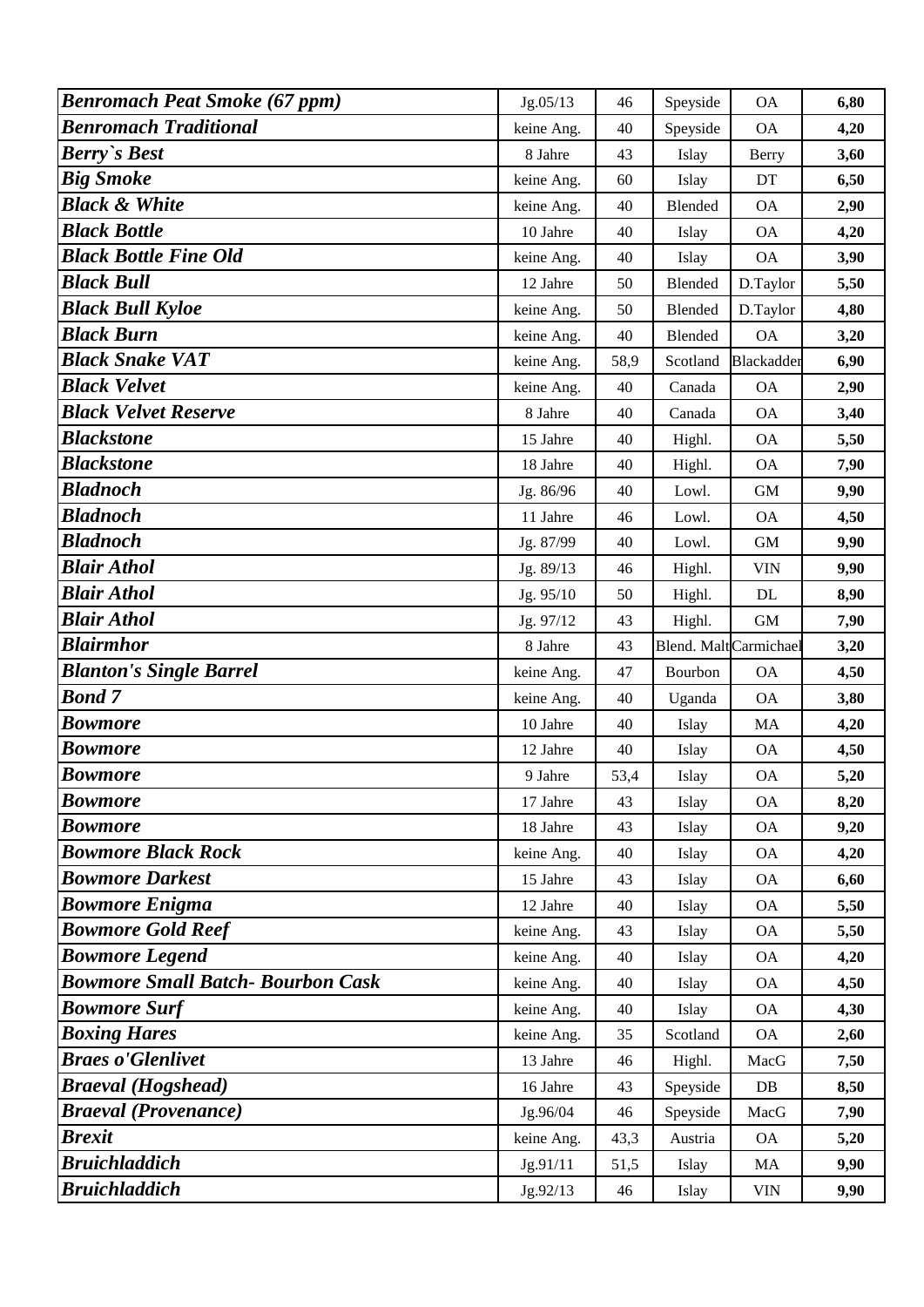| | | | | | |
|---|---|---|---|---|---|
| ***Benromach Peat Smoke (67 ppm)*** | Jg.05/13 | 46 | Speyside | OA | **6,80** |
| ***Benromach Traditional*** | keine Ang. | 40 | Speyside | OA | **4,20** |
| ***Berry`s Best*** | 8 Jahre | 43 | Islay | Berry | **3,60** |
| ***Big Smoke*** | keine Ang. | 60 | Islay | DT | **6,50** |
| ***Black & White*** | keine Ang. | 40 | Blended | OA | **2,90** |
| ***Black Bottle*** | 10 Jahre | 40 | Islay | OA | **4,20** |
| ***Black Bottle Fine Old*** | keine Ang. | 40 | Islay | OA | **3,90** |
| ***Black Bull*** | 12 Jahre | 50 | Blended | D.Taylor | **5,50** |
| ***Black Bull Kyloe*** | keine Ang. | 50 | Blended | D.Taylor | **4,80** |
| ***Black Burn*** | keine Ang. | 40 | Blended | OA | **3,20** |
| ***Black Snake VAT*** | keine Ang. | 58,9 | Scotland | Blackadder | **6,90** |
| ***Black Velvet*** | keine Ang. | 40 | Canada | OA | **2,90** |
| ***Black Velvet Reserve*** | 8 Jahre | 40 | Canada | OA | **3,40** |
| ***Blackstone*** | 15 Jahre | 40 | Highl. | OA | **5,50** |
| ***Blackstone*** | 18 Jahre | 40 | Highl. | OA | **7,90** |
| ***Bladnoch*** | Jg. 86/96 | 40 | Lowl. | GM | **9,90** |
| ***Bladnoch*** | 11 Jahre | 46 | Lowl. | OA | **4,50** |
| ***Bladnoch*** | Jg. 87/99 | 40 | Lowl. | GM | **9,90** |
| ***Blair Athol*** | Jg. 89/13 | 46 | Highl. | VIN | **9,90** |
| ***Blair Athol*** | Jg. 95/10 | 50 | Highl. | DL | **8,90** |
| ***Blair Athol*** | Jg. 97/12 | 43 | Highl. | GM | **7,90** |
| ***Blairmhor*** | 8 Jahre | 43 | Blend. Malt | Carmichael | **3,20** |
| ***Blanton's Single Barrel*** | keine Ang. | 47 | Bourbon | OA | **4,50** |
| ***Bond 7*** | keine Ang. | 40 | Uganda | OA | **3,80** |
| ***Bowmore*** | 10 Jahre | 40 | Islay | MA | **4,20** |
| ***Bowmore*** | 12 Jahre | 40 | Islay | OA | **4,50** |
| ***Bowmore*** | 9 Jahre | 53,4 | Islay | OA | **5,20** |
| ***Bowmore*** | 17 Jahre | 43 | Islay | OA | **8,20** |
| ***Bowmore*** | 18 Jahre | 43 | Islay | OA | **9,20** |
| ***Bowmore Black Rock*** | keine Ang. | 40 | Islay | OA | **4,20** |
| ***Bowmore Darkest*** | 15 Jahre | 43 | Islay | OA | **6,60** |
| ***Bowmore Enigma*** | 12 Jahre | 40 | Islay | OA | **5,50** |
| ***Bowmore Gold Reef*** | keine Ang. | 43 | Islay | OA | **5,50** |
| ***Bowmore Legend*** | keine Ang. | 40 | Islay | OA | **4,20** |
| ***Bowmore Small Batch- Bourbon Cask*** | keine Ang. | 40 | Islay | OA | **4,50** |
| ***Bowmore Surf*** | keine Ang. | 40 | Islay | OA | **4,30** |
| ***Boxing Hares*** | keine Ang. | 35 | Scotland | OA | **2,60** |
| ***Braes o'Glenlivet*** | 13 Jahre | 46 | Highl. | MacG | **7,50** |
| ***Braeval (Hogshead)*** | 16 Jahre | 43 | Speyside | DB | **8,50** |
| ***Braeval (Provenance)*** | Jg.96/04 | 46 | Speyside | MacG | **7,90** |
| ***Brexit*** | keine Ang. | 43,3 | Austria | OA | **5,20** |
| ***Bruichladdich*** | Jg.91/11 | 51,5 | Islay | MA | **9,90** |
| ***Bruichladdich*** | Jg.92/13 | 46 | Islay | VIN | **9,90** |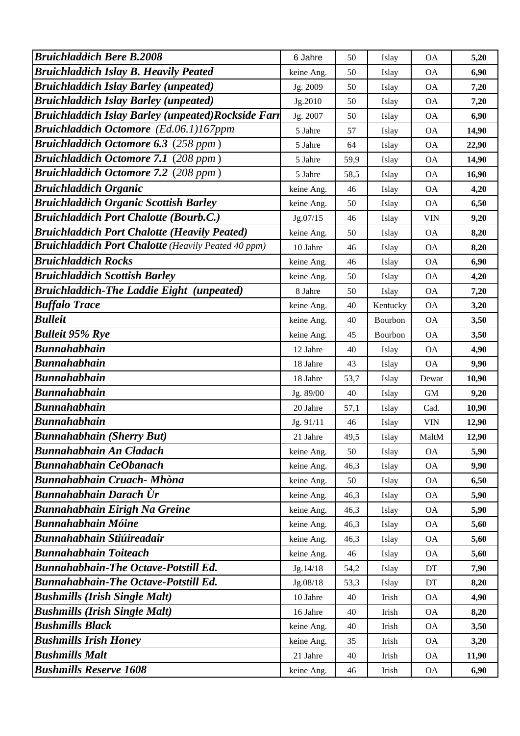| | | | | | |
|---|---|---|---|---|---|
| ***Bruichladdich Bere B.2008*** | 6 Jahre | 50 | Islay | OA | **5,20** |
| ***Bruichladdich Islay B. Heavily Peated*** | keine Ang. | 50 | Islay | OA | **6,90** |
| ***Bruichladdich Islay Barley (unpeated)*** | Jg. 2009 | 50 | Islay | OA | **7,20** |
| ***Bruichladdich Islay Barley (unpeated)*** | Jg.2010 | 50 | Islay | OA | **7,20** |
| ***Bruichladdich Islay Barley (unpeated)Rockside Farr*** | Jg. 2007 | 50 | Islay | OA | **6,90** |
| ***Bruichladdich Octomore** (Ed.06.1)167ppm* | 5 Jahre | 57 | Islay | OA | **14,90** |
| ***Bruichladdich Octomore 6.3** (258 ppm )* | 5 Jahre | 64 | Islay | OA | **22,90** |
| ***Bruichladdich Octomore 7.1** (208 ppm )* | 5 Jahre | 59,9 | Islay | OA | **14,90** |
| ***Bruichladdich Octomore 7.2** (208 ppm )* | 5 Jahre | 58,5 | Islay | OA | **16,90** |
| ***Bruichladdich Organic*** | keine Ang. | 46 | Islay | OA | **4,20** |
| ***Bruichladdich Organic Scottish Barley*** | keine Ang. | 50 | Islay | OA | **6,50** |
| ***Bruichladdich Port Chalotte (Bourb.C.)*** | Jg.07/15 | 46 | Islay | VIN | **9,20** |
| ***Bruichladdich Port Chalotte (Heavily Peated)*** | keine Ang. | 50 | Islay | OA | **8,20** |
| ***Bruichladdich Port Chalotte** (Heavily Peated 40 ppm)* | 10 Jahre | 46 | Islay | OA | **8,20** |
| ***Bruichladdich Rocks*** | keine Ang. | 46 | Islay | OA | **6,90** |
| ***Bruichladdich Scottish Barley*** | keine Ang. | 50 | Islay | OA | **4,20** |
| ***Bruichladdich-The Laddie Eight (unpeated)*** | 8 Jahre | 50 | Islay | OA | **7,20** |
| ***Buffalo Trace*** | keine Ang. | 40 | Kentucky | OA | **3,20** |
| ***Bulleit*** | keine Ang. | 40 | Bourbon | OA | **3,50** |
| ***Bulleit 95% Rye*** | keine Ang. | 45 | Bourbon | OA | **3,50** |
| ***Bunnahabhain*** | 12 Jahre | 40 | Islay | OA | **4,90** |
| ***Bunnahabhain*** | 18 Jahre | 43 | Islay | OA | **9,90** |
| ***Bunnahabhain*** | 18 Jahre | 53,7 | Islay | Dewar | **10,90** |
| ***Bunnahabhain*** | Jg. 89/00 | 40 | Islay | GM | **9,20** |
| ***Bunnahabhain*** | 20 Jahre | 57,1 | Islay | Cad. | **10,90** |
| ***Bunnahabhain*** | Jg. 91/11 | 46 | Islay | VIN | **12,90** |
| ***Bunnahabhain (Sherry But)*** | 21 Jahre | 49,5 | Islay | MaltM | **12,90** |
| ***Bunnahabhain An Cladach*** | keine Ang. | 50 | Islay | OA | **5,90** |
| ***Bunnahabhain CeObanach*** | keine Ang. | 46,3 | Islay | OA | **9,90** |
| ***Bunnahabhain Cruach- Mhòna*** | keine Ang. | 50 | Islay | OA | **6,50** |
| ***Bunnahabhain Darach Ùr*** | keine Ang. | 46,3 | Islay | OA | **5,90** |
| ***Bunnahabhain Eirigh Na Greine*** | keine Ang. | 46,3 | Islay | OA | **5,90** |
| ***Bunnahabhain Móine*** | keine Ang. | 46,3 | Islay | OA | **5,60** |
| ***Bunnahabhain Stiúireadair*** | keine Ang. | 46,3 | Islay | OA | **5,60** |
| ***Bunnahabhain Toiteach*** | keine Ang. | 46 | Islay | OA | **5,60** |
| ***Bunnahabhain-The Octave-Potstill Ed.*** | Jg.14/18 | 54,2 | Islay | DT | **7,90** |
| ***Bunnahabhain-The Octave-Potstill Ed.*** | Jg.08/18 | 53,3 | Islay | DT | **8,20** |
| ***Bushmills (Irish Single Malt)*** | 10 Jahre | 40 | Irish | OA | **4,90** |
| ***Bushmills (Irish Single Malt)*** | 16 Jahre | 40 | Irish | OA | **8,20** |
| ***Bushmills Black*** | keine Ang. | 40 | Irish | OA | **3,50** |
| ***Bushmills Irish Honey*** | keine Ang. | 35 | Irish | OA | **3,20** |
| ***Bushmills Malt*** | 21 Jahre | 40 | Irish | OA | **11,90** |
| ***Bushmills Reserve 1608*** | keine Ang. | 46 | Irish | OA | **6,90** |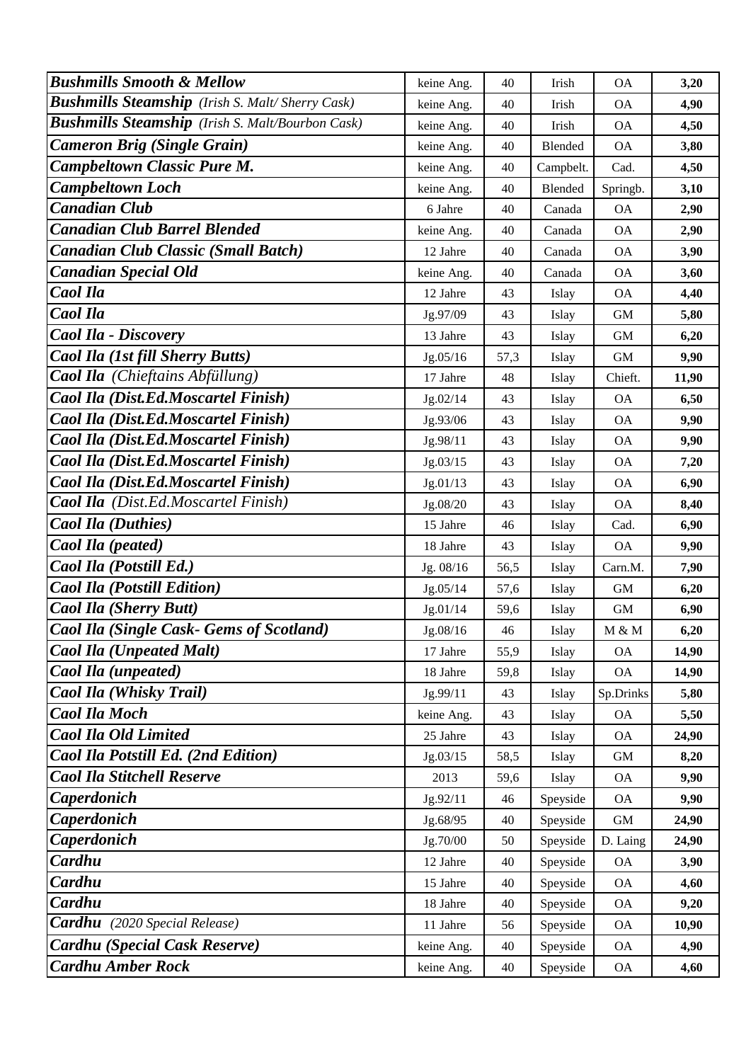| | | | | | |
|---|---|---|---|---|---|
| ***Bushmills Smooth & Mellow*** | keine Ang. | 40 | Irish | OA | **3,20** |
| ***Bushmills Steamship*** *(Irish S. Malt/ Sherry Cask)* | keine Ang. | 40 | Irish | OA | **4,90** |
| ***Bushmills Steamship*** *(Irish S. Malt/Bourbon Cask)* | keine Ang. | 40 | Irish | OA | **4,50** |
| ***Cameron Brig (Single Grain)*** | keine Ang. | 40 | Blended | OA | **3,80** |
| ***Campbeltown Classic Pure M.*** | keine Ang. | 40 | Campbelt. | Cad. | **4,50** |
| ***Campbeltown Loch*** | keine Ang. | 40 | Blended | Springb. | **3,10** |
| ***Canadian Club*** | 6 Jahre | 40 | Canada | OA | **2,90** |
| ***Canadian Club Barrel Blended*** | keine Ang. | 40 | Canada | OA | **2,90** |
| ***Canadian Club Classic (Small Batch)*** | 12 Jahre | 40 | Canada | OA | **3,90** |
| ***Canadian Special Old*** | keine Ang. | 40 | Canada | OA | **3,60** |
| ***Caol Ila*** | 12 Jahre | 43 | Islay | OA | **4,40** |
| ***Caol Ila*** | Jg.97/09 | 43 | Islay | GM | **5,80** |
| ***Caol Ila - Discovery*** | 13 Jahre | 43 | Islay | GM | **6,20** |
| ***Caol Ila (1st fill Sherry Butts)*** | Jg.05/16 | 57,3 | Islay | GM | **9,90** |
| ***Caol Ila*** *(Chieftains Abfüllung)* | 17 Jahre | 48 | Islay | Chieft. | **11,90** |
| ***Caol Ila (Dist.Ed.Moscartel Finish)*** | Jg.02/14 | 43 | Islay | OA | **6,50** |
| ***Caol Ila (Dist.Ed.Moscartel Finish)*** | Jg.93/06 | 43 | Islay | OA | **9,90** |
| ***Caol Ila (Dist.Ed.Moscartel Finish)*** | Jg.98/11 | 43 | Islay | OA | **9,90** |
| ***Caol Ila (Dist.Ed.Moscartel Finish)*** | Jg.03/15 | 43 | Islay | OA | **7,20** |
| ***Caol Ila (Dist.Ed.Moscartel Finish)*** | Jg.01/13 | 43 | Islay | OA | **6,90** |
| ***Caol Ila*** *(Dist.Ed.Moscartel Finish)* | Jg.08/20 | 43 | Islay | OA | **8,40** |
| ***Caol Ila (Duthies)*** | 15 Jahre | 46 | Islay | Cad. | **6,90** |
| ***Caol Ila (peated)*** | 18 Jahre | 43 | Islay | OA | **9,90** |
| ***Caol Ila (Potstill Ed.)*** | Jg. 08/16 | 56,5 | Islay | Carn.M. | **7,90** |
| ***Caol Ila (Potstill Edition)*** | Jg.05/14 | 57,6 | Islay | GM | **6,20** |
| ***Caol Ila (Sherry Butt)*** | Jg.01/14 | 59,6 | Islay | GM | **6,90** |
| ***Caol Ila (Single Cask- Gems of Scotland)*** | Jg.08/16 | 46 | Islay | M & M | **6,20** |
| ***Caol Ila (Unpeated Malt)*** | 17 Jahre | 55,9 | Islay | OA | **14,90** |
| ***Caol Ila (unpeated)*** | 18 Jahre | 59,8 | Islay | OA | **14,90** |
| ***Caol Ila (Whisky Trail)*** | Jg.99/11 | 43 | Islay | Sp.Drinks | **5,80** |
| ***Caol Ila Moch*** | keine Ang. | 43 | Islay | OA | **5,50** |
| ***Caol Ila Old Limited*** | 25 Jahre | 43 | Islay | OA | **24,90** |
| ***Caol Ila Potstill Ed. (2nd Edition)*** | Jg.03/15 | 58,5 | Islay | GM | **8,20** |
| ***Caol Ila Stitchell Reserve*** | 2013 | 59,6 | Islay | OA | **9,90** |
| ***Caperdonich*** | Jg.92/11 | 46 | Speyside | OA | **9,90** |
| ***Caperdonich*** | Jg.68/95 | 40 | Speyside | GM | **24,90** |
| ***Caperdonich*** | Jg.70/00 | 50 | Speyside | D. Laing | **24,90** |
| ***Cardhu*** | 12 Jahre | 40 | Speyside | OA | **3,90** |
| ***Cardhu*** | 15 Jahre | 40 | Speyside | OA | **4,60** |
| ***Cardhu*** | 18 Jahre | 40 | Speyside | OA | **9,20** |
| ***Cardhu*** *(2020 Special Release)* | 11 Jahre | 56 | Speyside | OA | **10,90** |
| ***Cardhu (Special Cask Reserve)*** | keine Ang. | 40 | Speyside | OA | **4,90** |
| ***Cardhu Amber Rock*** | keine Ang. | 40 | Speyside | OA | **4,60** |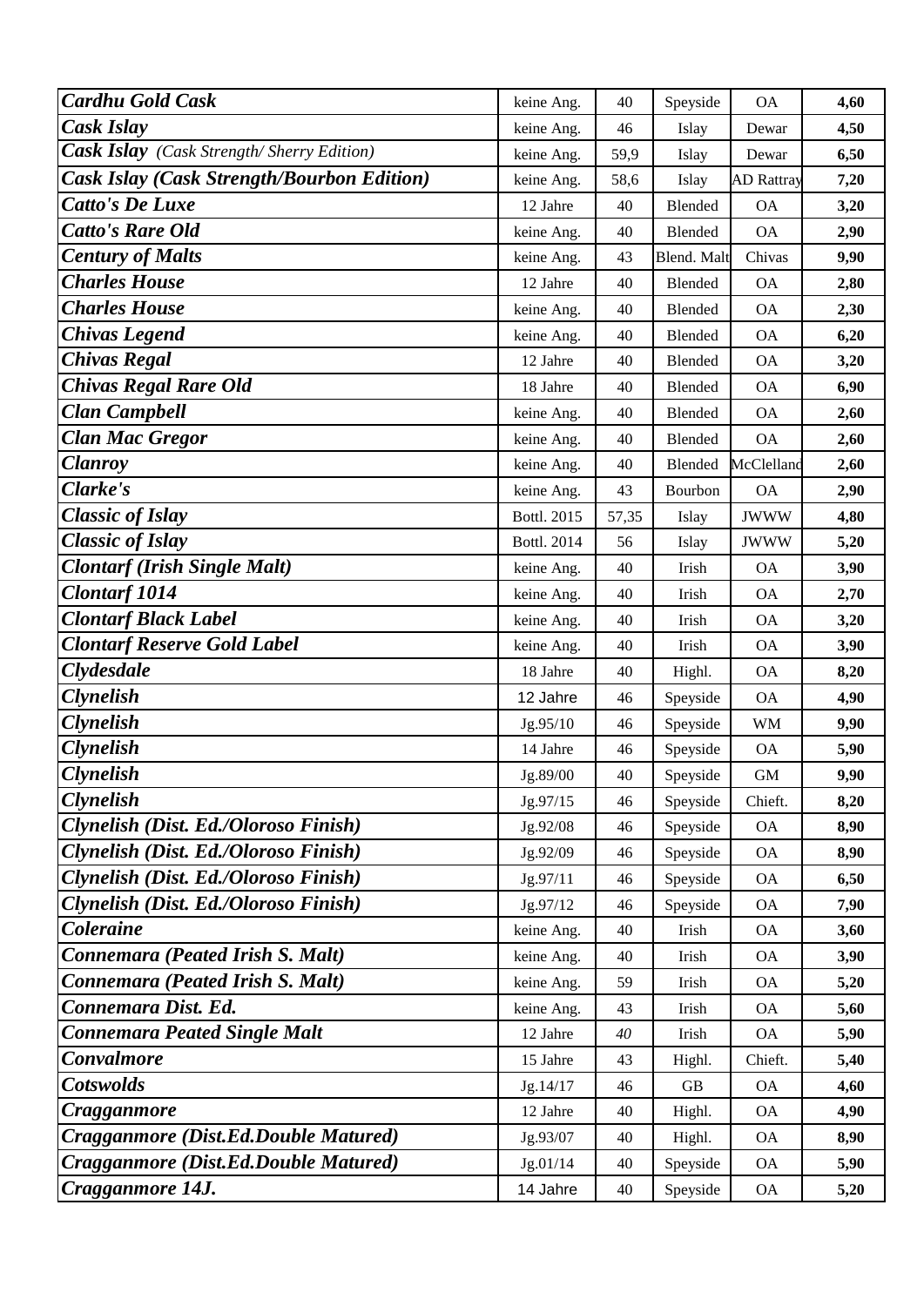| *Cardhu Gold Cask* | keine Ang. | 40 | Speyside | OA | **4,60** |
|---|---|---|---|---|---|
| *Cask Islay* | keine Ang. | 46 | Islay | Dewar | **4,50** |
| *Cask Islay (Cask Strength/ Sherry Edition)* | keine Ang. | 59,9 | Islay | Dewar | **6,50** |
| *Cask Islay (Cask Strength/Bourbon Edition)* | keine Ang. | 58,6 | Islay | AD Rattray | **7,20** |
| *Catto's De Luxe* | 12 Jahre | 40 | Blended | OA | **3,20** |
| *Catto's Rare Old* | keine Ang. | 40 | Blended | OA | **2,90** |
| *Century of Malts* | keine Ang. | 43 | Blend. Malt | Chivas | **9,90** |
| *Charles House* | 12 Jahre | 40 | Blended | OA | **2,80** |
| *Charles House* | keine Ang. | 40 | Blended | OA | **2,30** |
| *Chivas Legend* | keine Ang. | 40 | Blended | OA | **6,20** |
| *Chivas Regal* | 12 Jahre | 40 | Blended | OA | **3,20** |
| *Chivas Regal Rare Old* | 18 Jahre | 40 | Blended | OA | **6,90** |
| *Clan Campbell* | keine Ang. | 40 | Blended | OA | **2,60** |
| *Clan Mac Gregor* | keine Ang. | 40 | Blended | OA | **2,60** |
| *Clanroy* | keine Ang. | 40 | Blended | McClelland | **2,60** |
| *Clarke's* | keine Ang. | 43 | Bourbon | OA | **2,90** |
| *Classic of Islay* | Bottl. 2015 | 57,35 | Islay | JWWW | **4,80** |
| *Classic of Islay* | Bottl. 2014 | 56 | Islay | JWWW | **5,20** |
| *Clontarf (Irish Single Malt)* | keine Ang. | 40 | Irish | OA | **3,90** |
| *Clontarf 1014* | keine Ang. | 40 | Irish | OA | **2,70** |
| *Clontarf Black Label* | keine Ang. | 40 | Irish | OA | **3,20** |
| *Clontarf Reserve Gold Label* | keine Ang. | 40 | Irish | OA | **3,90** |
| *Clydesdale* | 18 Jahre | 40 | Highl. | OA | **8,20** |
| *Clynelish* | 12 Jahre | 46 | Speyside | OA | **4,90** |
| *Clynelish* | Jg.95/10 | 46 | Speyside | WM | **9,90** |
| *Clynelish* | 14 Jahre | 46 | Speyside | OA | **5,90** |
| *Clynelish* | Jg.89/00 | 40 | Speyside | GM | **9,90** |
| *Clynelish* | Jg.97/15 | 46 | Speyside | Chieft. | **8,20** |
| *Clynelish (Dist. Ed./Oloroso Finish)* | Jg.92/08 | 46 | Speyside | OA | **8,90** |
| *Clynelish (Dist. Ed./Oloroso Finish)* | Jg.92/09 | 46 | Speyside | OA | **8,90** |
| *Clynelish (Dist. Ed./Oloroso Finish)* | Jg.97/11 | 46 | Speyside | OA | **6,50** |
| *Clynelish (Dist. Ed./Oloroso Finish)* | Jg.97/12 | 46 | Speyside | OA | **7,90** |
| *Coleraine* | keine Ang. | 40 | Irish | OA | **3,60** |
| *Connemara (Peated Irish S. Malt)* | keine Ang. | 40 | Irish | OA | **3,90** |
| *Connemara (Peated Irish S. Malt)* | keine Ang. | 59 | Irish | OA | **5,20** |
| *Connemara Dist. Ed.* | keine Ang. | 43 | Irish | OA | **5,60** |
| *Connemara Peated Single Malt* | 12 Jahre | *40* | Irish | OA | **5,90** |
| *Convalmore* | 15 Jahre | 43 | Highl. | Chieft. | **5,40** |
| *Cotswolds* | Jg.14/17 | 46 | GB | OA | **4,60** |
| *Cragganmore* | 12 Jahre | 40 | Highl. | OA | **4,90** |
| *Cragganmore (Dist.Ed.Double Matured)* | Jg.93/07 | 40 | Highl. | OA | **8,90** |
| *Cragganmore (Dist.Ed.Double Matured)* | Jg.01/14 | 40 | Speyside | OA | **5,90** |
| *Cragganmore 14J.* | 14 Jahre | 40 | Speyside | OA | **5,20** |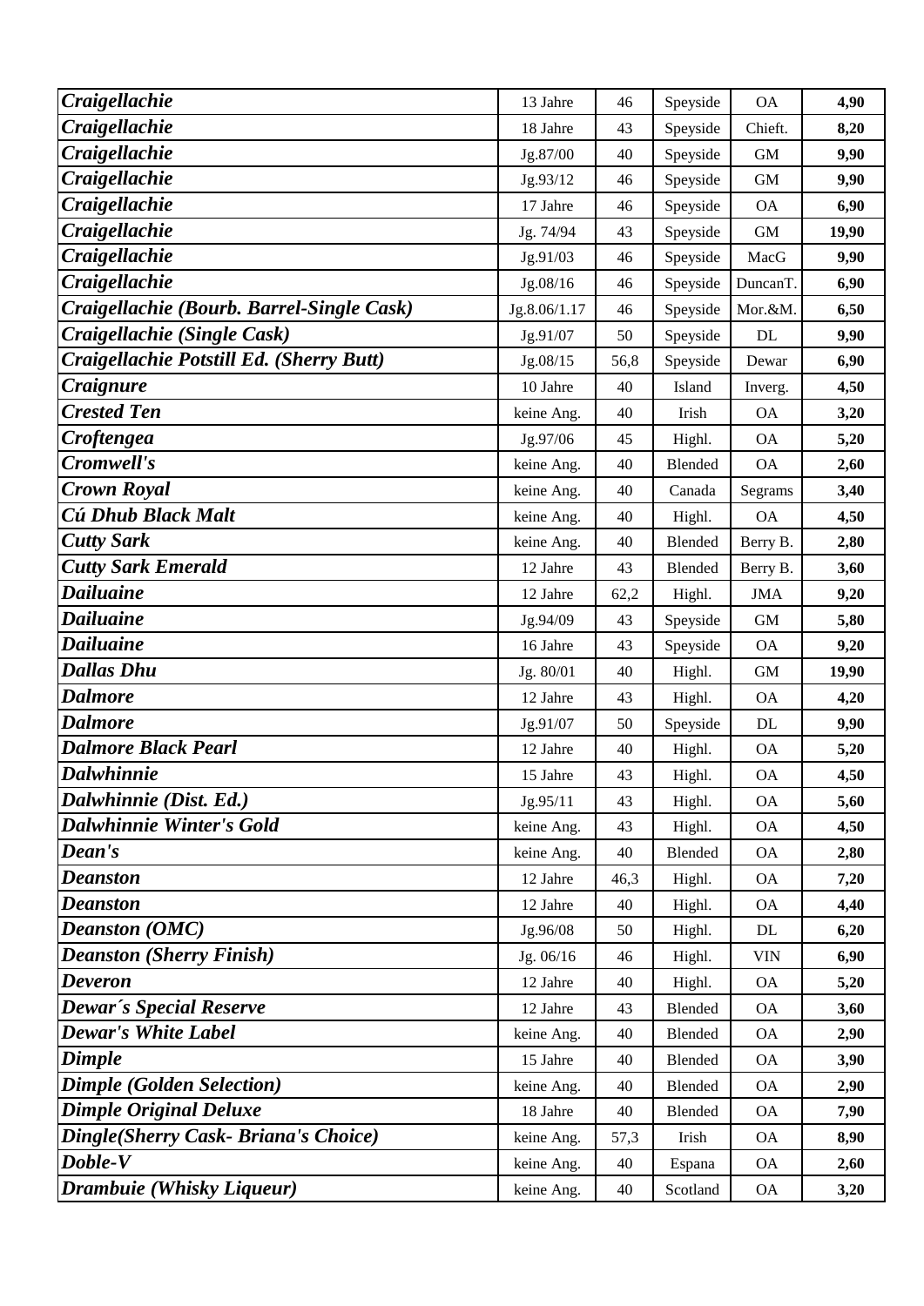| | | | | | |
|---|---|---|---|---|---|
| ***Craigellachie*** | 13 Jahre | 46 | Speyside | OA | **4,90** |
| ***Craigellachie*** | 18 Jahre | 43 | Speyside | Chieft. | **8,20** |
| ***Craigellachie*** | Jg.87/00 | 40 | Speyside | GM | **9,90** |
| ***Craigellachie*** | Jg.93/12 | 46 | Speyside | GM | **9,90** |
| ***Craigellachie*** | 17 Jahre | 46 | Speyside | OA | **6,90** |
| ***Craigellachie*** | Jg. 74/94 | 43 | Speyside | GM | **19,90** |
| ***Craigellachie*** | Jg.91/03 | 46 | Speyside | MacG | **9,90** |
| ***Craigellachie*** | Jg.08/16 | 46 | Speyside | DuncanT. | **6,90** |
| ***Craigellachie (Bourb. Barrel-Single Cask)*** | Jg.8.06/1.17 | 46 | Speyside | Mor.&M. | **6,50** |
| ***Craigellachie (Single Cask)*** | Jg.91/07 | 50 | Speyside | DL | **9,90** |
| ***Craigellachie Potstill Ed. (Sherry Butt)*** | Jg.08/15 | 56,8 | Speyside | Dewar | **6,90** |
| ***Craignure*** | 10 Jahre | 40 | Island | Inverg. | **4,50** |
| ***Crested Ten*** | keine Ang. | 40 | Irish | OA | **3,20** |
| ***Croftengea*** | Jg.97/06 | 45 | Highl. | OA | **5,20** |
| ***Cromwell's*** | keine Ang. | 40 | Blended | OA | **2,60** |
| ***Crown Royal*** | keine Ang. | 40 | Canada | Segrams | **3,40** |
| ***Cú Dhub Black Malt*** | keine Ang. | 40 | Highl. | OA | **4,50** |
| ***Cutty Sark*** | keine Ang. | 40 | Blended | Berry B. | **2,80** |
| ***Cutty Sark Emerald*** | 12 Jahre | 43 | Blended | Berry B. | **3,60** |
| ***Dailuaine*** | 12 Jahre | 62,2 | Highl. | JMA | **9,20** |
| ***Dailuaine*** | Jg.94/09 | 43 | Speyside | GM | **5,80** |
| ***Dailuaine*** | 16 Jahre | 43 | Speyside | OA | **9,20** |
| ***Dallas Dhu*** | Jg. 80/01 | 40 | Highl. | GM | **19,90** |
| ***Dalmore*** | 12 Jahre | 43 | Highl. | OA | **4,20** |
| ***Dalmore*** | Jg.91/07 | 50 | Speyside | DL | **9,90** |
| ***Dalmore Black Pearl*** | 12 Jahre | 40 | Highl. | OA | **5,20** |
| ***Dalwhinnie*** | 15 Jahre | 43 | Highl. | OA | **4,50** |
| ***Dalwhinnie (Dist. Ed.)*** | Jg.95/11 | 43 | Highl. | OA | **5,60** |
| ***Dalwhinnie Winter's Gold*** | keine Ang. | 43 | Highl. | OA | **4,50** |
| ***Dean's*** | keine Ang. | 40 | Blended | OA | **2,80** |
| ***Deanston*** | 12 Jahre | 46,3 | Highl. | OA | **7,20** |
| ***Deanston*** | 12 Jahre | 40 | Highl. | OA | **4,40** |
| ***Deanston (OMC)*** | Jg.96/08 | 50 | Highl. | DL | **6,20** |
| ***Deanston (Sherry Finish)*** | Jg. 06/16 | 46 | Highl. | VIN | **6,90** |
| ***Deveron*** | 12 Jahre | 40 | Highl. | OA | **5,20** |
| ***Dewar´s Special Reserve*** | 12 Jahre | 43 | Blended | OA | **3,60** |
| ***Dewar's White Label*** | keine Ang. | 40 | Blended | OA | **2,90** |
| ***Dimple*** | 15 Jahre | 40 | Blended | OA | **3,90** |
| ***Dimple (Golden Selection)*** | keine Ang. | 40 | Blended | OA | **2,90** |
| ***Dimple Original Deluxe*** | 18 Jahre | 40 | Blended | OA | **7,90** |
| ***Dingle(Sherry Cask- Briana's Choice)*** | keine Ang. | 57,3 | Irish | OA | **8,90** |
| ***Doble-V*** | keine Ang. | 40 | Espana | OA | **2,60** |
| ***Drambuie (Whisky Liqueur)*** | keine Ang. | 40 | Scotland | OA | **3,20** |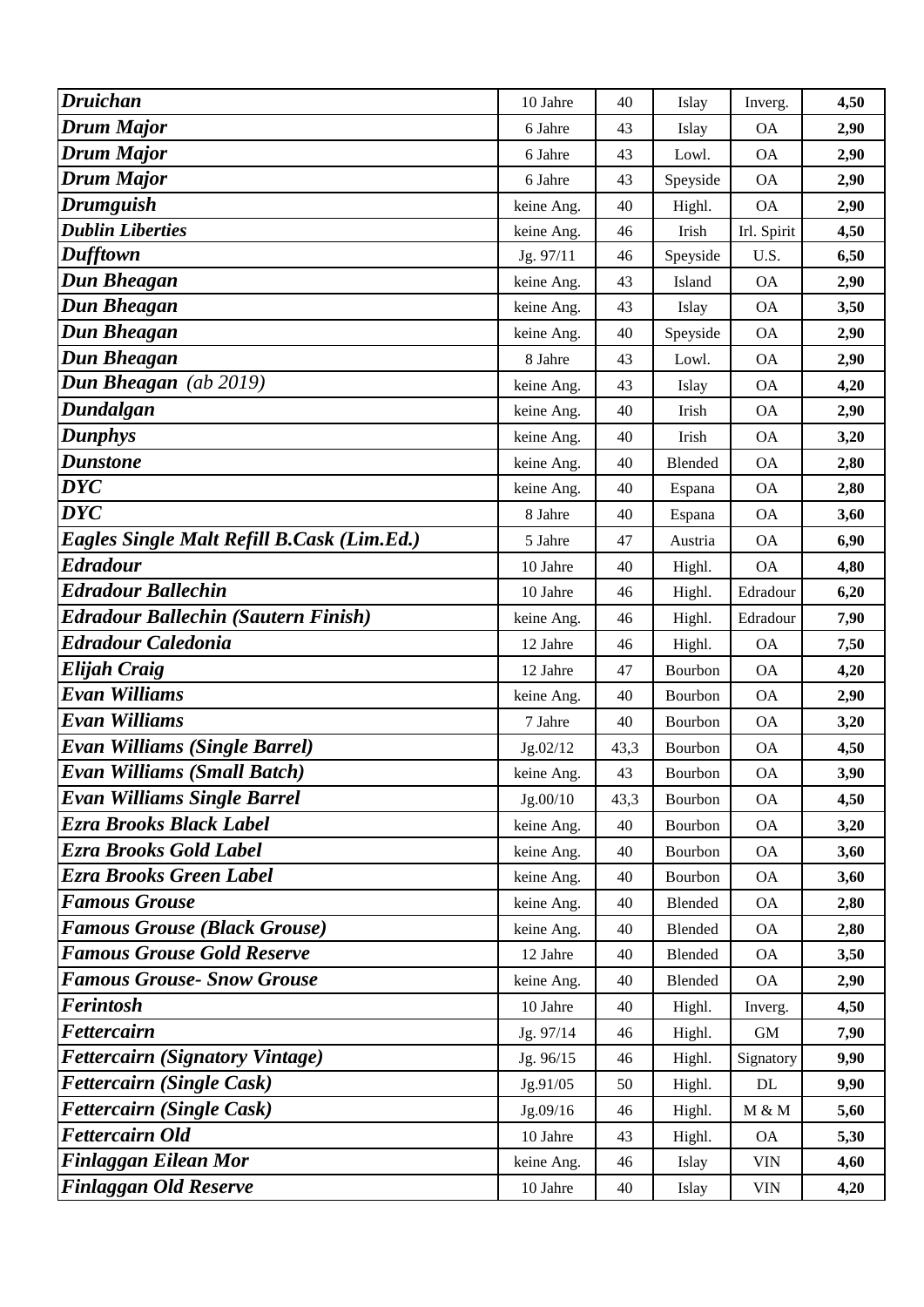| | | | | | |
|---|---|---|---|---|---|
| ***Druichan*** | 10 Jahre | 40 | Islay | Inverg. | **4,50** |
| ***Drum Major*** | 6 Jahre | 43 | Islay | OA | **2,90** |
| ***Drum Major*** | 6 Jahre | 43 | Lowl. | OA | **2,90** |
| ***Drum Major*** | 6 Jahre | 43 | Speyside | OA | **2,90** |
| ***Drumguish*** | keine Ang. | 40 | Highl. | OA | **2,90** |
| ***Dublin Liberties*** | keine Ang. | 46 | Irish | Irl. Spirit | **4,50** |
| ***Dufftown*** | Jg. 97/11 | 46 | Speyside | U.S. | **6,50** |
| ***Dun Bheagan*** | keine Ang. | 43 | Island | OA | **2,90** |
| ***Dun Bheagan*** | keine Ang. | 43 | Islay | OA | **3,50** |
| ***Dun Bheagan*** | keine Ang. | 40 | Speyside | OA | **2,90** |
| ***Dun Bheagan*** | 8 Jahre | 43 | Lowl. | OA | **2,90** |
| ***Dun Bheagan*** *(ab 2019)* | keine Ang. | 43 | Islay | OA | **4,20** |
| ***Dundalgan*** | keine Ang. | 40 | Irish | OA | **2,90** |
| ***Dunphys*** | keine Ang. | 40 | Irish | OA | **3,20** |
| ***Dunstone*** | keine Ang. | 40 | Blended | OA | **2,80** |
| ***DYC*** | keine Ang. | 40 | Espana | OA | **2,80** |
| ***DYC*** | 8 Jahre | 40 | Espana | OA | **3,60** |
| ***Eagles Single Malt Refill B.Cask (Lim.Ed.)*** | 5 Jahre | 47 | Austria | OA | **6,90** |
| ***Edradour*** | 10 Jahre | 40 | Highl. | OA | **4,80** |
| ***Edradour Ballechin*** | 10 Jahre | 46 | Highl. | Edradour | **6,20** |
| ***Edradour Ballechin (Sautern Finish)*** | keine Ang. | 46 | Highl. | Edradour | **7,90** |
| ***Edradour Caledonia*** | 12 Jahre | 46 | Highl. | OA | **7,50** |
| ***Elijah Craig*** | 12 Jahre | 47 | Bourbon | OA | **4,20** |
| ***Evan Williams*** | keine Ang. | 40 | Bourbon | OA | **2,90** |
| ***Evan Williams*** | 7 Jahre | 40 | Bourbon | OA | **3,20** |
| ***Evan Williams (Single Barrel)*** | Jg.02/12 | 43,3 | Bourbon | OA | **4,50** |
| ***Evan Williams (Small Batch)*** | keine Ang. | 43 | Bourbon | OA | **3,90** |
| ***Evan Williams Single Barrel*** | Jg.00/10 | 43,3 | Bourbon | OA | **4,50** |
| ***Ezra Brooks Black Label*** | keine Ang. | 40 | Bourbon | OA | **3,20** |
| ***Ezra Brooks Gold Label*** | keine Ang. | 40 | Bourbon | OA | **3,60** |
| ***Ezra Brooks Green Label*** | keine Ang. | 40 | Bourbon | OA | **3,60** |
| ***Famous Grouse*** | keine Ang. | 40 | Blended | OA | **2,80** |
| ***Famous Grouse (Black Grouse)*** | keine Ang. | 40 | Blended | OA | **2,80** |
| ***Famous Grouse Gold Reserve*** | 12 Jahre | 40 | Blended | OA | **3,50** |
| ***Famous Grouse- Snow Grouse*** | keine Ang. | 40 | Blended | OA | **2,90** |
| ***Ferintosh*** | 10 Jahre | 40 | Highl. | Inverg. | **4,50** |
| ***Fettercairn*** | Jg. 97/14 | 46 | Highl. | GM | **7,90** |
| ***Fettercairn (Signatory Vintage)*** | Jg. 96/15 | 46 | Highl. | Signatory | **9,90** |
| ***Fettercairn (Single Cask)*** | Jg.91/05 | 50 | Highl. | DL | **9,90** |
| ***Fettercairn (Single Cask)*** | Jg.09/16 | 46 | Highl. | M & M | **5,60** |
| ***Fettercairn Old*** | 10 Jahre | 43 | Highl. | OA | **5,30** |
| ***Finlaggan Eilean Mor*** | keine Ang. | 46 | Islay | VIN | **4,60** |
| ***Finlaggan Old Reserve*** | 10 Jahre | 40 | Islay | VIN | **4,20** |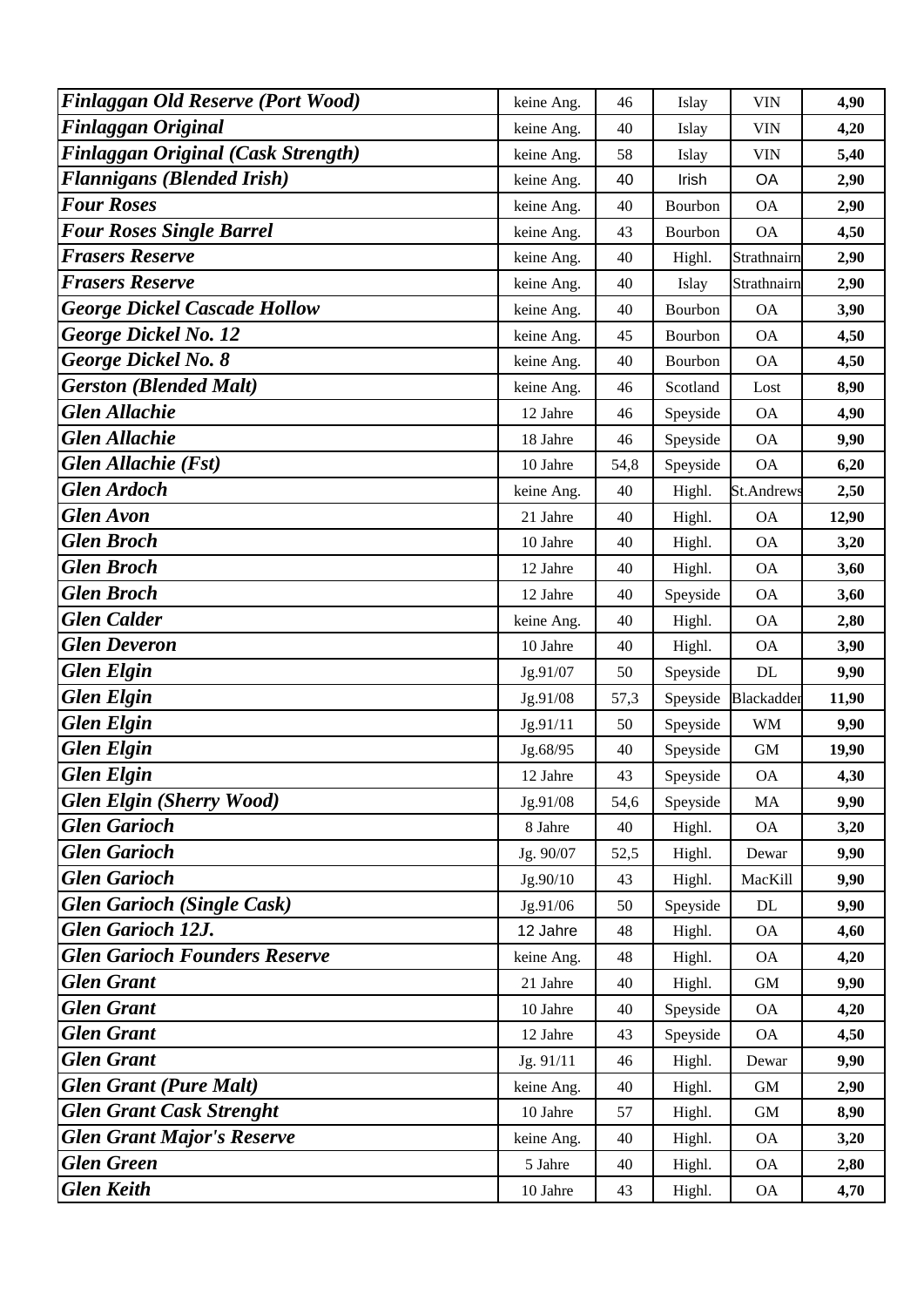| | | | | | |
|---|---|---|---|---|---|
| ***Finlaggan Old Reserve (Port Wood)*** | keine Ang. | 46 | Islay | VIN | **4,90** |
| ***Finlaggan Original*** | keine Ang. | 40 | Islay | VIN | **4,20** |
| ***Finlaggan Original (Cask Strength)*** | keine Ang. | 58 | Islay | VIN | **5,40** |
| ***Flannigans (Blended Irish)*** | keine Ang. | 40 | Irish | OA | **2,90** |
| ***Four Roses*** | keine Ang. | 40 | Bourbon | OA | **2,90** |
| ***Four Roses Single Barrel*** | keine Ang. | 43 | Bourbon | OA | **4,50** |
| ***Frasers Reserve*** | keine Ang. | 40 | Highl. | Strathnairn | **2,90** |
| ***Frasers Reserve*** | keine Ang. | 40 | Islay | Strathnairn | **2,90** |
| ***George Dickel Cascade Hollow*** | keine Ang. | 40 | Bourbon | OA | **3,90** |
| ***George Dickel No. 12*** | keine Ang. | 45 | Bourbon | OA | **4,50** |
| ***George Dickel No. 8*** | keine Ang. | 40 | Bourbon | OA | **4,50** |
| ***Gerston (Blended Malt)*** | keine Ang. | 46 | Scotland | Lost | **8,90** |
| ***Glen Allachie*** | 12 Jahre | 46 | Speyside | OA | **4,90** |
| ***Glen Allachie*** | 18 Jahre | 46 | Speyside | OA | **9,90** |
| ***Glen Allachie (Fst)*** | 10 Jahre | 54,8 | Speyside | OA | **6,20** |
| ***Glen Ardoch*** | keine Ang. | 40 | Highl. | St.Andrews | **2,50** |
| ***Glen Avon*** | 21 Jahre | 40 | Highl. | OA | **12,90** |
| ***Glen Broch*** | 10 Jahre | 40 | Highl. | OA | **3,20** |
| ***Glen Broch*** | 12 Jahre | 40 | Highl. | OA | **3,60** |
| ***Glen Broch*** | 12 Jahre | 40 | Speyside | OA | **3,60** |
| ***Glen Calder*** | keine Ang. | 40 | Highl. | OA | **2,80** |
| ***Glen Deveron*** | 10 Jahre | 40 | Highl. | OA | **3,90** |
| ***Glen Elgin*** | Jg.91/07 | 50 | Speyside | DL | **9,90** |
| ***Glen Elgin*** | Jg.91/08 | 57,3 | Speyside | Blackadder | **11,90** |
| ***Glen Elgin*** | Jg.91/11 | 50 | Speyside | WM | **9,90** |
| ***Glen Elgin*** | Jg.68/95 | 40 | Speyside | GM | **19,90** |
| ***Glen Elgin*** | 12 Jahre | 43 | Speyside | OA | **4,30** |
| ***Glen Elgin (Sherry Wood)*** | Jg.91/08 | 54,6 | Speyside | MA | **9,90** |
| ***Glen Garioch*** | 8 Jahre | 40 | Highl. | OA | **3,20** |
| ***Glen Garioch*** | Jg. 90/07 | 52,5 | Highl. | Dewar | **9,90** |
| ***Glen Garioch*** | Jg.90/10 | 43 | Highl. | MacKill | **9,90** |
| ***Glen Garioch (Single Cask)*** | Jg.91/06 | 50 | Speyside | DL | **9,90** |
| ***Glen Garioch 12J.*** | 12 Jahre | 48 | Highl. | OA | **4,60** |
| ***Glen Garioch Founders Reserve*** | keine Ang. | 48 | Highl. | OA | **4,20** |
| ***Glen Grant*** | 21 Jahre | 40 | Highl. | GM | **9,90** |
| ***Glen Grant*** | 10 Jahre | 40 | Speyside | OA | **4,20** |
| ***Glen Grant*** | 12 Jahre | 43 | Speyside | OA | **4,50** |
| ***Glen Grant*** | Jg. 91/11 | 46 | Highl. | Dewar | **9,90** |
| ***Glen Grant (Pure Malt)*** | keine Ang. | 40 | Highl. | GM | **2,90** |
| ***Glen Grant Cask Strenght*** | 10 Jahre | 57 | Highl. | GM | **8,90** |
| ***Glen Grant Major's Reserve*** | keine Ang. | 40 | Highl. | OA | **3,20** |
| ***Glen Green*** | 5 Jahre | 40 | Highl. | OA | **2,80** |
| ***Glen Keith*** | 10 Jahre | 43 | Highl. | OA | **4,70** |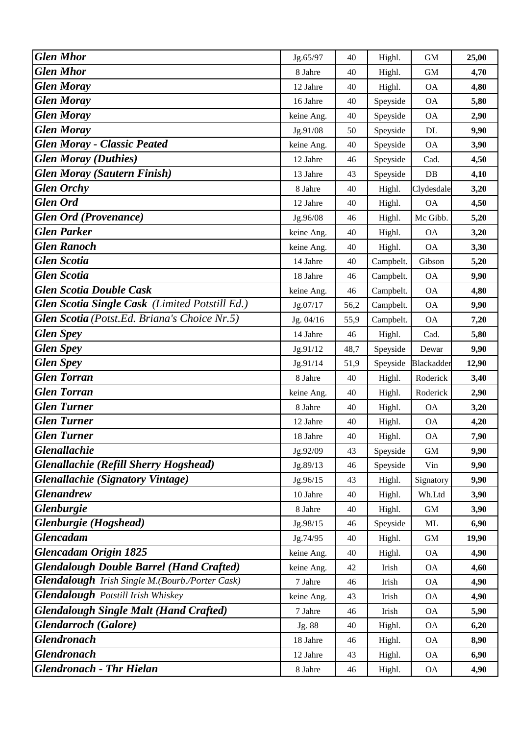| | | | | | |
|---|---|---|---|---|---|
| ***Glen Mhor*** | Jg.65/97 | 40 | Highl. | GM | **25,00** |
| ***Glen Mhor*** | 8 Jahre | 40 | Highl. | GM | **4,70** |
| ***Glen Moray*** | 12 Jahre | 40 | Highl. | OA | **4,80** |
| ***Glen Moray*** | 16 Jahre | 40 | Speyside | OA | **5,80** |
| ***Glen Moray*** | keine Ang. | 40 | Speyside | OA | **2,90** |
| ***Glen Moray*** | Jg.91/08 | 50 | Speyside | DL | **9,90** |
| ***Glen Moray - Classic Peated*** | keine Ang. | 40 | Speyside | OA | **3,90** |
| ***Glen Moray (Duthies)*** | 12 Jahre | 46 | Speyside | Cad. | **4,50** |
| ***Glen Moray (Sautern Finish)*** | 13 Jahre | 43 | Speyside | DB | **4,10** |
| ***Glen Orchy*** | 8 Jahre | 40 | Highl. | Clydesdale | **3,20** |
| ***Glen Ord*** | 12 Jahre | 40 | Highl. | OA | **4,50** |
| ***Glen Ord (Provenance)*** | Jg.96/08 | 46 | Highl. | Mc Gibb. | **5,20** |
| ***Glen Parker*** | keine Ang. | 40 | Highl. | OA | **3,20** |
| ***Glen Ranoch*** | keine Ang. | 40 | Highl. | OA | **3,30** |
| ***Glen Scotia*** | 14 Jahre | 40 | Campbelt. | Gibson | **5,20** |
| ***Glen Scotia*** | 18 Jahre | 46 | Campbelt. | OA | **9,90** |
| ***Glen Scotia Double Cask*** | keine Ang. | 46 | Campbelt. | OA | **4,80** |
| ***Glen Scotia Single Cask*** *(Limited Potstill Ed.)* | Jg.07/17 | 56,2 | Campbelt. | OA | **9,90** |
| ***Glen Scotia*** *(Potst.Ed. Briana's Choice Nr.5)* | Jg. 04/16 | 55,9 | Campbelt. | OA | **7,20** |
| ***Glen Spey*** | 14 Jahre | 46 | Highl. | Cad. | **5,80** |
| ***Glen Spey*** | Jg.91/12 | 48,7 | Speyside | Dewar | **9,90** |
| ***Glen Spey*** | Jg.91/14 | 51,9 | Speyside | Blackadder | **12,90** |
| ***Glen Torran*** | 8 Jahre | 40 | Highl. | Roderick | **3,40** |
| ***Glen Torran*** | keine Ang. | 40 | Highl. | Roderick | **2,90** |
| ***Glen Turner*** | 8 Jahre | 40 | Highl. | OA | **3,20** |
| ***Glen Turner*** | 12 Jahre | 40 | Highl. | OA | **4,20** |
| ***Glen Turner*** | 18 Jahre | 40 | Highl. | OA | **7,90** |
| ***Glenallachie*** | Jg.92/09 | 43 | Speyside | GM | **9,90** |
| ***Glenallachie (Refill Sherry Hogshead)*** | Jg.89/13 | 46 | Speyside | Vin | **9,90** |
| ***Glenallachie (Signatory Vintage)*** | Jg.96/15 | 43 | Highl. | Signatory | **9,90** |
| ***Glenandrew*** | 10 Jahre | 40 | Highl. | Wh.Ltd | **3,90** |
| ***Glenburgie*** | 8 Jahre | 40 | Highl. | GM | **3,90** |
| ***Glenburgie (Hogshead)*** | Jg.98/15 | 46 | Speyside | ML | **6,90** |
| ***Glencadam*** | Jg.74/95 | 40 | Highl. | GM | **19,90** |
| ***Glencadam Origin 1825*** | keine Ang. | 40 | Highl. | OA | **4,90** |
| ***Glendalough Double Barrel (Hand Crafted)*** | keine Ang. | 42 | Irish | OA | **4,60** |
| ***Glendalough*** *Irish Single M.(Bourb./Porter Cask)* | 7 Jahre | 46 | Irish | OA | **4,90** |
| ***Glendalough*** *Potstill Irish Whiskey* | keine Ang. | 43 | Irish | OA | **4,90** |
| ***Glendalough Single Malt (Hand Crafted)*** | 7 Jahre | 46 | Irish | OA | **5,90** |
| ***Glendarroch (Galore)*** | Jg. 88 | 40 | Highl. | OA | **6,20** |
| ***Glendronach*** | 18 Jahre | 46 | Highl. | OA | **8,90** |
| ***Glendronach*** | 12 Jahre | 43 | Highl. | OA | **6,90** |
| ***Glendronach - Thr Hielan*** | 8 Jahre | 46 | Highl. | OA | **4,90** |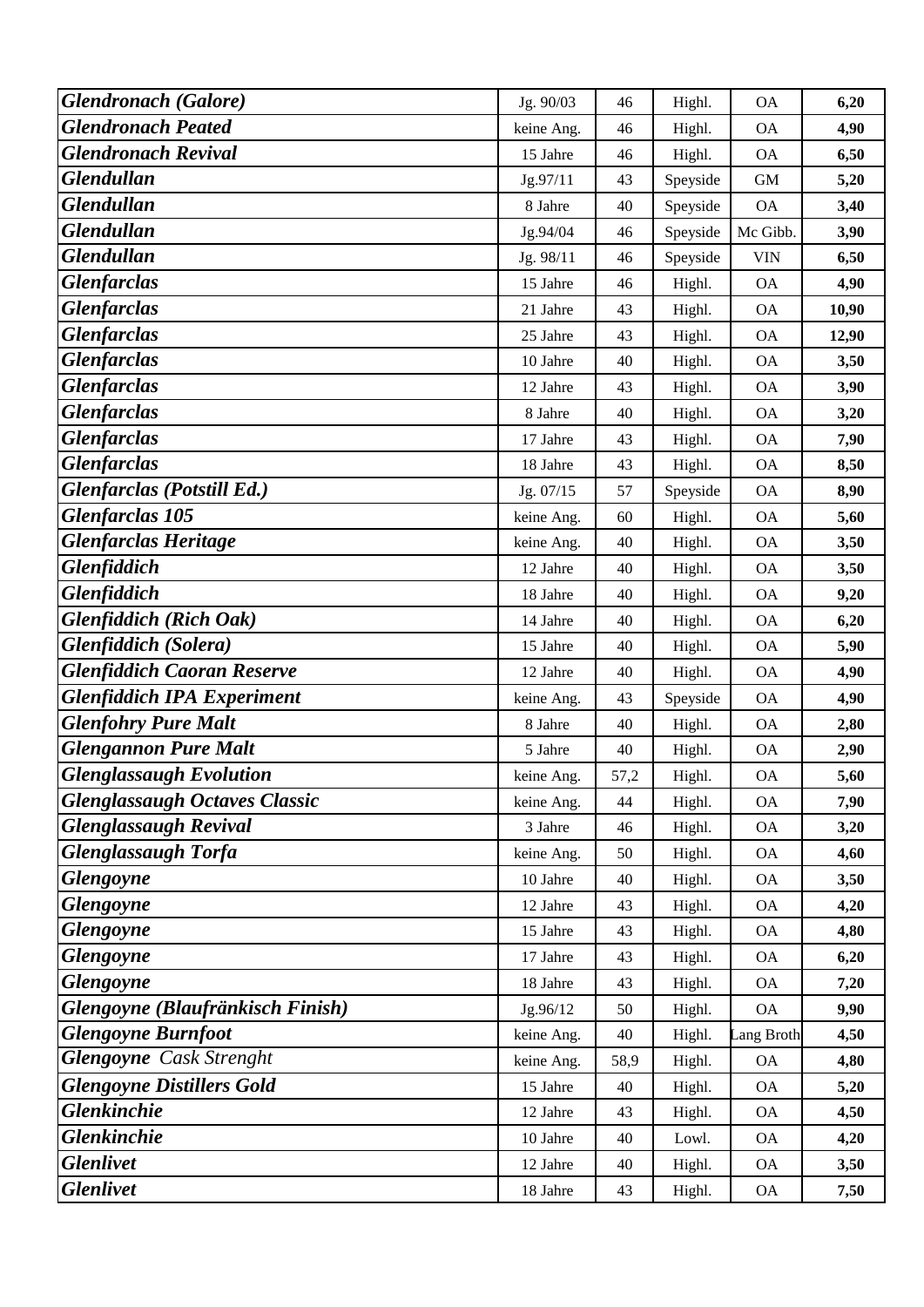| *Glendronach (Galore)* | Jg. 90/03 | 46 | Highl. | OA | **6,20** |
|---|---|---|---|---|---|
| *Glendronach Peated* | keine Ang. | 46 | Highl. | OA | **4,90** |
| *Glendronach Revival* | 15 Jahre | 46 | Highl. | OA | **6,50** |
| *Glendullan* | Jg.97/11 | 43 | Speyside | GM | **5,20** |
| *Glendullan* | 8 Jahre | 40 | Speyside | OA | **3,40** |
| *Glendullan* | Jg.94/04 | 46 | Speyside | Mc Gibb. | **3,90** |
| *Glendullan* | Jg. 98/11 | 46 | Speyside | VIN | **6,50** |
| *Glenfarclas* | 15 Jahre | 46 | Highl. | OA | **4,90** |
| *Glenfarclas* | 21 Jahre | 43 | Highl. | OA | **10,90** |
| *Glenfarclas* | 25 Jahre | 43 | Highl. | OA | **12,90** |
| *Glenfarclas* | 10 Jahre | 40 | Highl. | OA | **3,50** |
| *Glenfarclas* | 12 Jahre | 43 | Highl. | OA | **3,90** |
| *Glenfarclas* | 8 Jahre | 40 | Highl. | OA | **3,20** |
| *Glenfarclas* | 17 Jahre | 43 | Highl. | OA | **7,90** |
| *Glenfarclas* | 18 Jahre | 43 | Highl. | OA | **8,50** |
| *Glenfarclas (Potstill Ed.)* | Jg. 07/15 | 57 | Speyside | OA | **8,90** |
| *Glenfarclas 105* | keine Ang. | 60 | Highl. | OA | **5,60** |
| *Glenfarclas Heritage* | keine Ang. | 40 | Highl. | OA | **3,50** |
| *Glenfiddich* | 12 Jahre | 40 | Highl. | OA | **3,50** |
| *Glenfiddich* | 18 Jahre | 40 | Highl. | OA | **9,20** |
| *Glenfiddich (Rich Oak)* | 14 Jahre | 40 | Highl. | OA | **6,20** |
| *Glenfiddich (Solera)* | 15 Jahre | 40 | Highl. | OA | **5,90** |
| *Glenfiddich Caoran Reserve* | 12 Jahre | 40 | Highl. | OA | **4,90** |
| *Glenfiddich IPA Experiment* | keine Ang. | 43 | Speyside | OA | **4,90** |
| *Glenfohry Pure Malt* | 8 Jahre | 40 | Highl. | OA | **2,80** |
| *Glengannon Pure Malt* | 5 Jahre | 40 | Highl. | OA | **2,90** |
| *Glenglassaugh Evolution* | keine Ang. | 57,2 | Highl. | OA | **5,60** |
| *Glenglassaugh Octaves Classic* | keine Ang. | 44 | Highl. | OA | **7,90** |
| *Glenglassaugh Revival* | 3 Jahre | 46 | Highl. | OA | **3,20** |
| *Glenglassaugh Torfa* | keine Ang. | 50 | Highl. | OA | **4,60** |
| *Glengoyne* | 10 Jahre | 40 | Highl. | OA | **3,50** |
| *Glengoyne* | 12 Jahre | 43 | Highl. | OA | **4,20** |
| *Glengoyne* | 15 Jahre | 43 | Highl. | OA | **4,80** |
| *Glengoyne* | 17 Jahre | 43 | Highl. | OA | **6,20** |
| *Glengoyne* | 18 Jahre | 43 | Highl. | OA | **7,20** |
| *Glengoyne (Blaufränkisch Finish)* | Jg.96/12 | 50 | Highl. | OA | **9,90** |
| *Glengoyne Burnfoot* | keine Ang. | 40 | Highl. | Lang Broth | **4,50** |
| ***Glengoyne*** *Cask Strenght* | keine Ang. | 58,9 | Highl. | OA | **4,80** |
| *Glengoyne Distillers Gold* | 15 Jahre | 40 | Highl. | OA | **5,20** |
| *Glenkinchie* | 12 Jahre | 43 | Highl. | OA | **4,50** |
| *Glenkinchie* | 10 Jahre | 40 | Lowl. | OA | **4,20** |
| *Glenlivet* | 12 Jahre | 40 | Highl. | OA | **3,50** |
| *Glenlivet* | 18 Jahre | 43 | Highl. | OA | **7,50** |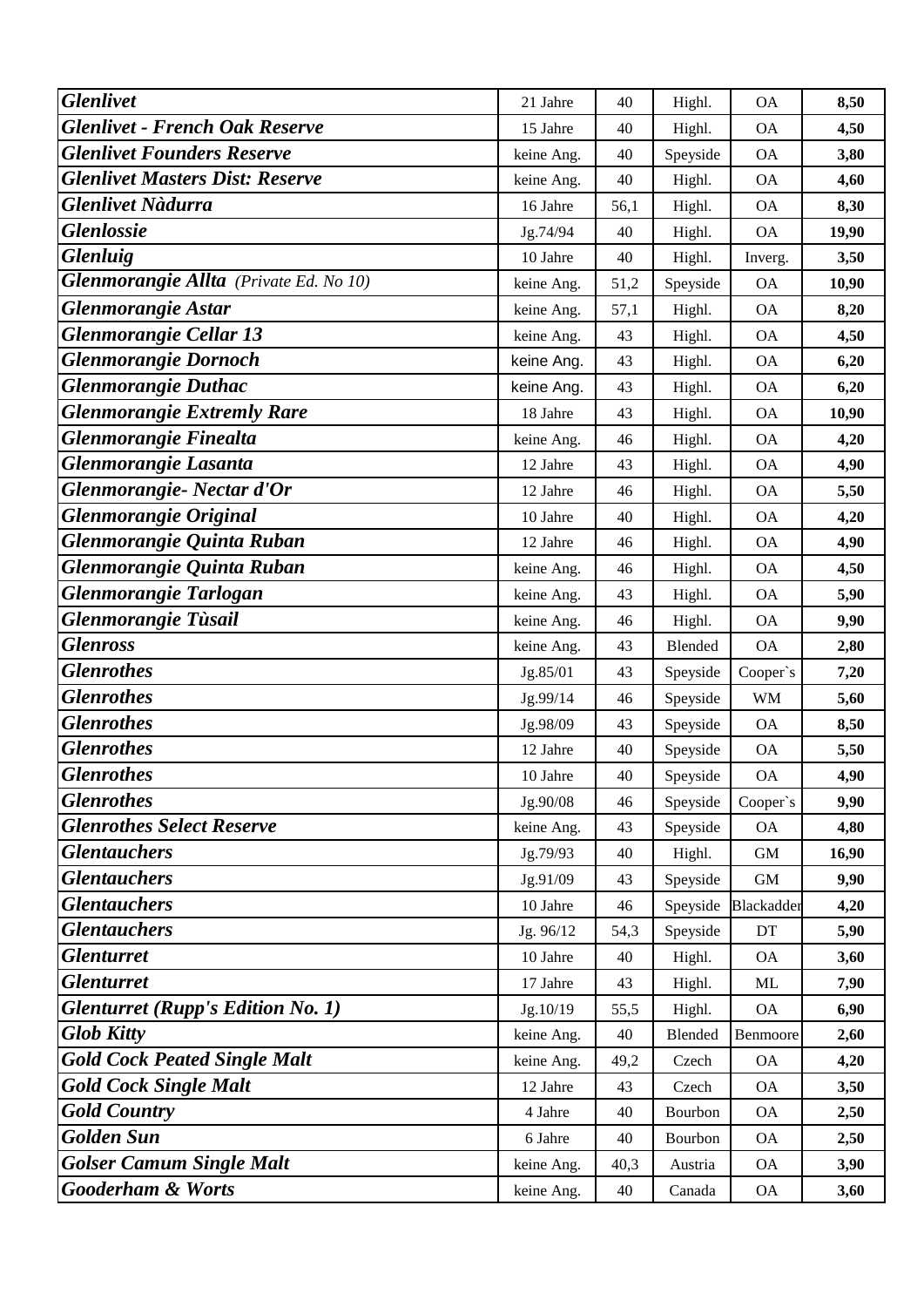| *Glenlivet* | 21 Jahre | 40 | Highl. | OA | **8,50** |
|---|---|---|---|---|---|
| ***Glenlivet - French Oak Reserve*** | 15 Jahre | 40 | Highl. | OA | **4,50** |
| ***Glenlivet Founders Reserve*** | keine Ang. | 40 | Speyside | OA | **3,80** |
| ***Glenlivet Masters Dist: Reserve*** | keine Ang. | 40 | Highl. | OA | **4,60** |
| ***Glenlivet Nàdurra*** | 16 Jahre | 56,1 | Highl. | OA | **8,30** |
| ***Glenlossie*** | Jg.74/94 | 40 | Highl. | OA | **19,90** |
| ***Glenluig*** | 10 Jahre | 40 | Highl. | Inverg. | **3,50** |
| ***Glenmorangie Allta*** *(Private Ed. No 10)* | keine Ang. | 51,2 | Speyside | OA | **10,90** |
| ***Glenmorangie Astar*** | keine Ang. | 57,1 | Highl. | OA | **8,20** |
| ***Glenmorangie Cellar 13*** | keine Ang. | 43 | Highl. | OA | **4,50** |
| ***Glenmorangie Dornoch*** | keine Ang. | 43 | Highl. | OA | **6,20** |
| ***Glenmorangie Duthac*** | keine Ang. | 43 | Highl. | OA | **6,20** |
| ***Glenmorangie Extremly Rare*** | 18 Jahre | 43 | Highl. | OA | **10,90** |
| ***Glenmorangie Finealta*** | keine Ang. | 46 | Highl. | OA | **4,20** |
| ***Glenmorangie Lasanta*** | 12 Jahre | 43 | Highl. | OA | **4,90** |
| ***Glenmorangie- Nectar d'Or*** | 12 Jahre | 46 | Highl. | OA | **5,50** |
| ***Glenmorangie Original*** | 10 Jahre | 40 | Highl. | OA | **4,20** |
| ***Glenmorangie Quinta Ruban*** | 12 Jahre | 46 | Highl. | OA | **4,90** |
| ***Glenmorangie Quinta Ruban*** | keine Ang. | 46 | Highl. | OA | **4,50** |
| ***Glenmorangie Tarlogan*** | keine Ang. | 43 | Highl. | OA | **5,90** |
| ***Glenmorangie Tùsail*** | keine Ang. | 46 | Highl. | OA | **9,90** |
| ***Glenross*** | keine Ang. | 43 | Blended | OA | **2,80** |
| ***Glenrothes*** | Jg.85/01 | 43 | Speyside | Cooper`s | **7,20** |
| ***Glenrothes*** | Jg.99/14 | 46 | Speyside | WM | **5,60** |
| ***Glenrothes*** | Jg.98/09 | 43 | Speyside | OA | **8,50** |
| ***Glenrothes*** | 12 Jahre | 40 | Speyside | OA | **5,50** |
| ***Glenrothes*** | 10 Jahre | 40 | Speyside | OA | **4,90** |
| ***Glenrothes*** | Jg.90/08 | 46 | Speyside | Cooper`s | **9,90** |
| ***Glenrothes Select Reserve*** | keine Ang. | 43 | Speyside | OA | **4,80** |
| ***Glentauchers*** | Jg.79/93 | 40 | Highl. | GM | **16,90** |
| ***Glentauchers*** | Jg.91/09 | 43 | Speyside | GM | **9,90** |
| ***Glentauchers*** | 10 Jahre | 46 | Speyside | Blackadder | **4,20** |
| ***Glentauchers*** | Jg. 96/12 | 54,3 | Speyside | DT | **5,90** |
| ***Glenturret*** | 10 Jahre | 40 | Highl. | OA | **3,60** |
| ***Glenturret*** | 17 Jahre | 43 | Highl. | ML | **7,90** |
| ***Glenturret (Rupp's Edition No. 1)*** | Jg.10/19 | 55,5 | Highl. | OA | **6,90** |
| ***Glob Kitty*** | keine Ang. | 40 | Blended | Benmoore | **2,60** |
| ***Gold Cock Peated Single Malt*** | keine Ang. | 49,2 | Czech | OA | **4,20** |
| ***Gold Cock Single Malt*** | 12 Jahre | 43 | Czech | OA | **3,50** |
| ***Gold Country*** | 4 Jahre | 40 | Bourbon | OA | **2,50** |
| ***Golden Sun*** | 6 Jahre | 40 | Bourbon | OA | **2,50** |
| ***Golser Camum Single Malt*** | keine Ang. | 40,3 | Austria | OA | **3,90** |
| ***Gooderham & Worts*** | keine Ang. | 40 | Canada | OA | **3,60** |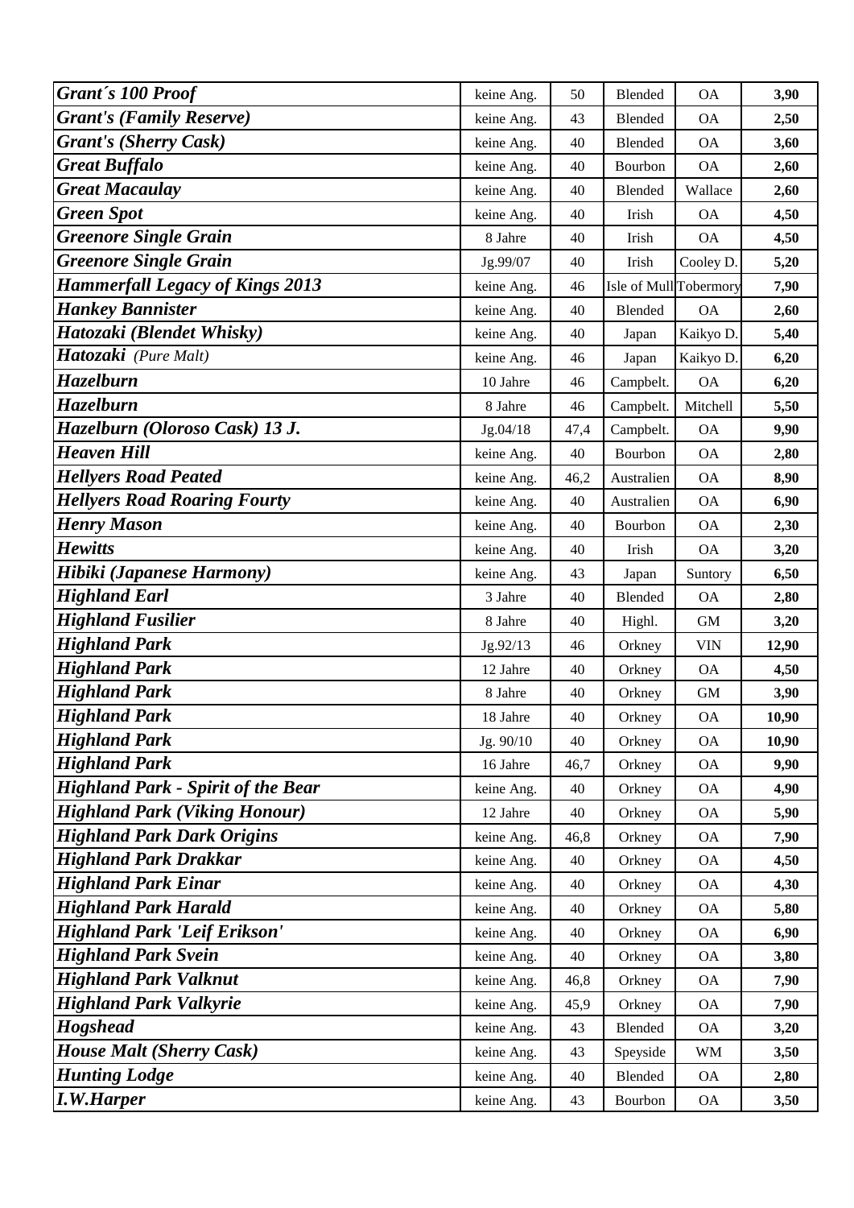| | | | | | |
|---|---|---|---|---|---|
| ***Grant´s 100 Proof*** | keine Ang. | 50 | Blended | OA | **3,90** |
| ***Grant's (Family Reserve)*** | keine Ang. | 43 | Blended | OA | **2,50** |
| ***Grant's (Sherry Cask)*** | keine Ang. | 40 | Blended | OA | **3,60** |
| ***Great Buffalo*** | keine Ang. | 40 | Bourbon | OA | **2,60** |
| ***Great Macaulay*** | keine Ang. | 40 | Blended | Wallace | **2,60** |
| ***Green Spot*** | keine Ang. | 40 | Irish | OA | **4,50** |
| ***Greenore Single Grain*** | 8 Jahre | 40 | Irish | OA | **4,50** |
| ***Greenore Single Grain*** | Jg.99/07 | 40 | Irish | Cooley D. | **5,20** |
| ***Hammerfall Legacy of Kings 2013*** | keine Ang. | 46 | Isle of Mull | Tobermory | **7,90** |
| ***Hankey Bannister*** | keine Ang. | 40 | Blended | OA | **2,60** |
| ***Hatozaki (Blendet Whisky)*** | keine Ang. | 40 | Japan | Kaikyo D. | **5,40** |
| ***Hatozaki*** *(Pure Malt)* | keine Ang. | 46 | Japan | Kaikyo D. | **6,20** |
| ***Hazelburn*** | 10 Jahre | 46 | Campbelt. | OA | **6,20** |
| ***Hazelburn*** | 8 Jahre | 46 | Campbelt. | Mitchell | **5,50** |
| ***Hazelburn (Oloroso Cask) 13 J.*** | Jg.04/18 | 47,4 | Campbelt. | OA | **9,90** |
| ***Heaven Hill*** | keine Ang. | 40 | Bourbon | OA | **2,80** |
| ***Hellyers Road Peated*** | keine Ang. | 46,2 | Australien | OA | **8,90** |
| ***Hellyers Road Roaring Fourty*** | keine Ang. | 40 | Australien | OA | **6,90** |
| ***Henry Mason*** | keine Ang. | 40 | Bourbon | OA | **2,30** |
| ***Hewitts*** | keine Ang. | 40 | Irish | OA | **3,20** |
| ***Hibiki (Japanese Harmony)*** | keine Ang. | 43 | Japan | Suntory | **6,50** |
| ***Highland Earl*** | 3 Jahre | 40 | Blended | OA | **2,80** |
| ***Highland Fusilier*** | 8 Jahre | 40 | Highl. | GM | **3,20** |
| ***Highland Park*** | Jg.92/13 | 46 | Orkney | VIN | **12,90** |
| ***Highland Park*** | 12 Jahre | 40 | Orkney | OA | **4,50** |
| ***Highland Park*** | 8 Jahre | 40 | Orkney | GM | **3,90** |
| ***Highland Park*** | 18 Jahre | 40 | Orkney | OA | **10,90** |
| ***Highland Park*** | Jg. 90/10 | 40 | Orkney | OA | **10,90** |
| ***Highland Park*** | 16 Jahre | 46,7 | Orkney | OA | **9,90** |
| ***Highland Park - Spirit of the Bear*** | keine Ang. | 40 | Orkney | OA | **4,90** |
| ***Highland Park (Viking Honour)*** | 12 Jahre | 40 | Orkney | OA | **5,90** |
| ***Highland Park Dark Origins*** | keine Ang. | 46,8 | Orkney | OA | **7,90** |
| ***Highland Park Drakkar*** | keine Ang. | 40 | Orkney | OA | **4,50** |
| ***Highland Park Einar*** | keine Ang. | 40 | Orkney | OA | **4,30** |
| ***Highland Park Harald*** | keine Ang. | 40 | Orkney | OA | **5,80** |
| ***Highland Park 'Leif Erikson'*** | keine Ang. | 40 | Orkney | OA | **6,90** |
| ***Highland Park Svein*** | keine Ang. | 40 | Orkney | OA | **3,80** |
| ***Highland Park Valknut*** | keine Ang. | 46,8 | Orkney | OA | **7,90** |
| ***Highland Park Valkyrie*** | keine Ang. | 45,9 | Orkney | OA | **7,90** |
| ***Hogshead*** | keine Ang. | 43 | Blended | OA | **3,20** |
| ***House Malt (Sherry Cask)*** | keine Ang. | 43 | Speyside | WM | **3,50** |
| ***Hunting Lodge*** | keine Ang. | 40 | Blended | OA | **2,80** |
| ***I.W.Harper*** | keine Ang. | 43 | Bourbon | OA | **3,50** |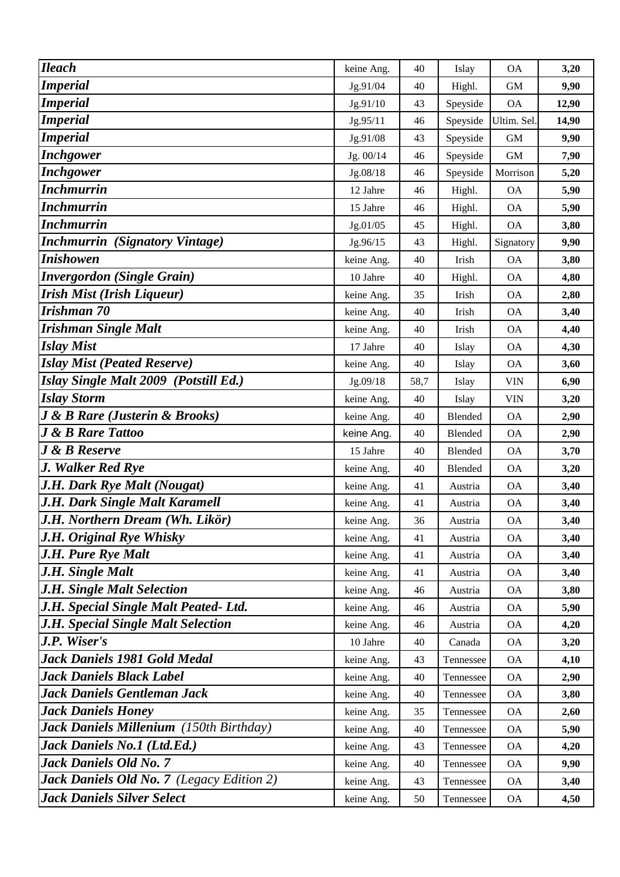| | | | | | |
|---|---|---|---|---|---|
| ***Ileach*** | keine Ang. | 40 | Islay | OA | **3,20** |
| ***Imperial*** | Jg.91/04 | 40 | Highl. | GM | **9,90** |
| ***Imperial*** | Jg.91/10 | 43 | Speyside | OA | **12,90** |
| ***Imperial*** | Jg.95/11 | 46 | Speyside | Ultim. Sel. | **14,90** |
| ***Imperial*** | Jg.91/08 | 43 | Speyside | GM | **9,90** |
| ***Inchgower*** | Jg. 00/14 | 46 | Speyside | GM | **7,90** |
| ***Inchgower*** | Jg.08/18 | 46 | Speyside | Morrison | **5,20** |
| ***Inchmurrin*** | 12 Jahre | 46 | Highl. | OA | **5,90** |
| ***Inchmurrin*** | 15 Jahre | 46 | Highl. | OA | **5,90** |
| ***Inchmurrin*** | Jg.01/05 | 45 | Highl. | OA | **3,80** |
| ***Inchmurrin (Signatory Vintage)*** | Jg.96/15 | 43 | Highl. | Signatory | **9,90** |
| ***Inishowen*** | keine Ang. | 40 | Irish | OA | **3,80** |
| ***Invergordon (Single Grain)*** | 10 Jahre | 40 | Highl. | OA | **4,80** |
| ***Irish Mist (Irish Liqueur)*** | keine Ang. | 35 | Irish | OA | **2,80** |
| ***Irishman 70*** | keine Ang. | 40 | Irish | OA | **3,40** |
| ***Irishman Single Malt*** | keine Ang. | 40 | Irish | OA | **4,40** |
| ***Islay Mist*** | 17 Jahre | 40 | Islay | OA | **4,30** |
| ***Islay Mist (Peated Reserve)*** | keine Ang. | 40 | Islay | OA | **3,60** |
| ***Islay Single Malt 2009 (Potstill Ed.)*** | Jg.09/18 | 58,7 | Islay | VIN | **6,90** |
| ***Islay Storm*** | keine Ang. | 40 | Islay | VIN | **3,20** |
| ***J & B Rare (Justerin & Brooks)*** | keine Ang. | 40 | Blended | OA | **2,90** |
| ***J & B Rare Tattoo*** | keine Ang. | 40 | Blended | OA | **2,90** |
| ***J & B Reserve*** | 15 Jahre | 40 | Blended | OA | **3,70** |
| ***J. Walker Red Rye*** | keine Ang. | 40 | Blended | OA | **3,20** |
| ***J.H. Dark Rye Malt (Nougat)*** | keine Ang. | 41 | Austria | OA | **3,40** |
| ***J.H. Dark Single Malt Karamell*** | keine Ang. | 41 | Austria | OA | **3,40** |
| ***J.H. Northern Dream (Wh. Likör)*** | keine Ang. | 36 | Austria | OA | **3,40** |
| ***J.H. Original Rye Whisky*** | keine Ang. | 41 | Austria | OA | **3,40** |
| ***J.H. Pure Rye Malt*** | keine Ang. | 41 | Austria | OA | **3,40** |
| ***J.H. Single Malt*** | keine Ang. | 41 | Austria | OA | **3,40** |
| ***J.H. Single Malt Selection*** | keine Ang. | 46 | Austria | OA | **3,80** |
| ***J.H. Special Single Malt Peated- Ltd.*** | keine Ang. | 46 | Austria | OA | **5,90** |
| ***J.H. Special Single Malt Selection*** | keine Ang. | 46 | Austria | OA | **4,20** |
| ***J.P. Wiser's*** | 10 Jahre | 40 | Canada | OA | **3,20** |
| ***Jack Daniels 1981 Gold Medal*** | keine Ang. | 43 | Tennessee | OA | **4,10** |
| ***Jack Daniels Black Label*** | keine Ang. | 40 | Tennessee | OA | **2,90** |
| ***Jack Daniels Gentleman Jack*** | keine Ang. | 40 | Tennessee | OA | **3,80** |
| ***Jack Daniels Honey*** | keine Ang. | 35 | Tennessee | OA | **2,60** |
| ***Jack Daniels Millenium** (150th Birthday)* | keine Ang. | 40 | Tennessee | OA | **5,90** |
| ***Jack Daniels No.1 (Ltd.Ed.)*** | keine Ang. | 43 | Tennessee | OA | **4,20** |
| ***Jack Daniels Old No. 7*** | keine Ang. | 40 | Tennessee | OA | **9,90** |
| ***Jack Daniels Old No. 7** (Legacy Edition 2)* | keine Ang. | 43 | Tennessee | OA | **3,40** |
| ***Jack Daniels Silver Select*** | keine Ang. | 50 | Tennessee | OA | **4,50** |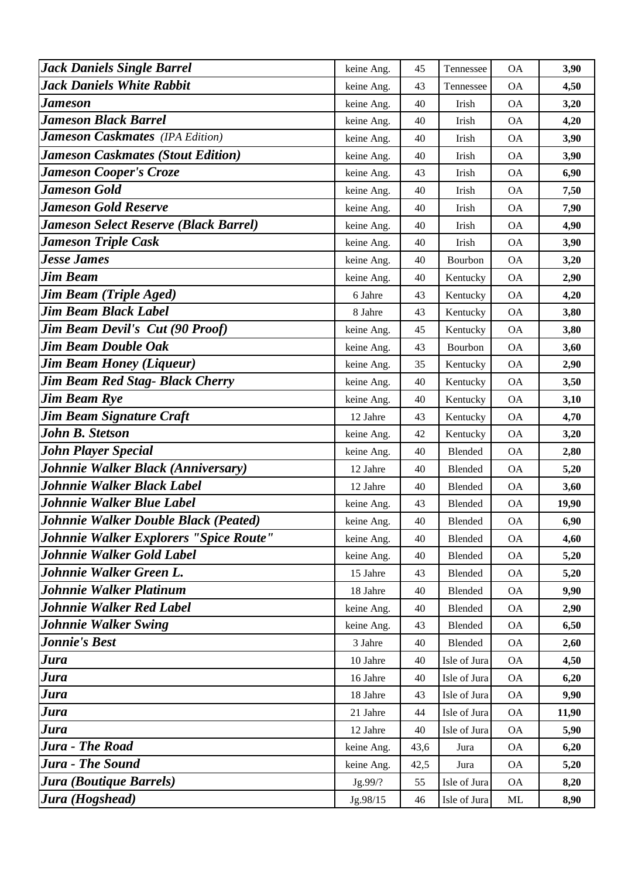| | | | | | |
|---|---|---|---|---|---|
| ***Jack Daniels Single Barrel*** | keine Ang. | 45 | Tennessee | OA | **3,90** |
| ***Jack Daniels White Rabbit*** | keine Ang. | 43 | Tennessee | OA | **4,50** |
| ***Jameson*** | keine Ang. | 40 | Irish | OA | **3,20** |
| ***Jameson Black Barrel*** | keine Ang. | 40 | Irish | OA | **4,20** |
| ***Jameson Caskmates*** *(IPA Edition)* | keine Ang. | 40 | Irish | OA | **3,90** |
| ***Jameson Caskmates (Stout Edition)*** | keine Ang. | 40 | Irish | OA | **3,90** |
| ***Jameson Cooper's Croze*** | keine Ang. | 43 | Irish | OA | **6,90** |
| ***Jameson Gold*** | keine Ang. | 40 | Irish | OA | **7,50** |
| ***Jameson Gold Reserve*** | keine Ang. | 40 | Irish | OA | **7,90** |
| ***Jameson Select Reserve (Black Barrel)*** | keine Ang. | 40 | Irish | OA | **4,90** |
| ***Jameson Triple Cask*** | keine Ang. | 40 | Irish | OA | **3,90** |
| ***Jesse James*** | keine Ang. | 40 | Bourbon | OA | **3,20** |
| ***Jim Beam*** | keine Ang. | 40 | Kentucky | OA | **2,90** |
| ***Jim Beam (Triple Aged)*** | 6 Jahre | 43 | Kentucky | OA | **4,20** |
| ***Jim Beam Black Label*** | 8 Jahre | 43 | Kentucky | OA | **3,80** |
| ***Jim Beam Devil's Cut (90 Proof)*** | keine Ang. | 45 | Kentucky | OA | **3,80** |
| ***Jim Beam Double Oak*** | keine Ang. | 43 | Bourbon | OA | **3,60** |
| ***Jim Beam Honey (Liqueur)*** | keine Ang. | 35 | Kentucky | OA | **2,90** |
| ***Jim Beam Red Stag- Black Cherry*** | keine Ang. | 40 | Kentucky | OA | **3,50** |
| ***Jim Beam Rye*** | keine Ang. | 40 | Kentucky | OA | **3,10** |
| ***Jim Beam Signature Craft*** | 12 Jahre | 43 | Kentucky | OA | **4,70** |
| ***John B. Stetson*** | keine Ang. | 42 | Kentucky | OA | **3,20** |
| ***John Player Special*** | keine Ang. | 40 | Blended | OA | **2,80** |
| ***Johnnie Walker Black (Anniversary)*** | 12 Jahre | 40 | Blended | OA | **5,20** |
| ***Johnnie Walker Black Label*** | 12 Jahre | 40 | Blended | OA | **3,60** |
| ***Johnnie Walker Blue Label*** | keine Ang. | 43 | Blended | OA | **19,90** |
| ***Johnnie Walker Double Black (Peated)*** | keine Ang. | 40 | Blended | OA | **6,90** |
| ***Johnnie Walker Explorers "Spice Route"*** | keine Ang. | 40 | Blended | OA | **4,60** |
| ***Johnnie Walker Gold Label*** | keine Ang. | 40 | Blended | OA | **5,20** |
| ***Johnnie Walker Green L.*** | 15 Jahre | 43 | Blended | OA | **5,20** |
| ***Johnnie Walker Platinum*** | 18 Jahre | 40 | Blended | OA | **9,90** |
| ***Johnnie Walker Red Label*** | keine Ang. | 40 | Blended | OA | **2,90** |
| ***Johnnie Walker Swing*** | keine Ang. | 43 | Blended | OA | **6,50** |
| ***Jonnie's Best*** | 3 Jahre | 40 | Blended | OA | **2,60** |
| ***Jura*** | 10 Jahre | 40 | Isle of Jura | OA | **4,50** |
| ***Jura*** | 16 Jahre | 40 | Isle of Jura | OA | **6,20** |
| ***Jura*** | 18 Jahre | 43 | Isle of Jura | OA | **9,90** |
| ***Jura*** | 21 Jahre | 44 | Isle of Jura | OA | **11,90** |
| ***Jura*** | 12 Jahre | 40 | Isle of Jura | OA | **5,90** |
| ***Jura - The Road*** | keine Ang. | 43,6 | Jura | OA | **6,20** |
| ***Jura - The Sound*** | keine Ang. | 42,5 | Jura | OA | **5,20** |
| ***Jura (Boutique Barrels)*** | Jg.99/? | 55 | Isle of Jura | OA | **8,20** |
| ***Jura (Hogshead)*** | Jg.98/15 | 46 | Isle of Jura | ML | **8,90** |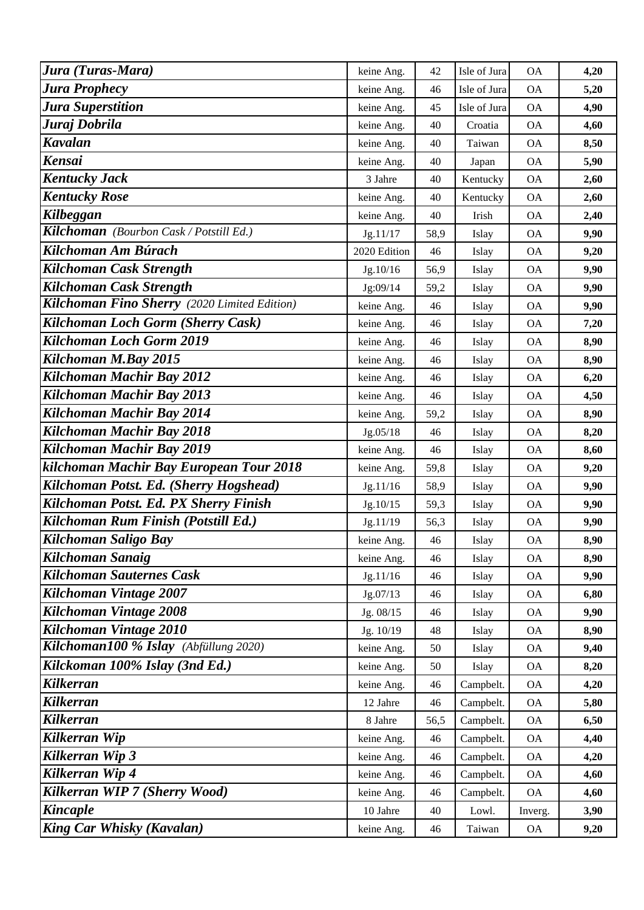| | | | | | |
|---|---|---|---|---|---|
| ***Jura (Turas-Mara)*** | keine Ang. | 42 | Isle of Jura | OA | **4,20** |
| ***Jura Prophecy*** | keine Ang. | 46 | Isle of Jura | OA | **5,20** |
| ***Jura Superstition*** | keine Ang. | 45 | Isle of Jura | OA | **4,90** |
| ***Juraj Dobrila*** | keine Ang. | 40 | Croatia | OA | **4,60** |
| ***Kavalan*** | keine Ang. | 40 | Taiwan | OA | **8,50** |
| ***Kensai*** | keine Ang. | 40 | Japan | OA | **5,90** |
| ***Kentucky Jack*** | 3 Jahre | 40 | Kentucky | OA | **2,60** |
| ***Kentucky Rose*** | keine Ang. | 40 | Kentucky | OA | **2,60** |
| ***Kilbeggan*** | keine Ang. | 40 | Irish | OA | **2,40** |
| ***Kilchoman*** *(Bourbon Cask / Potstill Ed.)* | Jg.11/17 | 58,9 | Islay | OA | **9,90** |
| ***Kilchoman Am Búrach*** | 2020 Edition | 46 | Islay | OA | **9,20** |
| ***Kilchoman Cask Strength*** | Jg.10/16 | 56,9 | Islay | OA | **9,90** |
| ***Kilchoman Cask Strength*** | Jg:09/14 | 59,2 | Islay | OA | **9,90** |
| ***Kilchoman Fino Sherry*** *(2020 Limited Edition)* | keine Ang. | 46 | Islay | OA | **9,90** |
| ***Kilchoman Loch Gorm (Sherry Cask)*** | keine Ang. | 46 | Islay | OA | **7,20** |
| ***Kilchoman Loch Gorm 2019*** | keine Ang. | 46 | Islay | OA | **8,90** |
| ***Kilchoman M.Bay 2015*** | keine Ang. | 46 | Islay | OA | **8,90** |
| ***Kilchoman Machir Bay 2012*** | keine Ang. | 46 | Islay | OA | **6,20** |
| ***Kilchoman Machir Bay 2013*** | keine Ang. | 46 | Islay | OA | **4,50** |
| ***Kilchoman Machir Bay 2014*** | keine Ang. | 59,2 | Islay | OA | **8,90** |
| ***Kilchoman Machir Bay 2018*** | Jg.05/18 | 46 | Islay | OA | **8,20** |
| ***Kilchoman Machir Bay 2019*** | keine Ang. | 46 | Islay | OA | **8,60** |
| ***kilchoman Machir Bay European Tour 2018*** | keine Ang. | 59,8 | Islay | OA | **9,20** |
| ***Kilchoman Potst. Ed. (Sherry Hogshead)*** | Jg.11/16 | 58,9 | Islay | OA | **9,90** |
| ***Kilchoman Potst. Ed. PX Sherry Finish*** | Jg.10/15 | 59,3 | Islay | OA | **9,90** |
| ***Kilchoman Rum Finish (Potstill Ed.)*** | Jg.11/19 | 56,3 | Islay | OA | **9,90** |
| ***Kilchoman Saligo Bay*** | keine Ang. | 46 | Islay | OA | **8,90** |
| ***Kilchoman Sanaig*** | keine Ang. | 46 | Islay | OA | **8,90** |
| ***Kilchoman Sauternes Cask*** | Jg.11/16 | 46 | Islay | OA | **9,90** |
| ***Kilchoman Vintage 2007*** | Jg.07/13 | 46 | Islay | OA | **6,80** |
| ***Kilchoman Vintage 2008*** | Jg. 08/15 | 46 | Islay | OA | **9,90** |
| ***Kilchoman Vintage 2010*** | Jg. 10/19 | 48 | Islay | OA | **8,90** |
| ***Kilchoman100 % Islay*** *(Abfüllung 2020)* | keine Ang. | 50 | Islay | OA | **9,40** |
| ***Kilckoman 100% Islay (3nd Ed.)*** | keine Ang. | 50 | Islay | OA | **8,20** |
| ***Kilkerran*** | keine Ang. | 46 | Campbelt. | OA | **4,20** |
| ***Kilkerran*** | 12 Jahre | 46 | Campbelt. | OA | **5,80** |
| ***Kilkerran*** | 8 Jahre | 56,5 | Campbelt. | OA | **6,50** |
| ***Kilkerran Wip*** | keine Ang. | 46 | Campbelt. | OA | **4,40** |
| ***Kilkerran Wip 3*** | keine Ang. | 46 | Campbelt. | OA | **4,20** |
| ***Kilkerran Wip 4*** | keine Ang. | 46 | Campbelt. | OA | **4,60** |
| ***Kilkerran WIP 7 (Sherry Wood)*** | keine Ang. | 46 | Campbelt. | OA | **4,60** |
| ***Kincaple*** | 10 Jahre | 40 | Lowl. | Inverg. | **3,90** |
| ***King Car Whisky (Kavalan)*** | keine Ang. | 46 | Taiwan | OA | **9,20** |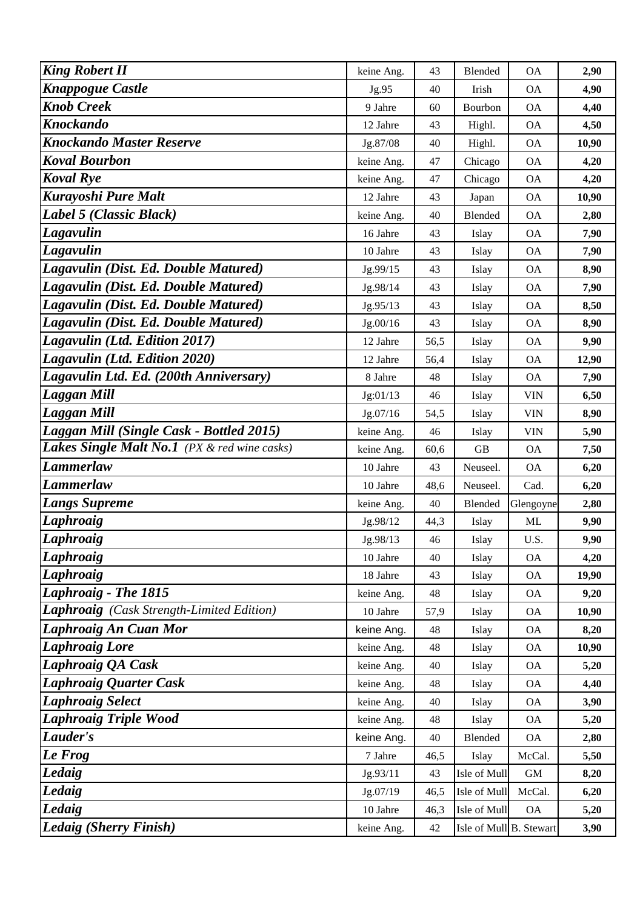| | | | | | |
|---|---|---|---|---|---|
| ***King Robert II*** | keine Ang. | 43 | Blended | OA | **2,90** |
| ***Knappogue Castle*** | Jg.95 | 40 | Irish | OA | **4,90** |
| ***Knob Creek*** | 9 Jahre | 60 | Bourbon | OA | **4,40** |
| ***Knockando*** | 12 Jahre | 43 | Highl. | OA | **4,50** |
| ***Knockando Master Reserve*** | Jg.87/08 | 40 | Highl. | OA | **10,90** |
| ***Koval Bourbon*** | keine Ang. | 47 | Chicago | OA | **4,20** |
| ***Koval Rye*** | keine Ang. | 47 | Chicago | OA | **4,20** |
| ***Kurayoshi Pure Malt*** | 12 Jahre | 43 | Japan | OA | **10,90** |
| ***Label 5 (Classic Black)*** | keine Ang. | 40 | Blended | OA | **2,80** |
| ***Lagavulin*** | 16 Jahre | 43 | Islay | OA | **7,90** |
| ***Lagavulin*** | 10 Jahre | 43 | Islay | OA | **7,90** |
| ***Lagavulin (Dist. Ed. Double Matured)*** | Jg.99/15 | 43 | Islay | OA | **8,90** |
| ***Lagavulin (Dist. Ed. Double Matured)*** | Jg.98/14 | 43 | Islay | OA | **7,90** |
| ***Lagavulin (Dist. Ed. Double Matured)*** | Jg.95/13 | 43 | Islay | OA | **8,50** |
| ***Lagavulin (Dist. Ed. Double Matured)*** | Jg.00/16 | 43 | Islay | OA | **8,90** |
| ***Lagavulin (Ltd. Edition 2017)*** | 12 Jahre | 56,5 | Islay | OA | **9,90** |
| ***Lagavulin (Ltd. Edition 2020)*** | 12 Jahre | 56,4 | Islay | OA | **12,90** |
| ***Lagavulin Ltd. Ed. (200th Anniversary)*** | 8 Jahre | 48 | Islay | OA | **7,90** |
| ***Laggan Mill*** | Jg:01/13 | 46 | Islay | VIN | **6,50** |
| ***Laggan Mill*** | Jg.07/16 | 54,5 | Islay | VIN | **8,90** |
| ***Laggan Mill (Single Cask - Bottled 2015)*** | keine Ang. | 46 | Islay | VIN | **5,90** |
| ***Lakes Single Malt No.1*** *(PX & red wine casks)* | keine Ang. | 60,6 | GB | OA | **7,50** |
| ***Lammerlaw*** | 10 Jahre | 43 | Neuseel. | OA | **6,20** |
| ***Lammerlaw*** | 10 Jahre | 48,6 | Neuseel. | Cad. | **6,20** |
| ***Langs Supreme*** | keine Ang. | 40 | Blended | Glengoyne | **2,80** |
| ***Laphroaig*** | Jg.98/12 | 44,3 | Islay | ML | **9,90** |
| ***Laphroaig*** | Jg.98/13 | 46 | Islay | U.S. | **9,90** |
| ***Laphroaig*** | 10 Jahre | 40 | Islay | OA | **4,20** |
| ***Laphroaig*** | 18 Jahre | 43 | Islay | OA | **19,90** |
| ***Laphroaig - The 1815*** | keine Ang. | 48 | Islay | OA | **9,20** |
| ***Laphroaig*** *(Cask Strength-Limited Edition)* | 10 Jahre | 57,9 | Islay | OA | **10,90** |
| ***Laphroaig An Cuan Mor*** | keine Ang. | 48 | Islay | OA | **8,20** |
| ***Laphroaig Lore*** | keine Ang. | 48 | Islay | OA | **10,90** |
| ***Laphroaig QA Cask*** | keine Ang. | 40 | Islay | OA | **5,20** |
| ***Laphroaig Quarter Cask*** | keine Ang. | 48 | Islay | OA | **4,40** |
| ***Laphroaig Select*** | keine Ang. | 40 | Islay | OA | **3,90** |
| ***Laphroaig Triple Wood*** | keine Ang. | 48 | Islay | OA | **5,20** |
| ***Lauder's*** | keine Ang. | 40 | Blended | OA | **2,80** |
| ***Le Frog*** | 7 Jahre | 46,5 | Islay | McCal. | **5,50** |
| ***Ledaig*** | Jg.93/11 | 43 | Isle of Mull | GM | **8,20** |
| ***Ledaig*** | Jg.07/19 | 46,5 | Isle of Mull | McCal. | **6,20** |
| ***Ledaig*** | 10 Jahre | 46,3 | Isle of Mull | OA | **5,20** |
| ***Ledaig (Sherry Finish)*** | keine Ang. | 42 | Isle of Mull | B. Stewart | **3,90** |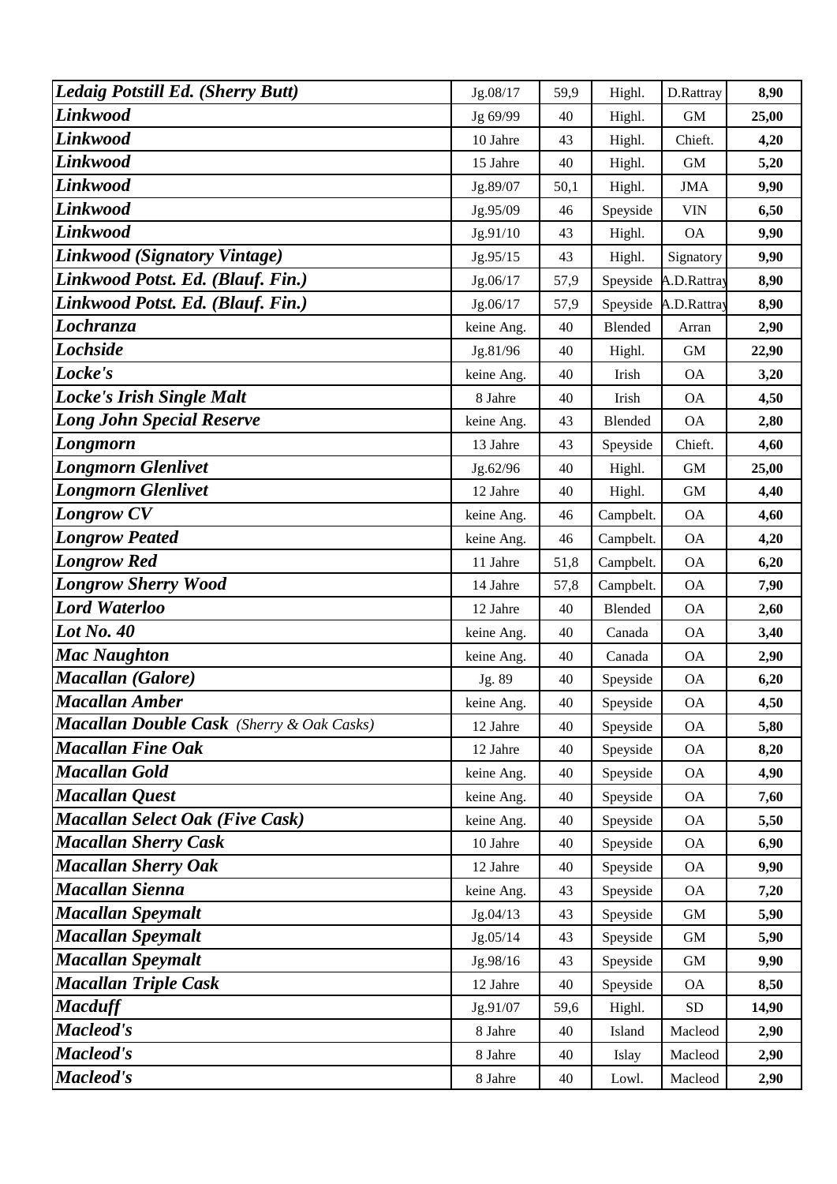| | | | | | |
|---|---|---|---|---|---|
| ***Ledaig Potstill Ed. (Sherry Butt)*** | Jg.08/17 | 59,9 | Highl. | D.Rattray | **8,90** |
| ***Linkwood*** | Jg 69/99 | 40 | Highl. | GM | **25,00** |
| ***Linkwood*** | 10 Jahre | 43 | Highl. | Chieft. | **4,20** |
| ***Linkwood*** | 15 Jahre | 40 | Highl. | GM | **5,20** |
| ***Linkwood*** | Jg.89/07 | 50,1 | Highl. | JMA | **9,90** |
| ***Linkwood*** | Jg.95/09 | 46 | Speyside | VIN | **6,50** |
| ***Linkwood*** | Jg.91/10 | 43 | Highl. | OA | **9,90** |
| ***Linkwood (Signatory Vintage)*** | Jg.95/15 | 43 | Highl. | Signatory | **9,90** |
| ***Linkwood Potst. Ed. (Blauf. Fin.)*** | Jg.06/17 | 57,9 | Speyside | A.D.Rattray | **8,90** |
| ***Linkwood Potst. Ed. (Blauf. Fin.)*** | Jg.06/17 | 57,9 | Speyside | A.D.Rattray | **8,90** |
| ***Lochranza*** | keine Ang. | 40 | Blended | Arran | **2,90** |
| ***Lochside*** | Jg.81/96 | 40 | Highl. | GM | **22,90** |
| ***Locke's*** | keine Ang. | 40 | Irish | OA | **3,20** |
| ***Locke's Irish Single Malt*** | 8 Jahre | 40 | Irish | OA | **4,50** |
| ***Long John Special Reserve*** | keine Ang. | 43 | Blended | OA | **2,80** |
| ***Longmorn*** | 13 Jahre | 43 | Speyside | Chieft. | **4,60** |
| ***Longmorn Glenlivet*** | Jg.62/96 | 40 | Highl. | GM | **25,00** |
| ***Longmorn Glenlivet*** | 12 Jahre | 40 | Highl. | GM | **4,40** |
| ***Longrow CV*** | keine Ang. | 46 | Campbelt. | OA | **4,60** |
| ***Longrow Peated*** | keine Ang. | 46 | Campbelt. | OA | **4,20** |
| ***Longrow Red*** | 11 Jahre | 51,8 | Campbelt. | OA | **6,20** |
| ***Longrow Sherry Wood*** | 14 Jahre | 57,8 | Campbelt. | OA | **7,90** |
| ***Lord Waterloo*** | 12 Jahre | 40 | Blended | OA | **2,60** |
| ***Lot No. 40*** | keine Ang. | 40 | Canada | OA | **3,40** |
| ***Mac Naughton*** | keine Ang. | 40 | Canada | OA | **2,90** |
| ***Macallan (Galore)*** | Jg. 89 | 40 | Speyside | OA | **6,20** |
| ***Macallan Amber*** | keine Ang. | 40 | Speyside | OA | **4,50** |
| ***Macallan Double Cask*** *(Sherry & Oak Casks)* | 12 Jahre | 40 | Speyside | OA | **5,80** |
| ***Macallan Fine Oak*** | 12 Jahre | 40 | Speyside | OA | **8,20** |
| ***Macallan Gold*** | keine Ang. | 40 | Speyside | OA | **4,90** |
| ***Macallan Quest*** | keine Ang. | 40 | Speyside | OA | **7,60** |
| ***Macallan Select Oak (Five Cask)*** | keine Ang. | 40 | Speyside | OA | **5,50** |
| ***Macallan Sherry Cask*** | 10 Jahre | 40 | Speyside | OA | **6,90** |
| ***Macallan Sherry Oak*** | 12 Jahre | 40 | Speyside | OA | **9,90** |
| ***Macallan Sienna*** | keine Ang. | 43 | Speyside | OA | **7,20** |
| ***Macallan Speymalt*** | Jg.04/13 | 43 | Speyside | GM | **5,90** |
| ***Macallan Speymalt*** | Jg.05/14 | 43 | Speyside | GM | **5,90** |
| ***Macallan Speymalt*** | Jg.98/16 | 43 | Speyside | GM | **9,90** |
| ***Macallan Triple Cask*** | 12 Jahre | 40 | Speyside | OA | **8,50** |
| ***Macduff*** | Jg.91/07 | 59,6 | Highl. | SD | **14,90** |
| ***Macleod's*** | 8 Jahre | 40 | Island | Macleod | **2,90** |
| ***Macleod's*** | 8 Jahre | 40 | Islay | Macleod | **2,90** |
| ***Macleod's*** | 8 Jahre | 40 | Lowl. | Macleod | **2,90** |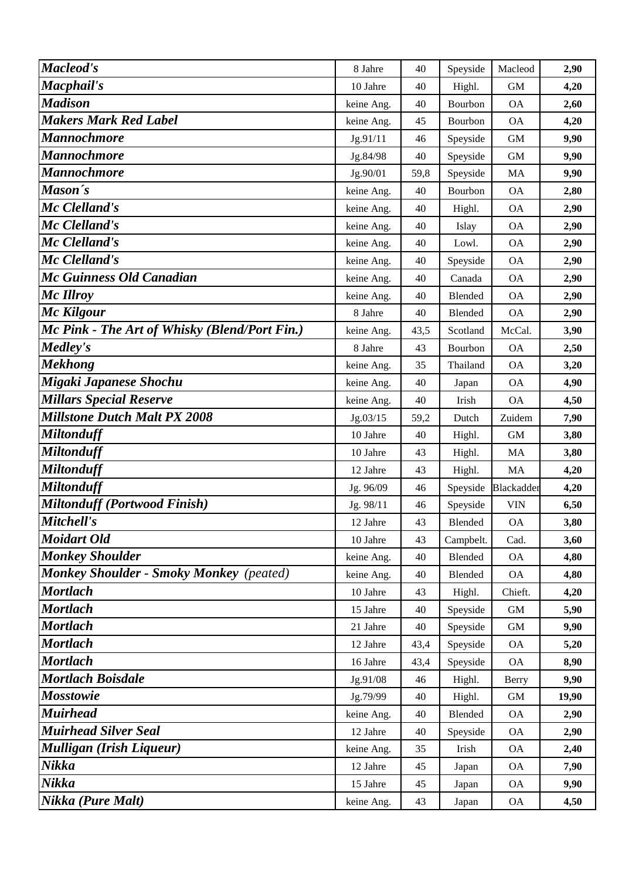| | | | | | |
|---|---|---|---|---|---|
| ***Macleod's*** | 8 Jahre | 40 | Speyside | Macleod | **2,90** |
| ***Macphail's*** | 10 Jahre | 40 | Highl. | GM | **4,20** |
| ***Madison*** | keine Ang. | 40 | Bourbon | OA | **2,60** |
| ***Makers Mark Red Label*** | keine Ang. | 45 | Bourbon | OA | **4,20** |
| ***Mannochmore*** | Jg.91/11 | 46 | Speyside | GM | **9,90** |
| ***Mannochmore*** | Jg.84/98 | 40 | Speyside | GM | **9,90** |
| ***Mannochmore*** | Jg.90/01 | 59,8 | Speyside | MA | **9,90** |
| ***Mason´s*** | keine Ang. | 40 | Bourbon | OA | **2,80** |
| ***Mc Clelland's*** | keine Ang. | 40 | Highl. | OA | **2,90** |
| ***Mc Clelland's*** | keine Ang. | 40 | Islay | OA | **2,90** |
| ***Mc Clelland's*** | keine Ang. | 40 | Lowl. | OA | **2,90** |
| ***Mc Clelland's*** | keine Ang. | 40 | Speyside | OA | **2,90** |
| ***Mc Guinness Old Canadian*** | keine Ang. | 40 | Canada | OA | **2,90** |
| ***Mc Illroy*** | keine Ang. | 40 | Blended | OA | **2,90** |
| ***Mc Kilgour*** | 8 Jahre | 40 | Blended | OA | **2,90** |
| ***Mc Pink - The Art of Whisky (Blend/Port Fin.)*** | keine Ang. | 43,5 | Scotland | McCal. | **3,90** |
| ***Medley's*** | 8 Jahre | 43 | Bourbon | OA | **2,50** |
| ***Mekhong*** | keine Ang. | 35 | Thailand | OA | **3,20** |
| ***Migaki Japanese Shochu*** | keine Ang. | 40 | Japan | OA | **4,90** |
| ***Millars Special Reserve*** | keine Ang. | 40 | Irish | OA | **4,50** |
| ***Millstone Dutch Malt PX 2008*** | Jg.03/15 | 59,2 | Dutch | Zuidem | **7,90** |
| ***Miltonduff*** | 10 Jahre | 40 | Highl. | GM | **3,80** |
| ***Miltonduff*** | 10 Jahre | 43 | Highl. | MA | **3,80** |
| ***Miltonduff*** | 12 Jahre | 43 | Highl. | MA | **4,20** |
| ***Miltonduff*** | Jg. 96/09 | 46 | Speyside | Blackadder | **4,20** |
| ***Miltonduff (Portwood Finish)*** | Jg. 98/11 | 46 | Speyside | VIN | **6,50** |
| ***Mitchell's*** | 12 Jahre | 43 | Blended | OA | **3,80** |
| ***Moidart Old*** | 10 Jahre | 43 | Campbelt. | Cad. | **3,60** |
| ***Monkey Shoulder*** | keine Ang. | 40 | Blended | OA | **4,80** |
| ***Monkey Shoulder - Smoky Monkey** (peated)* | keine Ang. | 40 | Blended | OA | **4,80** |
| ***Mortlach*** | 10 Jahre | 43 | Highl. | Chieft. | **4,20** |
| ***Mortlach*** | 15 Jahre | 40 | Speyside | GM | **5,90** |
| ***Mortlach*** | 21 Jahre | 40 | Speyside | GM | **9,90** |
| ***Mortlach*** | 12 Jahre | 43,4 | Speyside | OA | **5,20** |
| ***Mortlach*** | 16 Jahre | 43,4 | Speyside | OA | **8,90** |
| ***Mortlach Boisdale*** | Jg.91/08 | 46 | Highl. | Berry | **9,90** |
| ***Mosstowie*** | Jg.79/99 | 40 | Highl. | GM | **19,90** |
| ***Muirhead*** | keine Ang. | 40 | Blended | OA | **2,90** |
| ***Muirhead Silver Seal*** | 12 Jahre | 40 | Speyside | OA | **2,90** |
| ***Mulligan (Irish Liqueur)*** | keine Ang. | 35 | Irish | OA | **2,40** |
| ***Nikka*** | 12 Jahre | 45 | Japan | OA | **7,90** |
| ***Nikka*** | 15 Jahre | 45 | Japan | OA | **9,90** |
| ***Nikka (Pure Malt)*** | keine Ang. | 43 | Japan | OA | **4,50** |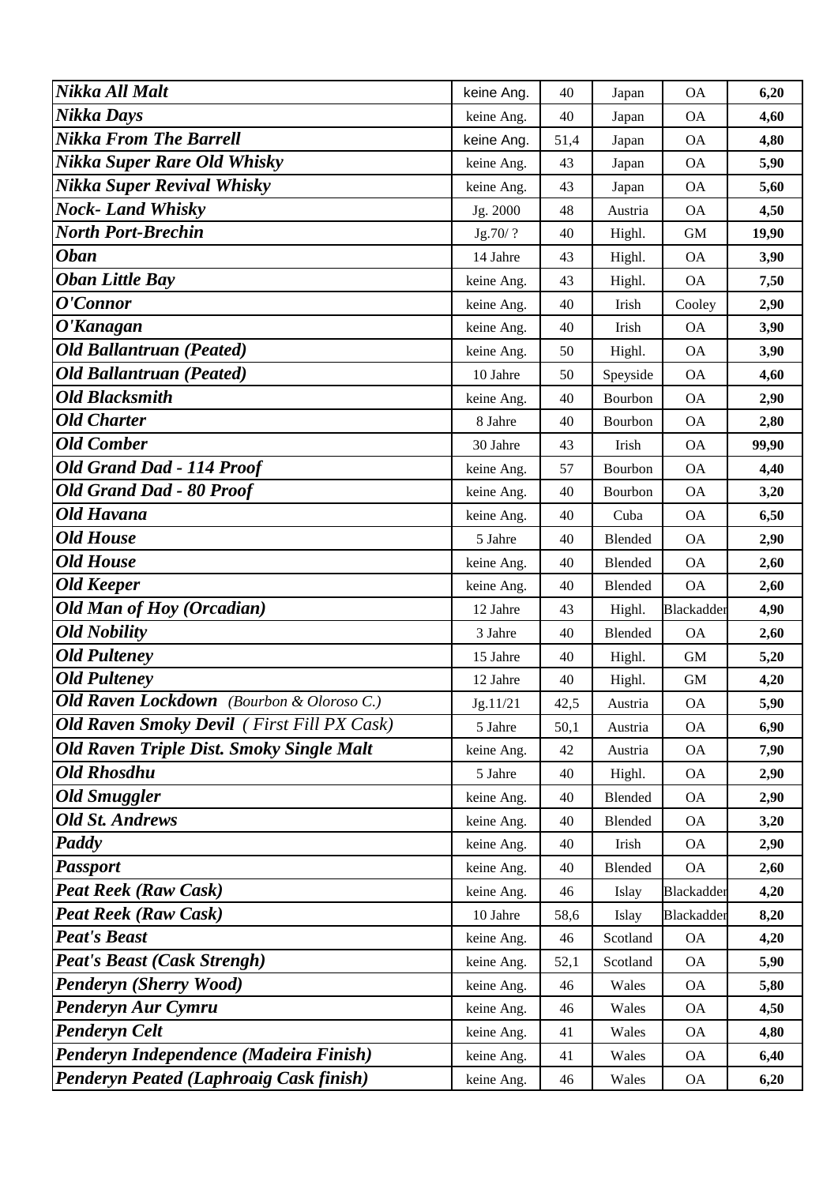| | | | | | |
|---|---|---|---|---|---|
| ***Nikka All Malt*** | keine Ang. | 40 | Japan | OA | **6,20** |
| ***Nikka Days*** | keine Ang. | 40 | Japan | OA | **4,60** |
| ***Nikka From The Barrell*** | keine Ang. | 51,4 | Japan | OA | **4,80** |
| ***Nikka Super Rare Old Whisky*** | keine Ang. | 43 | Japan | OA | **5,90** |
| ***Nikka Super Revival Whisky*** | keine Ang. | 43 | Japan | OA | **5,60** |
| ***Nock- Land Whisky*** | Jg. 2000 | 48 | Austria | OA | **4,50** |
| ***North Port-Brechin*** | Jg.70/ ? | 40 | Highl. | GM | **19,90** |
| ***Oban*** | 14 Jahre | 43 | Highl. | OA | **3,90** |
| ***Oban Little Bay*** | keine Ang. | 43 | Highl. | OA | **7,50** |
| ***O'Connor*** | keine Ang. | 40 | Irish | Cooley | **2,90** |
| ***O'Kanagan*** | keine Ang. | 40 | Irish | OA | **3,90** |
| ***Old Ballantruan (Peated)*** | keine Ang. | 50 | Highl. | OA | **3,90** |
| ***Old Ballantruan (Peated)*** | 10 Jahre | 50 | Speyside | OA | **4,60** |
| ***Old Blacksmith*** | keine Ang. | 40 | Bourbon | OA | **2,90** |
| ***Old Charter*** | 8 Jahre | 40 | Bourbon | OA | **2,80** |
| ***Old Comber*** | 30 Jahre | 43 | Irish | OA | **99,90** |
| ***Old Grand Dad - 114 Proof*** | keine Ang. | 57 | Bourbon | OA | **4,40** |
| ***Old Grand Dad - 80 Proof*** | keine Ang. | 40 | Bourbon | OA | **3,20** |
| ***Old Havana*** | keine Ang. | 40 | Cuba | OA | **6,50** |
| ***Old House*** | 5 Jahre | 40 | Blended | OA | **2,90** |
| ***Old House*** | keine Ang. | 40 | Blended | OA | **2,60** |
| ***Old Keeper*** | keine Ang. | 40 | Blended | OA | **2,60** |
| ***Old Man of Hoy (Orcadian)*** | 12 Jahre | 43 | Highl. | Blackadder | **4,90** |
| ***Old Nobility*** | 3 Jahre | 40 | Blended | OA | **2,60** |
| ***Old Pulteney*** | 15 Jahre | 40 | Highl. | GM | **5,20** |
| ***Old Pulteney*** | 12 Jahre | 40 | Highl. | GM | **4,20** |
| ***Old Raven Lockdown*** *(Bourbon & Oloroso C.)* | Jg.11/21 | 42,5 | Austria | OA | **5,90** |
| ***Old Raven Smoky Devil*** *( First Fill PX Cask)* | 5 Jahre | 50,1 | Austria | OA | **6,90** |
| ***Old Raven Triple Dist. Smoky Single Malt*** | keine Ang. | 42 | Austria | OA | **7,90** |
| ***Old Rhosdhu*** | 5 Jahre | 40 | Highl. | OA | **2,90** |
| ***Old Smuggler*** | keine Ang. | 40 | Blended | OA | **2,90** |
| ***Old St. Andrews*** | keine Ang. | 40 | Blended | OA | **3,20** |
| ***Paddy*** | keine Ang. | 40 | Irish | OA | **2,90** |
| ***Passport*** | keine Ang. | 40 | Blended | OA | **2,60** |
| ***Peat Reek (Raw Cask)*** | keine Ang. | 46 | Islay | Blackadder | **4,20** |
| ***Peat Reek (Raw Cask)*** | 10 Jahre | 58,6 | Islay | Blackadder | **8,20** |
| ***Peat's Beast*** | keine Ang. | 46 | Scotland | OA | **4,20** |
| ***Peat's Beast (Cask Strengh)*** | keine Ang. | 52,1 | Scotland | OA | **5,90** |
| ***Penderyn (Sherry Wood)*** | keine Ang. | 46 | Wales | OA | **5,80** |
| ***Penderyn Aur Cymru*** | keine Ang. | 46 | Wales | OA | **4,50** |
| ***Penderyn Celt*** | keine Ang. | 41 | Wales | OA | **4,80** |
| ***Penderyn Independence (Madeira Finish)*** | keine Ang. | 41 | Wales | OA | **6,40** |
| ***Penderyn Peated (Laphroaig Cask finish)*** | keine Ang. | 46 | Wales | OA | **6,20** |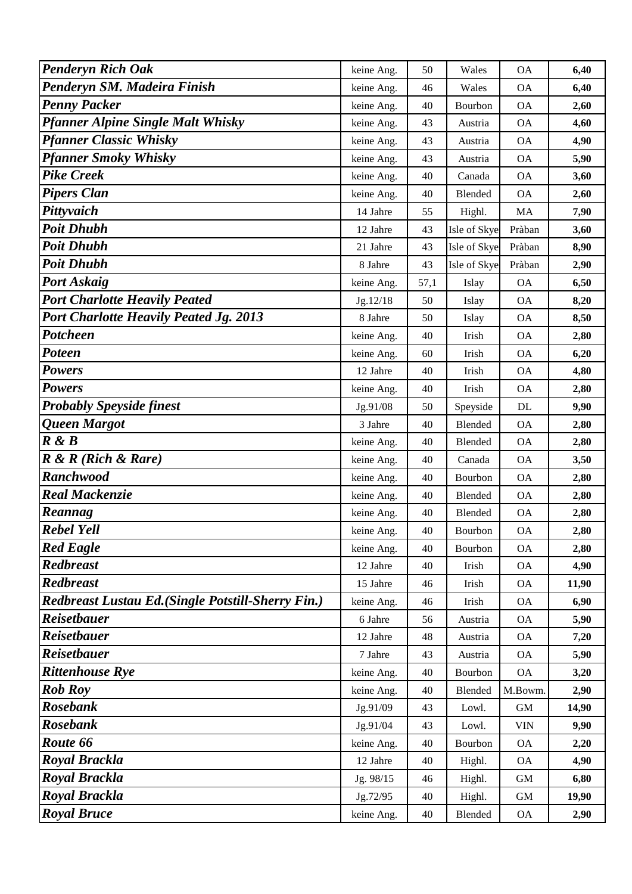| *Penderyn Rich Oak* | keine Ang. | 50 | Wales | OA | **6,40** |
|---|---|---|---|---|---|
| ***Penderyn SM. Madeira Finish*** | keine Ang. | 46 | Wales | OA | **6,40** |
| ***Penny Packer*** | keine Ang. | 40 | Bourbon | OA | **2,60** |
| ***Pfanner Alpine Single Malt Whisky*** | keine Ang. | 43 | Austria | OA | **4,60** |
| ***Pfanner Classic Whisky*** | keine Ang. | 43 | Austria | OA | **4,90** |
| ***Pfanner Smoky Whisky*** | keine Ang. | 43 | Austria | OA | **5,90** |
| ***Pike Creek*** | keine Ang. | 40 | Canada | OA | **3,60** |
| ***Pipers Clan*** | keine Ang. | 40 | Blended | OA | **2,60** |
| ***Pittyvaich*** | 14 Jahre | 55 | Highl. | MA | **7,90** |
| ***Poit Dhubh*** | 12 Jahre | 43 | Isle of Skye | Pràban | **3,60** |
| ***Poit Dhubh*** | 21 Jahre | 43 | Isle of Skye | Pràban | **8,90** |
| ***Poit Dhubh*** | 8 Jahre | 43 | Isle of Skye | Pràban | **2,90** |
| ***Port Askaig*** | keine Ang. | 57,1 | Islay | OA | **6,50** |
| ***Port Charlotte Heavily Peated*** | Jg.12/18 | 50 | Islay | OA | **8,20** |
| ***Port Charlotte Heavily Peated Jg. 2013*** | 8 Jahre | 50 | Islay | OA | **8,50** |
| ***Potcheen*** | keine Ang. | 40 | Irish | OA | **2,80** |
| ***Poteen*** | keine Ang. | 60 | Irish | OA | **6,20** |
| ***Powers*** | 12 Jahre | 40 | Irish | OA | **4,80** |
| ***Powers*** | keine Ang. | 40 | Irish | OA | **2,80** |
| ***Probably Speyside finest*** | Jg.91/08 | 50 | Speyside | DL | **9,90** |
| ***Queen Margot*** | 3 Jahre | 40 | Blended | OA | **2,80** |
| ***R & B*** | keine Ang. | 40 | Blended | OA | **2,80** |
| ***R & R (Rich & Rare)*** | keine Ang. | 40 | Canada | OA | **3,50** |
| ***Ranchwood*** | keine Ang. | 40 | Bourbon | OA | **2,80** |
| ***Real Mackenzie*** | keine Ang. | 40 | Blended | OA | **2,80** |
| ***Reannag*** | keine Ang. | 40 | Blended | OA | **2,80** |
| ***Rebel Yell*** | keine Ang. | 40 | Bourbon | OA | **2,80** |
| ***Red Eagle*** | keine Ang. | 40 | Bourbon | OA | **2,80** |
| ***Redbreast*** | 12 Jahre | 40 | Irish | OA | **4,90** |
| ***Redbreast*** | 15 Jahre | 46 | Irish | OA | **11,90** |
| ***Redbreast Lustau Ed.(Single Potstill-Sherry Fin.)*** | keine Ang. | 46 | Irish | OA | **6,90** |
| ***Reisetbauer*** | 6 Jahre | 56 | Austria | OA | **5,90** |
| ***Reisetbauer*** | 12 Jahre | 48 | Austria | OA | **7,20** |
| ***Reisetbauer*** | 7 Jahre | 43 | Austria | OA | **5,90** |
| ***Rittenhouse Rye*** | keine Ang. | 40 | Bourbon | OA | **3,20** |
| ***Rob Roy*** | keine Ang. | 40 | Blended | M.Bowm. | **2,90** |
| ***Rosebank*** | Jg.91/09 | 43 | Lowl. | GM | **14,90** |
| ***Rosebank*** | Jg.91/04 | 43 | Lowl. | VIN | **9,90** |
| ***Route 66*** | keine Ang. | 40 | Bourbon | OA | **2,20** |
| ***Royal Brackla*** | 12 Jahre | 40 | Highl. | OA | **4,90** |
| ***Royal Brackla*** | Jg. 98/15 | 46 | Highl. | GM | **6,80** |
| ***Royal Brackla*** | Jg.72/95 | 40 | Highl. | GM | **19,90** |
| ***Royal Bruce*** | keine Ang. | 40 | Blended | OA | **2,90** |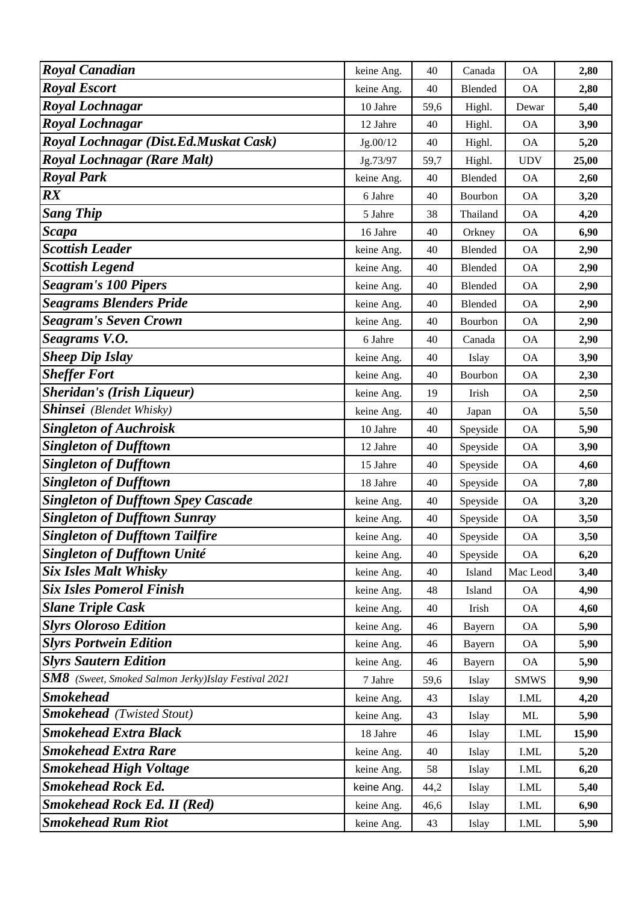| | | | | | |
|---|---|---|---|---|---|
| ***Royal Canadian*** | keine Ang. | 40 | Canada | OA | **2,80** |
| ***Royal Escort*** | keine Ang. | 40 | Blended | OA | **2,80** |
| ***Royal Lochnagar*** | 10 Jahre | 59,6 | Highl. | Dewar | **5,40** |
| ***Royal Lochnagar*** | 12 Jahre | 40 | Highl. | OA | **3,90** |
| ***Royal Lochnagar (Dist.Ed.Muskat Cask)*** | Jg.00/12 | 40 | Highl. | OA | **5,20** |
| ***Royal Lochnagar (Rare Malt)*** | Jg.73/97 | 59,7 | Highl. | UDV | **25,00** |
| ***Royal Park*** | keine Ang. | 40 | Blended | OA | **2,60** |
| ***RX*** | 6 Jahre | 40 | Bourbon | OA | **3,20** |
| ***Sang Thip*** | 5 Jahre | 38 | Thailand | OA | **4,20** |
| ***Scapa*** | 16 Jahre | 40 | Orkney | OA | **6,90** |
| ***Scottish Leader*** | keine Ang. | 40 | Blended | OA | **2,90** |
| ***Scottish Legend*** | keine Ang. | 40 | Blended | OA | **2,90** |
| ***Seagram's 100 Pipers*** | keine Ang. | 40 | Blended | OA | **2,90** |
| ***Seagrams Blenders Pride*** | keine Ang. | 40 | Blended | OA | **2,90** |
| ***Seagram's Seven Crown*** | keine Ang. | 40 | Bourbon | OA | **2,90** |
| ***Seagrams V.O.*** | 6 Jahre | 40 | Canada | OA | **2,90** |
| ***Sheep Dip Islay*** | keine Ang. | 40 | Islay | OA | **3,90** |
| ***Sheffer Fort*** | keine Ang. | 40 | Bourbon | OA | **2,30** |
| ***Sheridan's (Irish Liqueur)*** | keine Ang. | 19 | Irish | OA | **2,50** |
| ***Shinsei*** *(Blendet Whisky)* | keine Ang. | 40 | Japan | OA | **5,50** |
| ***Singleton of Auchroisk*** | 10 Jahre | 40 | Speyside | OA | **5,90** |
| ***Singleton of Dufftown*** | 12 Jahre | 40 | Speyside | OA | **3,90** |
| ***Singleton of Dufftown*** | 15 Jahre | 40 | Speyside | OA | **4,60** |
| ***Singleton of Dufftown*** | 18 Jahre | 40 | Speyside | OA | **7,80** |
| ***Singleton of Dufftown Spey Cascade*** | keine Ang. | 40 | Speyside | OA | **3,20** |
| ***Singleton of Dufftown Sunray*** | keine Ang. | 40 | Speyside | OA | **3,50** |
| ***Singleton of Dufftown Tailfire*** | keine Ang. | 40 | Speyside | OA | **3,50** |
| ***Singleton of Dufftown Unité*** | keine Ang. | 40 | Speyside | OA | **6,20** |
| ***Six Isles Malt Whisky*** | keine Ang. | 40 | Island | Mac Leod | **3,40** |
| ***Six Isles Pomerol Finish*** | keine Ang. | 48 | Island | OA | **4,90** |
| ***Slane Triple Cask*** | keine Ang. | 40 | Irish | OA | **4,60** |
| ***Slyrs Oloroso Edition*** | keine Ang. | 46 | Bayern | OA | **5,90** |
| ***Slyrs Portwein Edition*** | keine Ang. | 46 | Bayern | OA | **5,90** |
| ***Slyrs Sautern Edition*** | keine Ang. | 46 | Bayern | OA | **5,90** |
| ***SM8*** *(Sweet, Smoked Salmon Jerky)Islay Festival 2021* | 7 Jahre | 59,6 | Islay | SMWS | **9,90** |
| ***Smokehead*** | keine Ang. | 43 | Islay | I.ML | **4,20** |
| ***Smokehead*** *(Twisted Stout)* | keine Ang. | 43 | Islay | ML | **5,90** |
| ***Smokehead Extra Black*** | 18 Jahre | 46 | Islay | I.ML | **15,90** |
| ***Smokehead Extra Rare*** | keine Ang. | 40 | Islay | I.ML | **5,20** |
| ***Smokehead High Voltage*** | keine Ang. | 58 | Islay | I.ML | **6,20** |
| ***Smokehead Rock Ed.*** | keine Ang. | 44,2 | Islay | I.ML | **5,40** |
| ***Smokehead Rock Ed. II (Red)*** | keine Ang. | 46,6 | Islay | I.ML | **6,90** |
| ***Smokehead Rum Riot*** | keine Ang. | 43 | Islay | I.ML | **5,90** |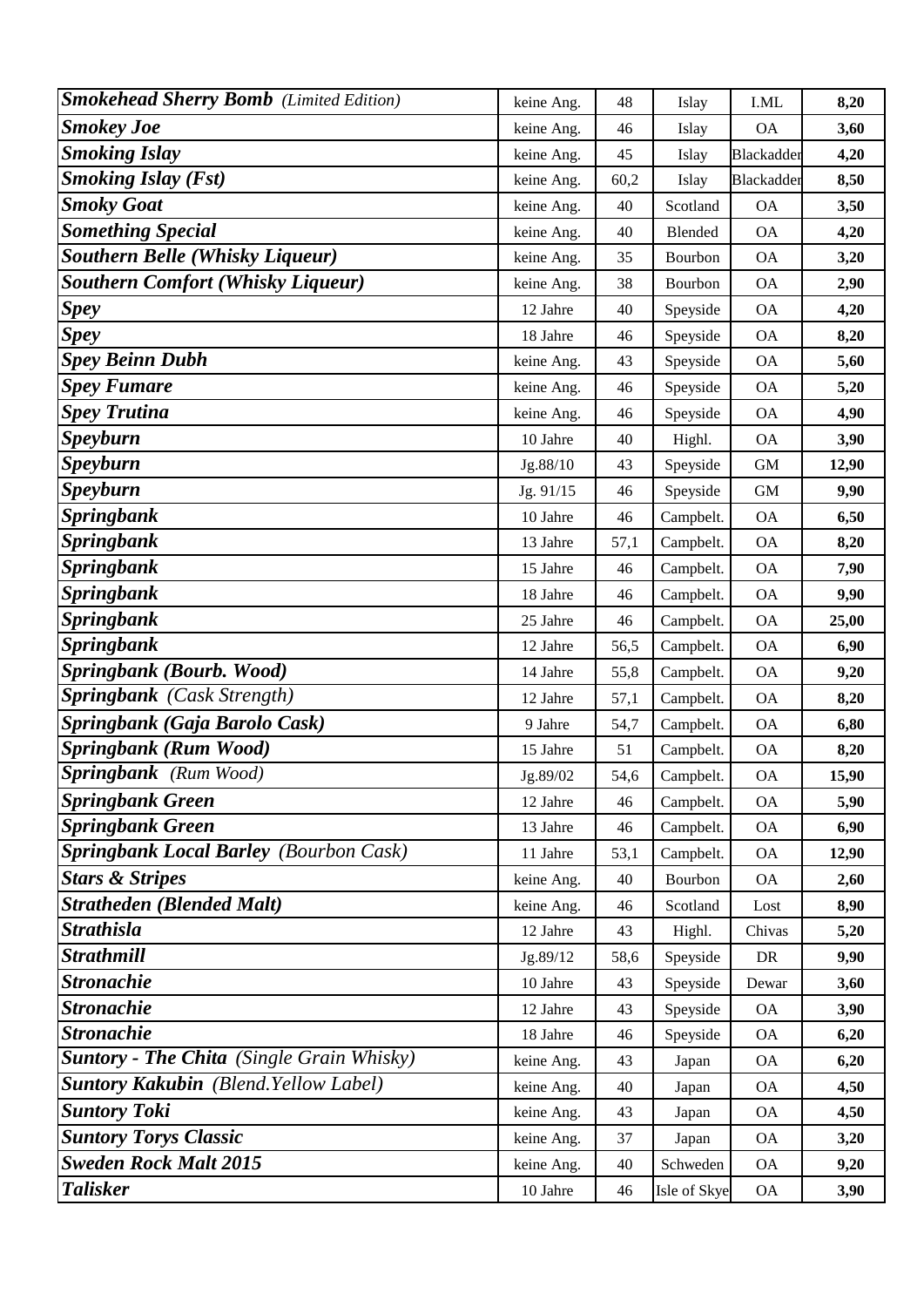| | | | | | |
|---|---|---|---|---|---|
| ***Smokehead Sherry Bomb*** *(Limited Edition)* | keine Ang. | 48 | Islay | I.ML | **8,20** |
| ***Smokey Joe*** | keine Ang. | 46 | Islay | OA | **3,60** |
| ***Smoking Islay*** | keine Ang. | 45 | Islay | Blackadder | **4,20** |
| ***Smoking Islay (Fst)*** | keine Ang. | 60,2 | Islay | Blackadder | **8,50** |
| ***Smoky Goat*** | keine Ang. | 40 | Scotland | OA | **3,50** |
| ***Something Special*** | keine Ang. | 40 | Blended | OA | **4,20** |
| ***Southern Belle (Whisky Liqueur)*** | keine Ang. | 35 | Bourbon | OA | **3,20** |
| ***Southern Comfort (Whisky Liqueur)*** | keine Ang. | 38 | Bourbon | OA | **2,90** |
| ***Spey*** | 12 Jahre | 40 | Speyside | OA | **4,20** |
| ***Spey*** | 18 Jahre | 46 | Speyside | OA | **8,20** |
| ***Spey Beinn Dubh*** | keine Ang. | 43 | Speyside | OA | **5,60** |
| ***Spey Fumare*** | keine Ang. | 46 | Speyside | OA | **5,20** |
| ***Spey Trutina*** | keine Ang. | 46 | Speyside | OA | **4,90** |
| ***Speyburn*** | 10 Jahre | 40 | Highl. | OA | **3,90** |
| ***Speyburn*** | Jg.88/10 | 43 | Speyside | GM | **12,90** |
| ***Speyburn*** | Jg. 91/15 | 46 | Speyside | GM | **9,90** |
| ***Springbank*** | 10 Jahre | 46 | Campbelt. | OA | **6,50** |
| ***Springbank*** | 13 Jahre | 57,1 | Campbelt. | OA | **8,20** |
| ***Springbank*** | 15 Jahre | 46 | Campbelt. | OA | **7,90** |
| ***Springbank*** | 18 Jahre | 46 | Campbelt. | OA | **9,90** |
| ***Springbank*** | 25 Jahre | 46 | Campbelt. | OA | **25,00** |
| ***Springbank*** | 12 Jahre | 56,5 | Campbelt. | OA | **6,90** |
| ***Springbank (Bourb. Wood)*** | 14 Jahre | 55,8 | Campbelt. | OA | **9,20** |
| ***Springbank*** *(Cask Strength)* | 12 Jahre | 57,1 | Campbelt. | OA | **8,20** |
| ***Springbank (Gaja Barolo Cask)*** | 9 Jahre | 54,7 | Campbelt. | OA | **6,80** |
| ***Springbank (Rum Wood)*** | 15 Jahre | 51 | Campbelt. | OA | **8,20** |
| ***Springbank*** *(Rum Wood)* | Jg.89/02 | 54,6 | Campbelt. | OA | **15,90** |
| ***Springbank Green*** | 12 Jahre | 46 | Campbelt. | OA | **5,90** |
| ***Springbank Green*** | 13 Jahre | 46 | Campbelt. | OA | **6,90** |
| ***Springbank Local Barley*** *(Bourbon Cask)* | 11 Jahre | 53,1 | Campbelt. | OA | **12,90** |
| ***Stars & Stripes*** | keine Ang. | 40 | Bourbon | OA | **2,60** |
| ***Stratheden (Blended Malt)*** | keine Ang. | 46 | Scotland | Lost | **8,90** |
| ***Strathisla*** | 12 Jahre | 43 | Highl. | Chivas | **5,20** |
| ***Strathmill*** | Jg.89/12 | 58,6 | Speyside | DR | **9,90** |
| ***Stronachie*** | 10 Jahre | 43 | Speyside | Dewar | **3,60** |
| ***Stronachie*** | 12 Jahre | 43 | Speyside | OA | **3,90** |
| ***Stronachie*** | 18 Jahre | 46 | Speyside | OA | **6,20** |
| ***Suntory - The Chita*** *(Single Grain Whisky)* | keine Ang. | 43 | Japan | OA | **6,20** |
| ***Suntory Kakubin*** *(Blend.Yellow Label)* | keine Ang. | 40 | Japan | OA | **4,50** |
| ***Suntory Toki*** | keine Ang. | 43 | Japan | OA | **4,50** |
| ***Suntory Torys Classic*** | keine Ang. | 37 | Japan | OA | **3,20** |
| ***Sweden Rock Malt 2015*** | keine Ang. | 40 | Schweden | OA | **9,20** |
| ***Talisker*** | 10 Jahre | 46 | Isle of Skye | OA | **3,90** |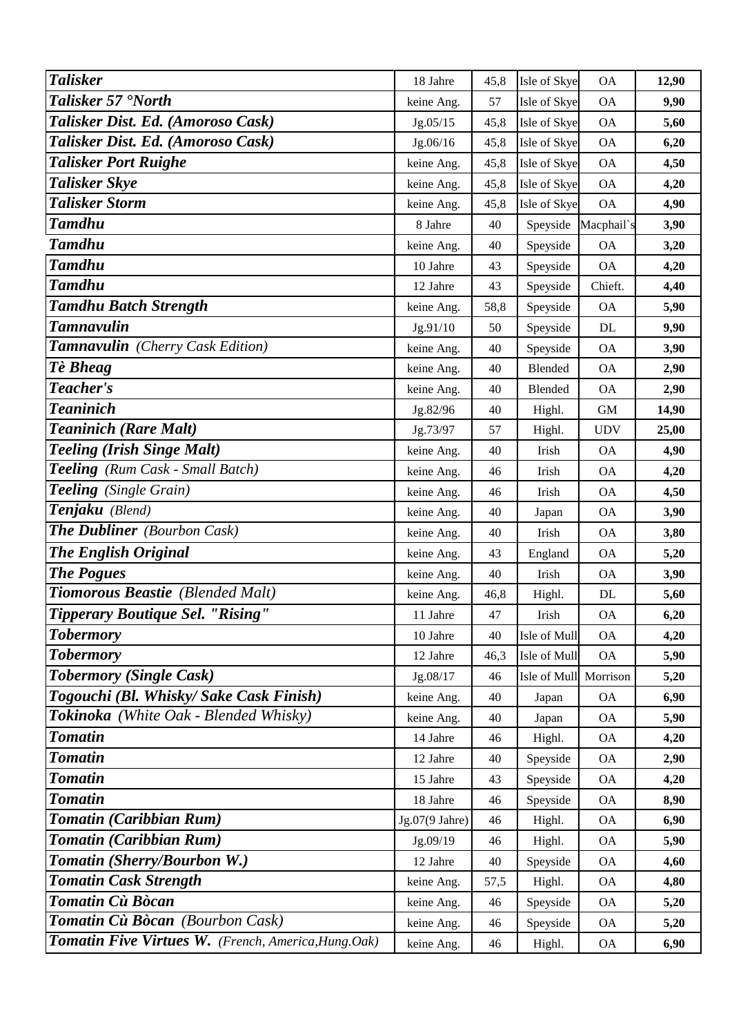| | | | | | |
|---|---|---|---|---|---|
| ***Talisker*** | 18 Jahre | 45,8 | Isle of Skye | OA | **12,90** |
| ***Talisker 57 °North*** | keine Ang. | 57 | Isle of Skye | OA | **9,90** |
| ***Talisker Dist. Ed. (Amoroso Cask)*** | Jg.05/15 | 45,8 | Isle of Skye | OA | **5,60** |
| ***Talisker Dist. Ed. (Amoroso Cask)*** | Jg.06/16 | 45,8 | Isle of Skye | OA | **6,20** |
| ***Talisker Port Ruighe*** | keine Ang. | 45,8 | Isle of Skye | OA | **4,50** |
| ***Talisker Skye*** | keine Ang. | 45,8 | Isle of Skye | OA | **4,20** |
| ***Talisker Storm*** | keine Ang. | 45,8 | Isle of Skye | OA | **4,90** |
| ***Tamdhu*** | 8 Jahre | 40 | Speyside | Macphail`s | **3,90** |
| ***Tamdhu*** | keine Ang. | 40 | Speyside | OA | **3,20** |
| ***Tamdhu*** | 10 Jahre | 43 | Speyside | OA | **4,20** |
| ***Tamdhu*** | 12 Jahre | 43 | Speyside | Chieft. | **4,40** |
| ***Tamdhu Batch Strength*** | keine Ang. | 58,8 | Speyside | OA | **5,90** |
| ***Tamnavulin*** | Jg.91/10 | 50 | Speyside | DL | **9,90** |
| ***Tamnavulin*** *(Cherry Cask Edition)* | keine Ang. | 40 | Speyside | OA | **3,90** |
| ***Tè Bheag*** | keine Ang. | 40 | Blended | OA | **2,90** |
| ***Teacher's*** | keine Ang. | 40 | Blended | OA | **2,90** |
| ***Teaninich*** | Jg.82/96 | 40 | Highl. | GM | **14,90** |
| ***Teaninich (Rare Malt)*** | Jg.73/97 | 57 | Highl. | UDV | **25,00** |
| ***Teeling (Irish Singe Malt)*** | keine Ang. | 40 | Irish | OA | **4,90** |
| ***Teeling*** *(Rum Cask - Small Batch)* | keine Ang. | 46 | Irish | OA | **4,20** |
| ***Teeling*** *(Single Grain)* | keine Ang. | 46 | Irish | OA | **4,50** |
| ***Tenjaku*** *(Blend)* | keine Ang. | 40 | Japan | OA | **3,90** |
| ***The Dubliner*** *(Bourbon Cask)* | keine Ang. | 40 | Irish | OA | **3,80** |
| ***The English Original*** | keine Ang. | 43 | England | OA | **5,20** |
| ***The Pogues*** | keine Ang. | 40 | Irish | OA | **3,90** |
| ***Tiomorous Beastie*** *(Blended Malt)* | keine Ang. | 46,8 | Highl. | DL | **5,60** |
| ***Tipperary Boutique Sel. "Rising"*** | 11 Jahre | 47 | Irish | OA | **6,20** |
| ***Tobermory*** | 10 Jahre | 40 | Isle of Mull | OA | **4,20** |
| ***Tobermory*** | 12 Jahre | 46,3 | Isle of Mull | OA | **5,90** |
| ***Tobermory (Single Cask)*** | Jg.08/17 | 46 | Isle of Mull | Morrison | **5,20** |
| ***Togouchi (Bl. Whisky/ Sake Cask Finish)*** | keine Ang. | 40 | Japan | OA | **6,90** |
| ***Tokinoka*** *(White Oak - Blended Whisky)* | keine Ang. | 40 | Japan | OA | **5,90** |
| ***Tomatin*** | 14 Jahre | 46 | Highl. | OA | **4,20** |
| ***Tomatin*** | 12 Jahre | 40 | Speyside | OA | **2,90** |
| ***Tomatin*** | 15 Jahre | 43 | Speyside | OA | **4,20** |
| ***Tomatin*** | 18 Jahre | 46 | Speyside | OA | **8,90** |
| ***Tomatin (Caribbian Rum)*** | Jg.07(9 Jahre) | 46 | Highl. | OA | **6,90** |
| ***Tomatin (Caribbian Rum)*** | Jg.09/19 | 46 | Highl. | OA | **5,90** |
| ***Tomatin (Sherry/Bourbon W.)*** | 12 Jahre | 40 | Speyside | OA | **4,60** |
| ***Tomatin Cask Strength*** | keine Ang. | 57,5 | Highl. | OA | **4,80** |
| ***Tomatin Cù Bòcan*** | keine Ang. | 46 | Speyside | OA | **5,20** |
| ***Tomatin Cù Bòcan*** *(Bourbon Cask)* | keine Ang. | 46 | Speyside | OA | **5,20** |
| ***Tomatin Five Virtues W.*** *(French, America,Hung.Oak)* | keine Ang. | 46 | Highl. | OA | **6,90** |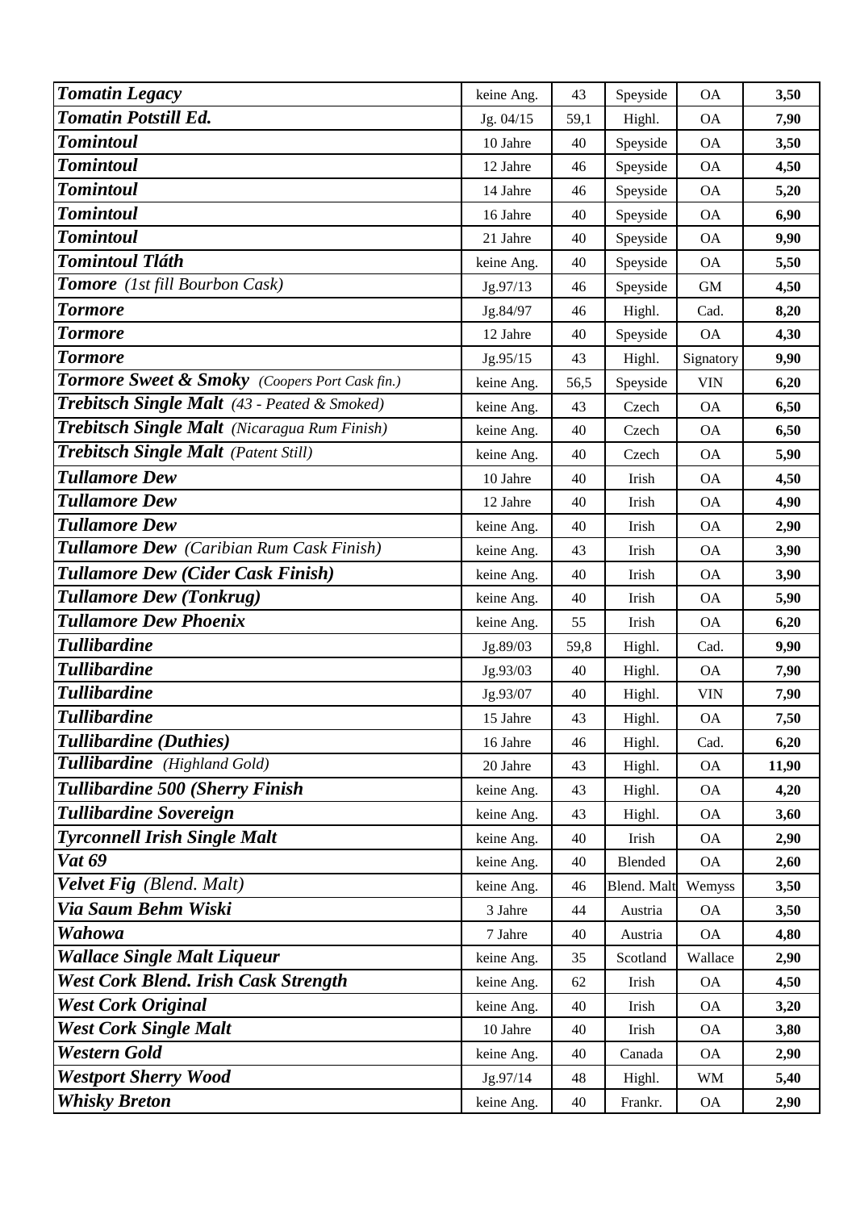| *Tomatin Legacy* | keine Ang. | 43 | Speyside | OA | **3,50** |
|---|---|---|---|---|---|
| *Tomatin Potstill Ed.* | Jg. 04/15 | 59,1 | Highl. | OA | **7,90** |
| *Tomintoul* | 10 Jahre | 40 | Speyside | OA | **3,50** |
| *Tomintoul* | 12 Jahre | 46 | Speyside | OA | **4,50** |
| *Tomintoul* | 14 Jahre | 46 | Speyside | OA | **5,20** |
| *Tomintoul* | 16 Jahre | 40 | Speyside | OA | **6,90** |
| *Tomintoul* | 21 Jahre | 40 | Speyside | OA | **9,90** |
| *Tomintoul Tláth* | keine Ang. | 40 | Speyside | OA | **5,50** |
| ***Tomore** (1st fill Bourbon Cask)* | Jg.97/13 | 46 | Speyside | GM | **4,50** |
| *Tormore* | Jg.84/97 | 46 | Highl. | Cad. | **8,20** |
| *Tormore* | 12 Jahre | 40 | Speyside | OA | **4,30** |
| *Tormore* | Jg.95/15 | 43 | Highl. | Signatory | **9,90** |
| ***Tormore Sweet & Smoky** (Coopers Port Cask fin.)* | keine Ang. | 56,5 | Speyside | VIN | **6,20** |
| ***Trebitsch Single Malt** (43 - Peated & Smoked)* | keine Ang. | 43 | Czech | OA | **6,50** |
| ***Trebitsch Single Malt** (Nicaragua Rum Finish)* | keine Ang. | 40 | Czech | OA | **6,50** |
| ***Trebitsch Single Malt** (Patent Still)* | keine Ang. | 40 | Czech | OA | **5,90** |
| *Tullamore Dew* | 10 Jahre | 40 | Irish | OA | **4,50** |
| *Tullamore Dew* | 12 Jahre | 40 | Irish | OA | **4,90** |
| *Tullamore Dew* | keine Ang. | 40 | Irish | OA | **2,90** |
| ***Tullamore Dew** (Caribian Rum Cask Finish)* | keine Ang. | 43 | Irish | OA | **3,90** |
| *Tullamore Dew (Cider Cask Finish)* | keine Ang. | 40 | Irish | OA | **3,90** |
| *Tullamore Dew (Tonkrug)* | keine Ang. | 40 | Irish | OA | **5,90** |
| *Tullamore Dew Phoenix* | keine Ang. | 55 | Irish | OA | **6,20** |
| *Tullibardine* | Jg.89/03 | 59,8 | Highl. | Cad. | **9,90** |
| *Tullibardine* | Jg.93/03 | 40 | Highl. | OA | **7,90** |
| *Tullibardine* | Jg.93/07 | 40 | Highl. | VIN | **7,90** |
| *Tullibardine* | 15 Jahre | 43 | Highl. | OA | **7,50** |
| *Tullibardine (Duthies)* | 16 Jahre | 46 | Highl. | Cad. | **6,20** |
| ***Tullibardine** (Highland Gold)* | 20 Jahre | 43 | Highl. | OA | **11,90** |
| *Tullibardine 500 (Sherry Finish* | keine Ang. | 43 | Highl. | OA | **4,20** |
| *Tullibardine Sovereign* | keine Ang. | 43 | Highl. | OA | **3,60** |
| *Tyrconnell Irish Single Malt* | keine Ang. | 40 | Irish | OA | **2,90** |
| *Vat 69* | keine Ang. | 40 | Blended | OA | **2,60** |
| ***Velvet Fig** (Blend. Malt)* | keine Ang. | 46 | Blend. Malt | Wemyss | **3,50** |
| *Via Saum Behm Wiski* | 3 Jahre | 44 | Austria | OA | **3,50** |
| *Wahowa* | 7 Jahre | 40 | Austria | OA | **4,80** |
| *Wallace Single Malt Liqueur* | keine Ang. | 35 | Scotland | Wallace | **2,90** |
| *West Cork Blend. Irish Cask Strength* | keine Ang. | 62 | Irish | OA | **4,50** |
| *West Cork Original* | keine Ang. | 40 | Irish | OA | **3,20** |
| *West Cork Single Malt* | 10 Jahre | 40 | Irish | OA | **3,80** |
| *Western Gold* | keine Ang. | 40 | Canada | OA | **2,90** |
| *Westport Sherry Wood* | Jg.97/14 | 48 | Highl. | WM | **5,40** |
| *Whisky Breton* | keine Ang. | 40 | Frankr. | OA | **2,90** |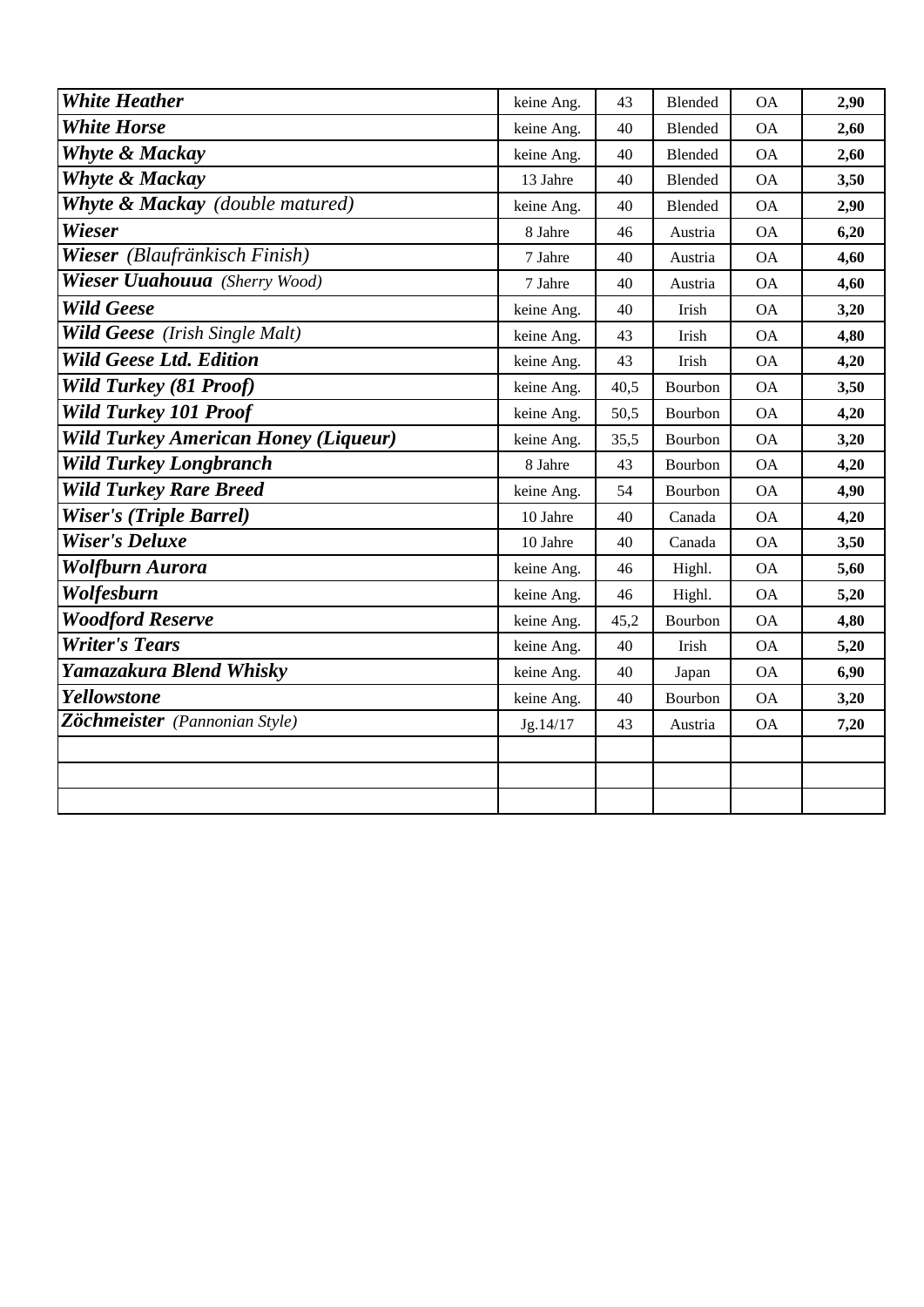| | | | | | |
|---|---|---|---|---|---|
| ***White Heather*** | keine Ang. | 43 | Blended | OA | **2,90** |
| ***White Horse*** | keine Ang. | 40 | Blended | OA | **2,60** |
| ***Whyte & Mackay*** | keine Ang. | 40 | Blended | OA | **2,60** |
| ***Whyte & Mackay*** | 13 Jahre | 40 | Blended | OA | **3,50** |
| ***Whyte & Mackay*** *(double matured)* | keine Ang. | 40 | Blended | OA | **2,90** |
| ***Wieser*** | 8 Jahre | 46 | Austria | OA | **6,20** |
| ***Wieser*** *(Blaufränkisch Finish)* | 7 Jahre | 40 | Austria | OA | **4,60** |
| ***Wieser Uuahouua*** *(Sherry Wood)* | 7 Jahre | 40 | Austria | OA | **4,60** |
| ***Wild Geese*** | keine Ang. | 40 | Irish | OA | **3,20** |
| ***Wild Geese*** *(Irish Single Malt)* | keine Ang. | 43 | Irish | OA | **4,80** |
| ***Wild Geese Ltd. Edition*** | keine Ang. | 43 | Irish | OA | **4,20** |
| ***Wild Turkey (81 Proof)*** | keine Ang. | 40,5 | Bourbon | OA | **3,50** |
| ***Wild Turkey 101 Proof*** | keine Ang. | 50,5 | Bourbon | OA | **4,20** |
| ***Wild Turkey American Honey (Liqueur)*** | keine Ang. | 35,5 | Bourbon | OA | **3,20** |
| ***Wild Turkey Longbranch*** | 8 Jahre | 43 | Bourbon | OA | **4,20** |
| ***Wild Turkey Rare Breed*** | keine Ang. | 54 | Bourbon | OA | **4,90** |
| ***Wiser's (Triple Barrel)*** | 10 Jahre | 40 | Canada | OA | **4,20** |
| ***Wiser's Deluxe*** | 10 Jahre | 40 | Canada | OA | **3,50** |
| ***Wolfburn Aurora*** | keine Ang. | 46 | Highl. | OA | **5,60** |
| ***Wolfesburn*** | keine Ang. | 46 | Highl. | OA | **5,20** |
| ***Woodford Reserve*** | keine Ang. | 45,2 | Bourbon | OA | **4,80** |
| ***Writer's Tears*** | keine Ang. | 40 | Irish | OA | **5,20** |
| ***Yamazakura Blend Whisky*** | keine Ang. | 40 | Japan | OA | **6,90** |
| ***Yellowstone*** | keine Ang. | 40 | Bourbon | OA | **3,20** |
| ***Zöchmeister*** *(Pannonian Style)* | Jg.14/17 | 43 | Austria | OA | **7,20** |
| | | | | | |
| | | | | | |
| | | | | | |